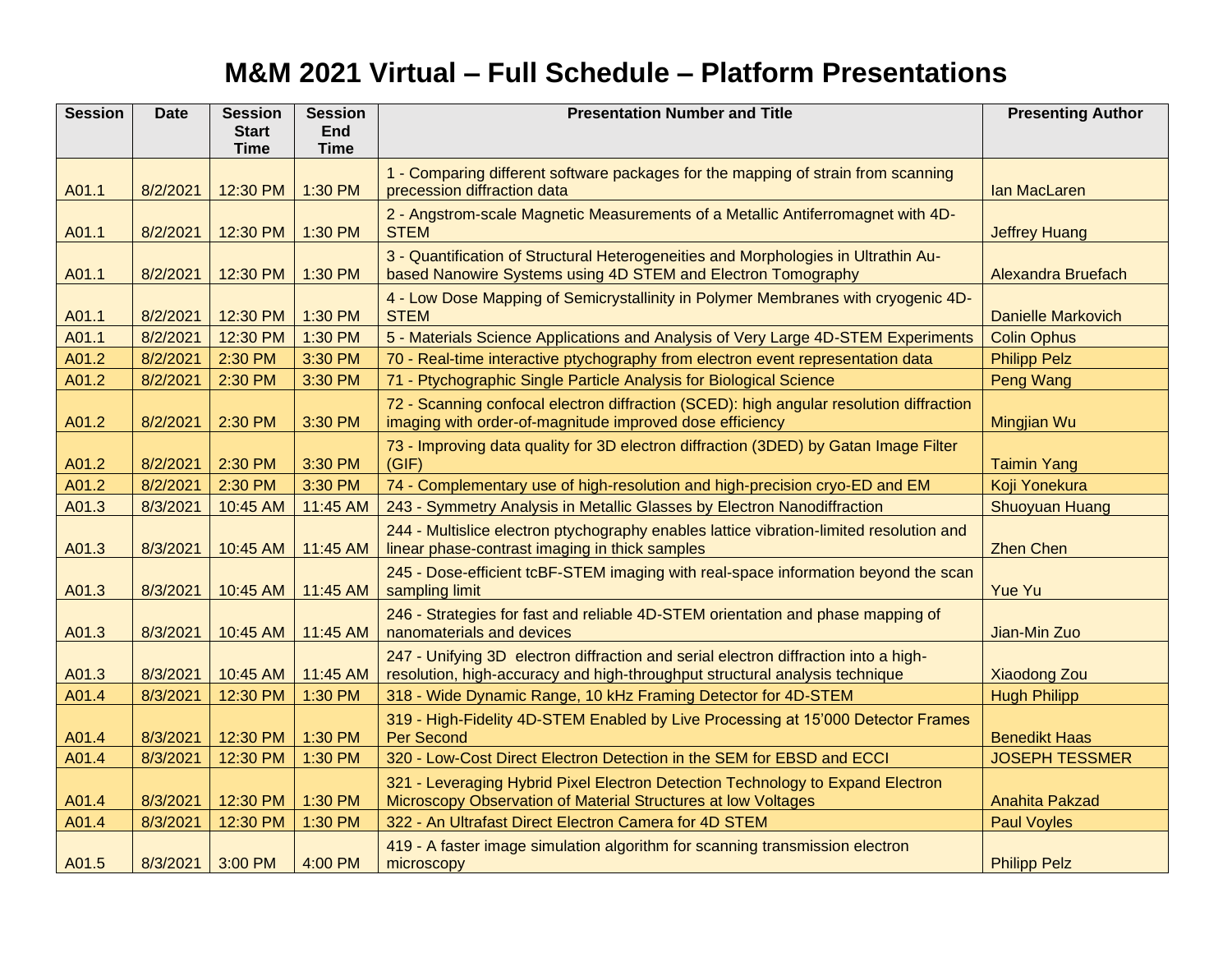# M&M 2021 Virtual – Full Schedule – Platform Presentations

| Session | Date | Session Start Time | Session End Time | Presentation Number and Title | Presenting Author |
|---|---|---|---|---|---|
| A01.1 | 8/2/2021 | 12:30 PM | 1:30 PM | 1 - Comparing different software packages for the mapping of strain from scanning precession diffraction data | Ian MacLaren |
| A01.1 | 8/2/2021 | 12:30 PM | 1:30 PM | 2 - Angstrom-scale Magnetic Measurements of a Metallic Antiferromagnet with 4D-STEM | Jeffrey Huang |
| A01.1 | 8/2/2021 | 12:30 PM | 1:30 PM | 3 - Quantification of Structural Heterogeneities and Morphologies in Ultrathin Au-based Nanowire Systems using 4D STEM and Electron Tomography | Alexandra Bruefach |
| A01.1 | 8/2/2021 | 12:30 PM | 1:30 PM | 4 - Low Dose Mapping of Semicrystallinity in Polymer Membranes with cryogenic 4D-STEM | Danielle Markovich |
| A01.1 | 8/2/2021 | 12:30 PM | 1:30 PM | 5 - Materials Science Applications and Analysis of Very Large 4D-STEM Experiments | Colin Ophus |
| A01.2 | 8/2/2021 | 2:30 PM | 3:30 PM | 70 - Real-time interactive ptychography from electron event representation data | Philipp Pelz |
| A01.2 | 8/2/2021 | 2:30 PM | 3:30 PM | 71 - Ptychographic Single Particle Analysis for Biological Science | Peng Wang |
| A01.2 | 8/2/2021 | 2:30 PM | 3:30 PM | 72 - Scanning confocal electron diffraction (SCED): high angular resolution diffraction imaging with order-of-magnitude improved dose efficiency | Mingjian Wu |
| A01.2 | 8/2/2021 | 2:30 PM | 3:30 PM | 73 - Improving data quality for 3D electron diffraction (3DED) by Gatan Image Filter (GIF) | Taimin Yang |
| A01.2 | 8/2/2021 | 2:30 PM | 3:30 PM | 74 - Complementary use of high-resolution and high-precision cryo-ED and EM | Koji Yonekura |
| A01.3 | 8/3/2021 | 10:45 AM | 11:45 AM | 243 - Symmetry Analysis in Metallic Glasses by Electron Nanodiffraction | Shuoyuan Huang |
| A01.3 | 8/3/2021 | 10:45 AM | 11:45 AM | 244 - Multislice electron ptychography enables lattice vibration-limited resolution and linear phase-contrast imaging in thick samples | Zhen Chen |
| A01.3 | 8/3/2021 | 10:45 AM | 11:45 AM | 245 - Dose-efficient tcBF-STEM imaging with real-space information beyond the scan sampling limit | Yue Yu |
| A01.3 | 8/3/2021 | 10:45 AM | 11:45 AM | 246 - Strategies for fast and reliable 4D-STEM orientation and phase mapping of nanomaterials and devices | Jian-Min Zuo |
| A01.3 | 8/3/2021 | 10:45 AM | 11:45 AM | 247 - Unifying 3D electron diffraction and serial electron diffraction into a high-resolution, high-accuracy and high-throughput structural analysis technique | Xiaodong Zou |
| A01.4 | 8/3/2021 | 12:30 PM | 1:30 PM | 318 - Wide Dynamic Range, 10 kHz Framing Detector for 4D-STEM | Hugh Philipp |
| A01.4 | 8/3/2021 | 12:30 PM | 1:30 PM | 319 - High-Fidelity 4D-STEM Enabled by Live Processing at 15'000 Detector Frames Per Second | Benedikt Haas |
| A01.4 | 8/3/2021 | 12:30 PM | 1:30 PM | 320 - Low-Cost Direct Electron Detection in the SEM for EBSD and ECCI | JOSEPH TESSMER |
| A01.4 | 8/3/2021 | 12:30 PM | 1:30 PM | 321 - Leveraging Hybrid Pixel Electron Detection Technology to Expand Electron Microscopy Observation of Material Structures at low Voltages | Anahita Pakzad |
| A01.4 | 8/3/2021 | 12:30 PM | 1:30 PM | 322 - An Ultrafast Direct Electron Camera for 4D STEM | Paul Voyles |
| A01.5 | 8/3/2021 | 3:00 PM | 4:00 PM | 419 - A faster image simulation algorithm for scanning transmission electron microscopy | Philipp Pelz |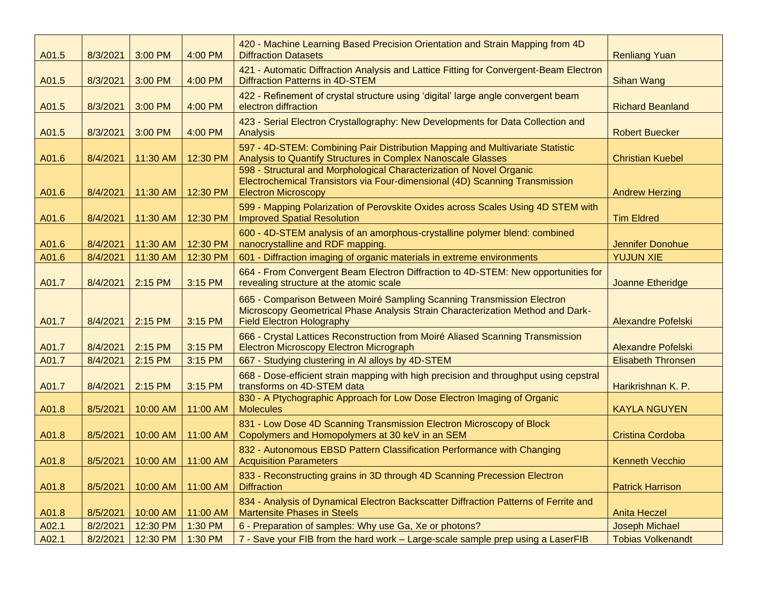| | | | | | |
|---|---|---|---|---|---|
| A01.5 | 8/3/2021 | 3:00 PM | 4:00 PM | 420 - Machine Learning Based Precision Orientation and Strain Mapping from 4D Diffraction Datasets | Renliang Yuan |
| A01.5 | 8/3/2021 | 3:00 PM | 4:00 PM | 421 - Automatic Diffraction Analysis and Lattice Fitting for Convergent-Beam Electron Diffraction Patterns in 4D-STEM | Sihan Wang |
| A01.5 | 8/3/2021 | 3:00 PM | 4:00 PM | 422 - Refinement of crystal structure using 'digital' large angle convergent beam electron diffraction | Richard Beanland |
| A01.5 | 8/3/2021 | 3:00 PM | 4:00 PM | 423 - Serial Electron Crystallography: New Developments for Data Collection and Analysis | Robert Buecker |
| A01.6 | 8/4/2021 | 11:30 AM | 12:30 PM | 597 - 4D-STEM: Combining Pair Distribution Mapping and Multivariate Statistic Analysis to Quantify Structures in Complex Nanoscale Glasses | Christian Kuebel |
| A01.6 | 8/4/2021 | 11:30 AM | 12:30 PM | 598 - Structural and Morphological Characterization of Novel Organic Electrochemical Transistors via Four-dimensional (4D) Scanning Transmission Electron Microscopy | Andrew Herzing |
| A01.6 | 8/4/2021 | 11:30 AM | 12:30 PM | 599 - Mapping Polarization of Perovskite Oxides across Scales Using 4D STEM with Improved Spatial Resolution | Tim Eldred |
| A01.6 | 8/4/2021 | 11:30 AM | 12:30 PM | 600 - 4D-STEM analysis of an amorphous-crystalline polymer blend: combined nanocrystalline and RDF mapping. | Jennifer Donohue |
| A01.6 | 8/4/2021 | 11:30 AM | 12:30 PM | 601 - Diffraction imaging of organic materials in extreme environments | YUJUN XIE |
| A01.7 | 8/4/2021 | 2:15 PM | 3:15 PM | 664 - From Convergent Beam Electron Diffraction to 4D-STEM: New opportunities for revealing structure at the atomic scale | Joanne Etheridge |
| A01.7 | 8/4/2021 | 2:15 PM | 3:15 PM | 665 - Comparison Between Moiré Sampling Scanning Transmission Electron Microscopy Geometrical Phase Analysis Strain Characterization Method and Dark-Field Electron Holography | Alexandre Pofelski |
| A01.7 | 8/4/2021 | 2:15 PM | 3:15 PM | 666 - Crystal Lattices Reconstruction from Moiré Aliased Scanning Transmission Electron Microscopy Electron Micrograph | Alexandre Pofelski |
| A01.7 | 8/4/2021 | 2:15 PM | 3:15 PM | 667 - Studying clustering in Al alloys by 4D-STEM | Elisabeth Thronsen |
| A01.7 | 8/4/2021 | 2:15 PM | 3:15 PM | 668 - Dose-efficient strain mapping with high precision and throughput using cepstral transforms on 4D-STEM data | Harikrishnan K. P. |
| A01.8 | 8/5/2021 | 10:00 AM | 11:00 AM | 830 - A Ptychographic Approach for Low Dose Electron Imaging of Organic Molecules | KAYLA NGUYEN |
| A01.8 | 8/5/2021 | 10:00 AM | 11:00 AM | 831 - Low Dose 4D Scanning Transmission Electron Microscopy of Block Copolymers and Homopolymers at 30 keV in an SEM | Cristina Cordoba |
| A01.8 | 8/5/2021 | 10:00 AM | 11:00 AM | 832 - Autonomous EBSD Pattern Classification Performance with Changing Acquisition Parameters | Kenneth Vecchio |
| A01.8 | 8/5/2021 | 10:00 AM | 11:00 AM | 833 - Reconstructing grains in 3D through 4D Scanning Precession Electron Diffraction | Patrick Harrison |
| A01.8 | 8/5/2021 | 10:00 AM | 11:00 AM | 834 - Analysis of Dynamical Electron Backscatter Diffraction Patterns of Ferrite and Martensite Phases in Steels | Anita Heczel |
| A02.1 | 8/2/2021 | 12:30 PM | 1:30 PM | 6 - Preparation of samples: Why use Ga, Xe or photons? | Joseph Michael |
| A02.1 | 8/2/2021 | 12:30 PM | 1:30 PM | 7 - Save your FIB from the hard work – Large-scale sample prep using a LaserFIB | Tobias Volkenandt |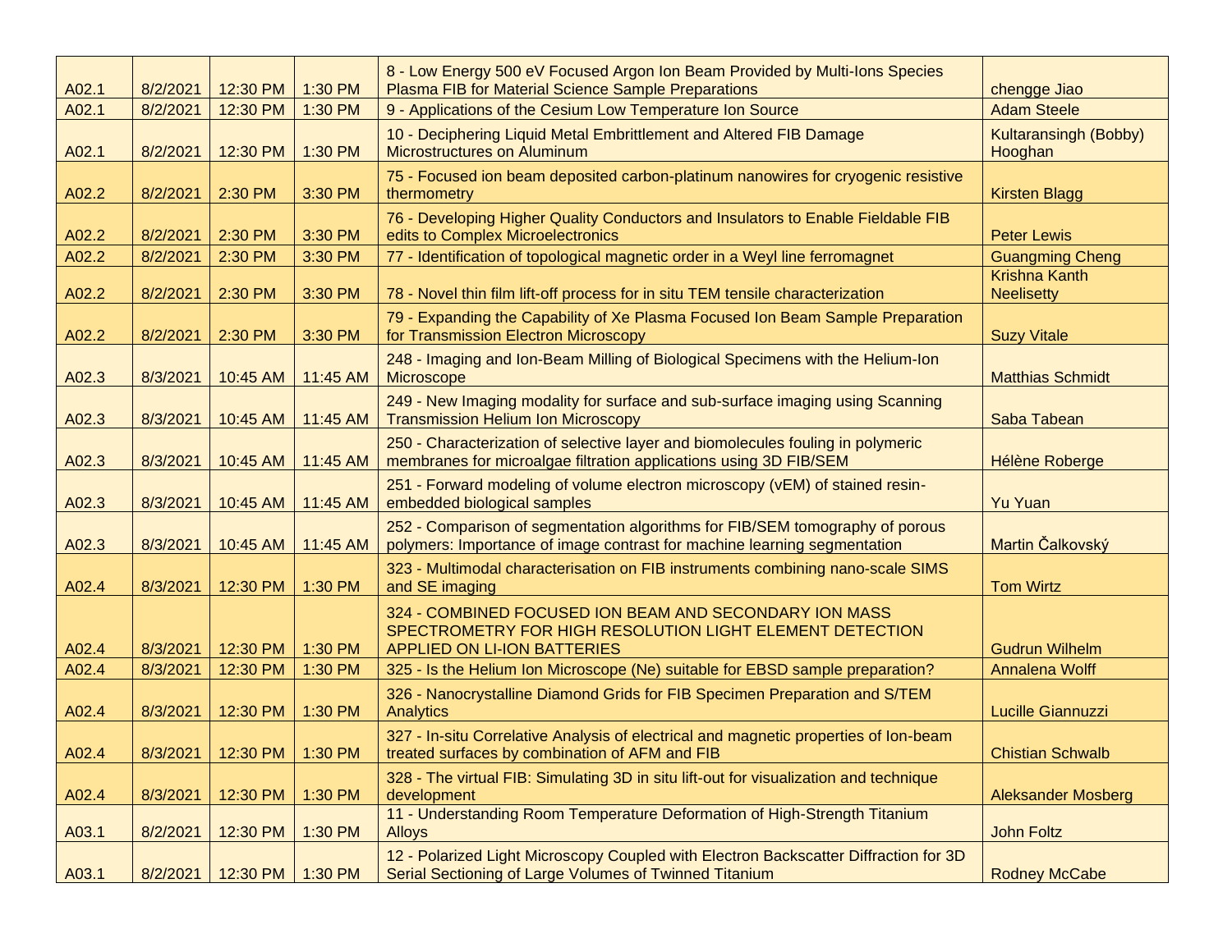| A02.1 | 8/2/2021 | 12:30 PM | 1:30 PM | 8 - Low Energy 500 eV Focused Argon Ion Beam Provided by Multi-Ions Species Plasma FIB for Material Science Sample Preparations | chengge Jiao |
|---|---|---|---|---|---|
| A02.1 | 8/2/2021 | 12:30 PM | 1:30 PM | 9 - Applications of the Cesium Low Temperature Ion Source | Adam Steele |
| A02.1 | 8/2/2021 | 12:30 PM | 1:30 PM | 10 - Deciphering Liquid Metal Embrittlement and Altered FIB Damage Microstructures on Aluminum | Kultaransingh (Bobby) Hooghan |
| A02.2 | 8/2/2021 | 2:30 PM | 3:30 PM | 75 - Focused ion beam deposited carbon-platinum nanowires for cryogenic resistive thermometry | Kirsten Blagg |
| A02.2 | 8/2/2021 | 2:30 PM | 3:30 PM | 76 - Developing Higher Quality Conductors and Insulators to Enable Fieldable FIB edits to Complex Microelectronics | Peter Lewis |
| A02.2 | 8/2/2021 | 2:30 PM | 3:30 PM | 77 - Identification of topological magnetic order in a Weyl line ferromagnet | Guangming Cheng |
| A02.2 | 8/2/2021 | 2:30 PM | 3:30 PM | 78 - Novel thin film lift-off process for in situ TEM tensile characterization | Krishna Kanth Neelisetty |
| A02.2 | 8/2/2021 | 2:30 PM | 3:30 PM | 79 - Expanding the Capability of Xe Plasma Focused Ion Beam Sample Preparation for Transmission Electron Microscopy | Suzy Vitale |
| A02.3 | 8/3/2021 | 10:45 AM | 11:45 AM | 248 - Imaging and Ion-Beam Milling of Biological Specimens with the Helium-Ion Microscope | Matthias Schmidt |
| A02.3 | 8/3/2021 | 10:45 AM | 11:45 AM | 249 - New Imaging modality for surface and sub-surface imaging using Scanning Transmission Helium Ion Microscopy | Saba Tabean |
| A02.3 | 8/3/2021 | 10:45 AM | 11:45 AM | 250 - Characterization of selective layer and biomolecules fouling in polymeric membranes for microalgae filtration applications using 3D FIB/SEM | Hélène Roberge |
| A02.3 | 8/3/2021 | 10:45 AM | 11:45 AM | 251 - Forward modeling of volume electron microscopy (vEM) of stained resin-embedded biological samples | Yu Yuan |
| A02.3 | 8/3/2021 | 10:45 AM | 11:45 AM | 252 - Comparison of segmentation algorithms for FIB/SEM tomography of porous polymers: Importance of image contrast for machine learning segmentation | Martin Čalkovský |
| A02.4 | 8/3/2021 | 12:30 PM | 1:30 PM | 323 - Multimodal characterisation on FIB instruments combining nano-scale SIMS and SE imaging | Tom Wirtz |
| A02.4 | 8/3/2021 | 12:30 PM | 1:30 PM | 324 - COMBINED FOCUSED ION BEAM AND SECONDARY ION MASS SPECTROMETRY FOR HIGH RESOLUTION LIGHT ELEMENT DETECTION APPLIED ON LI-ION BATTERIES | Gudrun Wilhelm |
| A02.4 | 8/3/2021 | 12:30 PM | 1:30 PM | 325 - Is the Helium Ion Microscope (Ne) suitable for EBSD sample preparation? | Annalena Wolff |
| A02.4 | 8/3/2021 | 12:30 PM | 1:30 PM | 326 - Nanocrystalline Diamond Grids for FIB Specimen Preparation and S/TEM Analytics | Lucille Giannuzzi |
| A02.4 | 8/3/2021 | 12:30 PM | 1:30 PM | 327 - In-situ Correlative Analysis of electrical and magnetic properties of Ion-beam treated surfaces by combination of AFM and FIB | Chistian Schwalb |
| A02.4 | 8/3/2021 | 12:30 PM | 1:30 PM | 328 - The virtual FIB: Simulating 3D in situ lift-out for visualization and technique development | Aleksander Mosberg |
| A03.1 | 8/2/2021 | 12:30 PM | 1:30 PM | 11 - Understanding Room Temperature Deformation of High-Strength Titanium Alloys | John Foltz |
| A03.1 | 8/2/2021 | 12:30 PM | 1:30 PM | 12 - Polarized Light Microscopy Coupled with Electron Backscatter Diffraction for 3D Serial Sectioning of Large Volumes of Twinned Titanium | Rodney McCabe |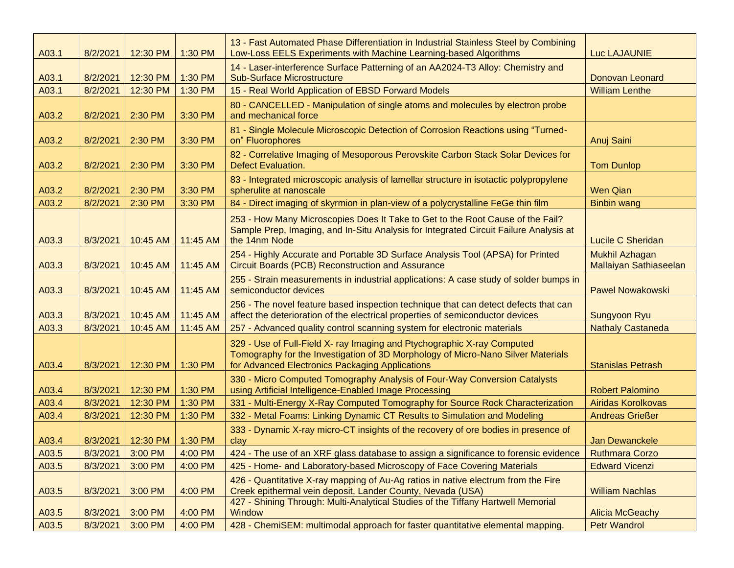| | | | | | |
|---|---|---|---|---|---|
| A03.1 | 8/2/2021 | 12:30 PM | 1:30 PM | 13 - Fast Automated Phase Differentiation in Industrial Stainless Steel by Combining Low-Loss EELS Experiments with Machine Learning-based Algorithms | Luc LAJAUNIE |
| A03.1 | 8/2/2021 | 12:30 PM | 1:30 PM | 14 - Laser-interference Surface Patterning of an AA2024-T3 Alloy: Chemistry and Sub-Surface Microstructure | Donovan Leonard |
| A03.1 | 8/2/2021 | 12:30 PM | 1:30 PM | 15 - Real World Application of EBSD Forward Models | William Lenthe |
| A03.2 | 8/2/2021 | 2:30 PM | 3:30 PM | 80 - CANCELLED - Manipulation of single atoms and molecules by electron probe and mechanical force | |
| A03.2 | 8/2/2021 | 2:30 PM | 3:30 PM | 81 - Single Molecule Microscopic Detection of Corrosion Reactions using "Turned-on" Fluorophores | Anuj Saini |
| A03.2 | 8/2/2021 | 2:30 PM | 3:30 PM | 82 - Correlative Imaging of Mesoporous Perovskite Carbon Stack Solar Devices for Defect Evaluation. | Tom Dunlop |
| A03.2 | 8/2/2021 | 2:30 PM | 3:30 PM | 83 - Integrated microscopic analysis of lamellar structure in isotactic polypropylene spherulite at nanoscale | Wen Qian |
| A03.2 | 8/2/2021 | 2:30 PM | 3:30 PM | 84 - Direct imaging of skyrmion in plan-view of a polycrystalline FeGe thin film | Binbin wang |
| A03.3 | 8/3/2021 | 10:45 AM | 11:45 AM | 253 - How Many Microscopies Does It Take to Get to the Root Cause of the Fail? Sample Prep, Imaging, and In-Situ Analysis for Integrated Circuit Failure Analysis at the 14nm Node | Lucile C Sheridan |
| A03.3 | 8/3/2021 | 10:45 AM | 11:45 AM | 254 - Highly Accurate and Portable 3D Surface Analysis Tool (APSA) for Printed Circuit Boards (PCB) Reconstruction and Assurance | Mukhil Azhagan Mallaiyan Sathiaseelan |
| A03.3 | 8/3/2021 | 10:45 AM | 11:45 AM | 255 - Strain measurements in industrial applications: A case study of solder bumps in semiconductor devices | Pawel Nowakowski |
| A03.3 | 8/3/2021 | 10:45 AM | 11:45 AM | 256 - The novel feature based inspection technique that can detect defects that can affect the deterioration of the electrical properties of semiconductor devices | Sungyoon Ryu |
| A03.3 | 8/3/2021 | 10:45 AM | 11:45 AM | 257 - Advanced quality control scanning system for electronic materials | Nathaly Castaneda |
| A03.4 | 8/3/2021 | 12:30 PM | 1:30 PM | 329 - Use of Full-Field X- ray Imaging and Ptychographic X-ray Computed Tomography for the Investigation of 3D Morphology of Micro-Nano Silver Materials for Advanced Electronics Packaging Applications | Stanislas Petrash |
| A03.4 | 8/3/2021 | 12:30 PM | 1:30 PM | 330 - Micro Computed Tomography Analysis of Four-Way Conversion Catalysts using Artificial Intelligence-Enabled Image Processing | Robert Palomino |
| A03.4 | 8/3/2021 | 12:30 PM | 1:30 PM | 331 - Multi-Energy X-Ray Computed Tomography for Source Rock Characterization | Airidas Korolkovas |
| A03.4 | 8/3/2021 | 12:30 PM | 1:30 PM | 332 - Metal Foams: Linking Dynamic CT Results to Simulation and Modeling | Andreas Grießer |
| A03.4 | 8/3/2021 | 12:30 PM | 1:30 PM | 333 - Dynamic X-ray micro-CT insights of the recovery of ore bodies in presence of clay | Jan Dewanckele |
| A03.5 | 8/3/2021 | 3:00 PM | 4:00 PM | 424 - The use of an XRF glass database to assign a significance to forensic evidence | Ruthmara Corzo |
| A03.5 | 8/3/2021 | 3:00 PM | 4:00 PM | 425 - Home- and Laboratory-based Microscopy of Face Covering Materials | Edward Vicenzi |
| A03.5 | 8/3/2021 | 3:00 PM | 4:00 PM | 426 - Quantitative X-ray mapping of Au-Ag ratios in native electrum from the Fire Creek epithermal vein deposit, Lander County, Nevada (USA) | William Nachlas |
| A03.5 | 8/3/2021 | 3:00 PM | 4:00 PM | 427 - Shining Through: Multi-Analytical Studies of the Tiffany Hartwell Memorial Window | Alicia McGeachy |
| A03.5 | 8/3/2021 | 3:00 PM | 4:00 PM | 428 - ChemiSEM: multimodal approach for faster quantitative elemental mapping. | Petr Wandrol |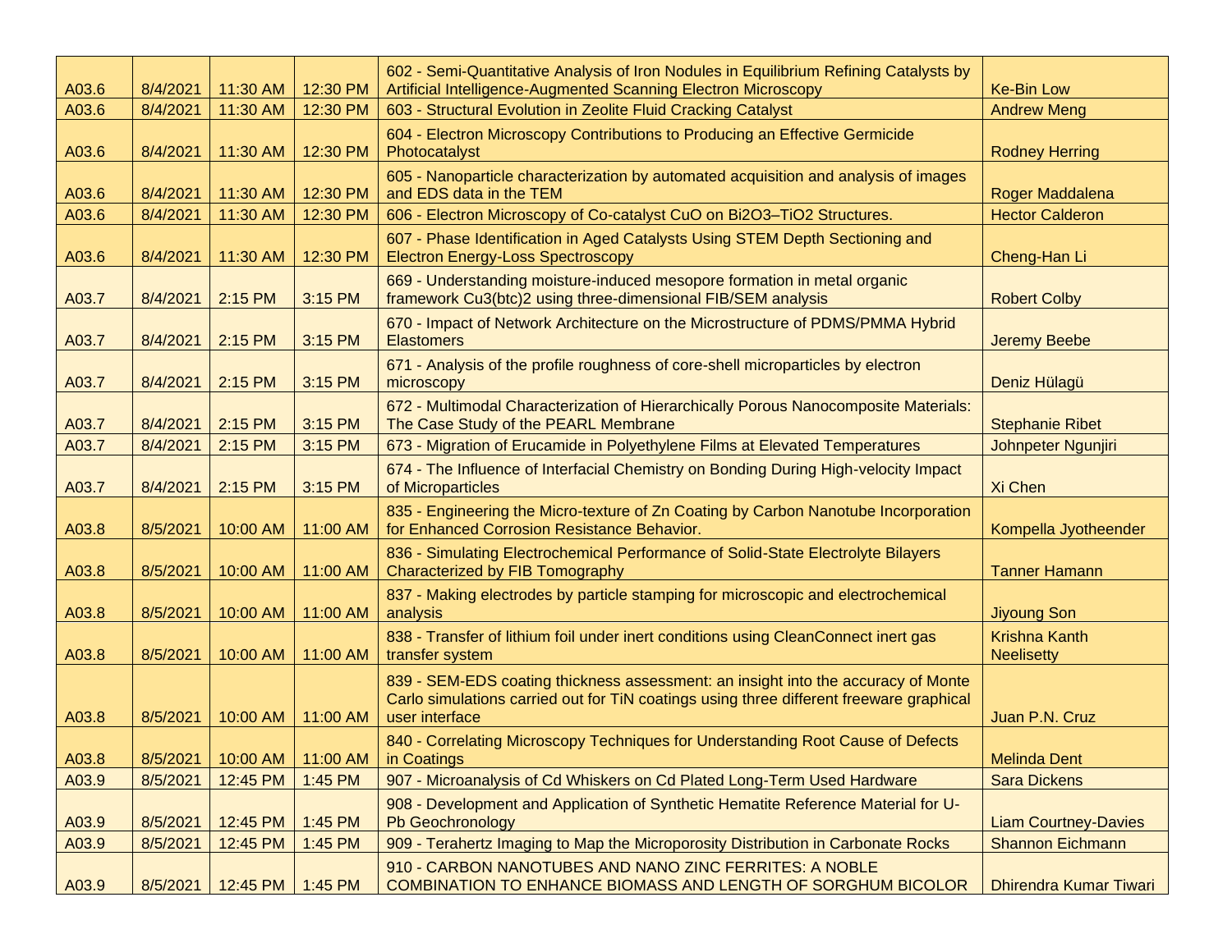| | | | | | |
|---|---|---|---|---|---|
| A03.6 | 8/4/2021 | 11:30 AM | 12:30 PM | 602 - Semi-Quantitative Analysis of Iron Nodules in Equilibrium Refining Catalysts by Artificial Intelligence-Augmented Scanning Electron Microscopy | Ke-Bin Low |
| A03.6 | 8/4/2021 | 11:30 AM | 12:30 PM | 603 - Structural Evolution in Zeolite Fluid Cracking Catalyst | Andrew Meng |
| A03.6 | 8/4/2021 | 11:30 AM | 12:30 PM | 604 - Electron Microscopy Contributions to Producing an Effective Germicide Photocatalyst | Rodney Herring |
| A03.6 | 8/4/2021 | 11:30 AM | 12:30 PM | 605 - Nanoparticle characterization by automated acquisition and analysis of images and EDS data in the TEM | Roger Maddalena |
| A03.6 | 8/4/2021 | 11:30 AM | 12:30 PM | 606 - Electron Microscopy of Co-catalyst CuO on $Bi_2O_3$–$TiO_2$ Structures. | Hector Calderon |
| A03.6 | 8/4/2021 | 11:30 AM | 12:30 PM | 607 - Phase Identification in Aged Catalysts Using STEM Depth Sectioning and Electron Energy-Loss Spectroscopy | Cheng-Han Li |
| A03.7 | 8/4/2021 | 2:15 PM | 3:15 PM | 669 - Understanding moisture-induced mesopore formation in metal organic framework $Cu_3(btc)_2$ using three-dimensional FIB/SEM analysis | Robert Colby |
| A03.7 | 8/4/2021 | 2:15 PM | 3:15 PM | 670 - Impact of Network Architecture on the Microstructure of PDMS/PMMA Hybrid Elastomers | Jeremy Beebe |
| A03.7 | 8/4/2021 | 2:15 PM | 3:15 PM | 671 - Analysis of the profile roughness of core-shell microparticles by electron microscopy | Deniz Hülagü |
| A03.7 | 8/4/2021 | 2:15 PM | 3:15 PM | 672 - Multimodal Characterization of Hierarchically Porous Nanocomposite Materials: The Case Study of the PEARL Membrane | Stephanie Ribet |
| A03.7 | 8/4/2021 | 2:15 PM | 3:15 PM | 673 - Migration of Erucamide in Polyethylene Films at Elevated Temperatures | Johnpeter Ngunjiri |
| A03.7 | 8/4/2021 | 2:15 PM | 3:15 PM | 674 - The Influence of Interfacial Chemistry on Bonding During High-velocity Impact of Microparticles | Xi Chen |
| A03.8 | 8/5/2021 | 10:00 AM | 11:00 AM | 835 - Engineering the Micro-texture of Zn Coating by Carbon Nanotube Incorporation for Enhanced Corrosion Resistance Behavior. | Kompella Jyotheender |
| A03.8 | 8/5/2021 | 10:00 AM | 11:00 AM | 836 - Simulating Electrochemical Performance of Solid-State Electrolyte Bilayers Characterized by FIB Tomography | Tanner Hamann |
| A03.8 | 8/5/2021 | 10:00 AM | 11:00 AM | 837 - Making electrodes by particle stamping for microscopic and electrochemical analysis | Jiyoung Son |
| A03.8 | 8/5/2021 | 10:00 AM | 11:00 AM | 838 - Transfer of lithium foil under inert conditions using CleanConnect inert gas transfer system | Krishna Kanth Neelisetty |
| A03.8 | 8/5/2021 | 10:00 AM | 11:00 AM | 839 - SEM-EDS coating thickness assessment: an insight into the accuracy of Monte Carlo simulations carried out for TiN coatings using three different freeware graphical user interface | Juan P.N. Cruz |
| A03.8 | 8/5/2021 | 10:00 AM | 11:00 AM | 840 - Correlating Microscopy Techniques for Understanding Root Cause of Defects in Coatings | Melinda Dent |
| A03.9 | 8/5/2021 | 12:45 PM | 1:45 PM | 907 - Microanalysis of Cd Whiskers on Cd Plated Long-Term Used Hardware | Sara Dickens |
| A03.9 | 8/5/2021 | 12:45 PM | 1:45 PM | 908 - Development and Application of Synthetic Hematite Reference Material for U-Pb Geochronology | Liam Courtney-Davies |
| A03.9 | 8/5/2021 | 12:45 PM | 1:45 PM | 909 - Terahertz Imaging to Map the Microporosity Distribution in Carbonate Rocks | Shannon Eichmann |
| A03.9 | 8/5/2021 | 12:45 PM | 1:45 PM | 910 - CARBON NANOTUBES AND NANO ZINC FERRITES: A NOBLE COMBINATION TO ENHANCE BIOMASS AND LENGTH OF SORGHUM BICOLOR | Dhirendra Kumar Tiwari |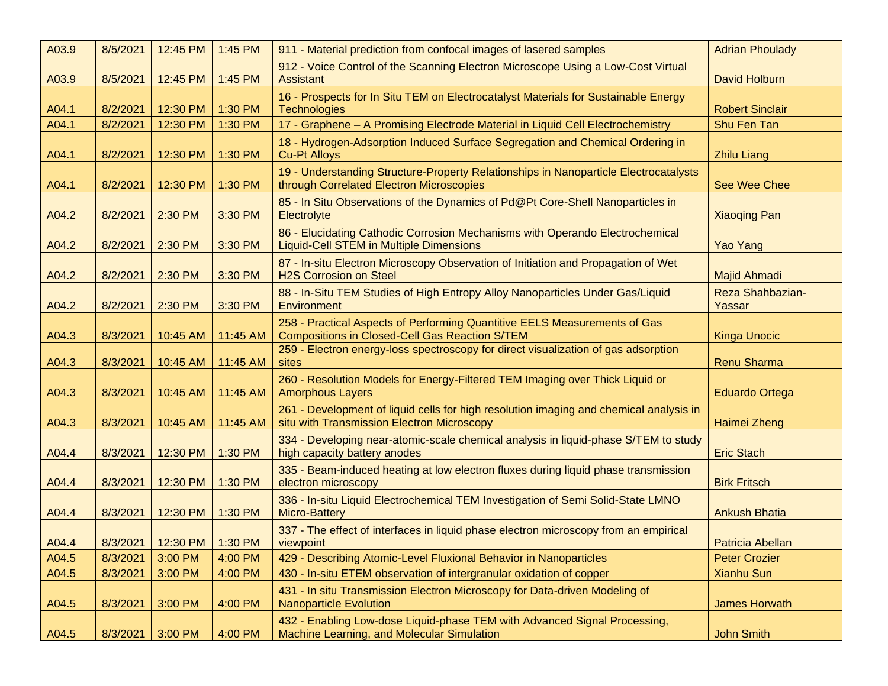| | | | | | |
|---|---|---|---|---|---|
| A03.9 | 8/5/2021 | 12:45 PM | 1:45 PM | 911 - Material prediction from confocal images of lasered samples | Adrian Phoulady |
| A03.9 | 8/5/2021 | 12:45 PM | 1:45 PM | 912 - Voice Control of the Scanning Electron Microscope Using a Low-Cost Virtual Assistant | David Holburn |
| A04.1 | 8/2/2021 | 12:30 PM | 1:30 PM | 16 - Prospects for In Situ TEM on Electrocatalyst Materials for Sustainable Energy Technologies | Robert Sinclair |
| A04.1 | 8/2/2021 | 12:30 PM | 1:30 PM | 17 - Graphene – A Promising Electrode Material in Liquid Cell Electrochemistry | Shu Fen Tan |
| A04.1 | 8/2/2021 | 12:30 PM | 1:30 PM | 18 - Hydrogen-Adsorption Induced Surface Segregation and Chemical Ordering in Cu-Pt Alloys | Zhilu Liang |
| A04.1 | 8/2/2021 | 12:30 PM | 1:30 PM | 19 - Understanding Structure-Property Relationships in Nanoparticle Electrocatalysts through Correlated Electron Microscopies | See Wee Chee |
| A04.2 | 8/2/2021 | 2:30 PM | 3:30 PM | 85 - In Situ Observations of the Dynamics of Pd@Pt Core-Shell Nanoparticles in Electrolyte | Xiaoqing Pan |
| A04.2 | 8/2/2021 | 2:30 PM | 3:30 PM | 86 - Elucidating Cathodic Corrosion Mechanisms with Operando Electrochemical Liquid-Cell STEM in Multiple Dimensions | Yao Yang |
| A04.2 | 8/2/2021 | 2:30 PM | 3:30 PM | 87 - In-situ Electron Microscopy Observation of Initiation and Propagation of Wet H2S Corrosion on Steel | Majid Ahmadi |
| A04.2 | 8/2/2021 | 2:30 PM | 3:30 PM | 88 - In-Situ TEM Studies of High Entropy Alloy Nanoparticles Under Gas/Liquid Environment | Reza Shahbazian-Yassar |
| A04.3 | 8/3/2021 | 10:45 AM | 11:45 AM | 258 - Practical Aspects of Performing Quantitive EELS Measurements of Gas Compositions in Closed-Cell Gas Reaction S/TEM | Kinga Unocic |
| A04.3 | 8/3/2021 | 10:45 AM | 11:45 AM | 259 - Electron energy-loss spectroscopy for direct visualization of gas adsorption sites | Renu Sharma |
| A04.3 | 8/3/2021 | 10:45 AM | 11:45 AM | 260 - Resolution Models for Energy-Filtered TEM Imaging over Thick Liquid or Amorphous Layers | Eduardo Ortega |
| A04.3 | 8/3/2021 | 10:45 AM | 11:45 AM | 261 - Development of liquid cells for high resolution imaging and chemical analysis in situ with Transmission Electron Microscopy | Haimei Zheng |
| A04.4 | 8/3/2021 | 12:30 PM | 1:30 PM | 334 - Developing near-atomic-scale chemical analysis in liquid-phase S/TEM to study high capacity battery anodes | Eric Stach |
| A04.4 | 8/3/2021 | 12:30 PM | 1:30 PM | 335 - Beam-induced heating at low electron fluxes during liquid phase transmission electron microscopy | Birk Fritsch |
| A04.4 | 8/3/2021 | 12:30 PM | 1:30 PM | 336 - In-situ Liquid Electrochemical TEM Investigation of Semi Solid-State LMNO Micro-Battery | Ankush Bhatia |
| A04.4 | 8/3/2021 | 12:30 PM | 1:30 PM | 337 - The effect of interfaces in liquid phase electron microscopy from an empirical viewpoint | Patricia Abellan |
| A04.5 | 8/3/2021 | 3:00 PM | 4:00 PM | 429 - Describing Atomic-Level Fluxional Behavior in Nanoparticles | Peter Crozier |
| A04.5 | 8/3/2021 | 3:00 PM | 4:00 PM | 430 - In-situ ETEM observation of intergranular oxidation of copper | Xianhu Sun |
| A04.5 | 8/3/2021 | 3:00 PM | 4:00 PM | 431 - In situ Transmission Electron Microscopy for Data-driven Modeling of Nanoparticle Evolution | James Horwath |
| A04.5 | 8/3/2021 | 3:00 PM | 4:00 PM | 432 - Enabling Low-dose Liquid-phase TEM with Advanced Signal Processing, Machine Learning, and Molecular Simulation | John Smith |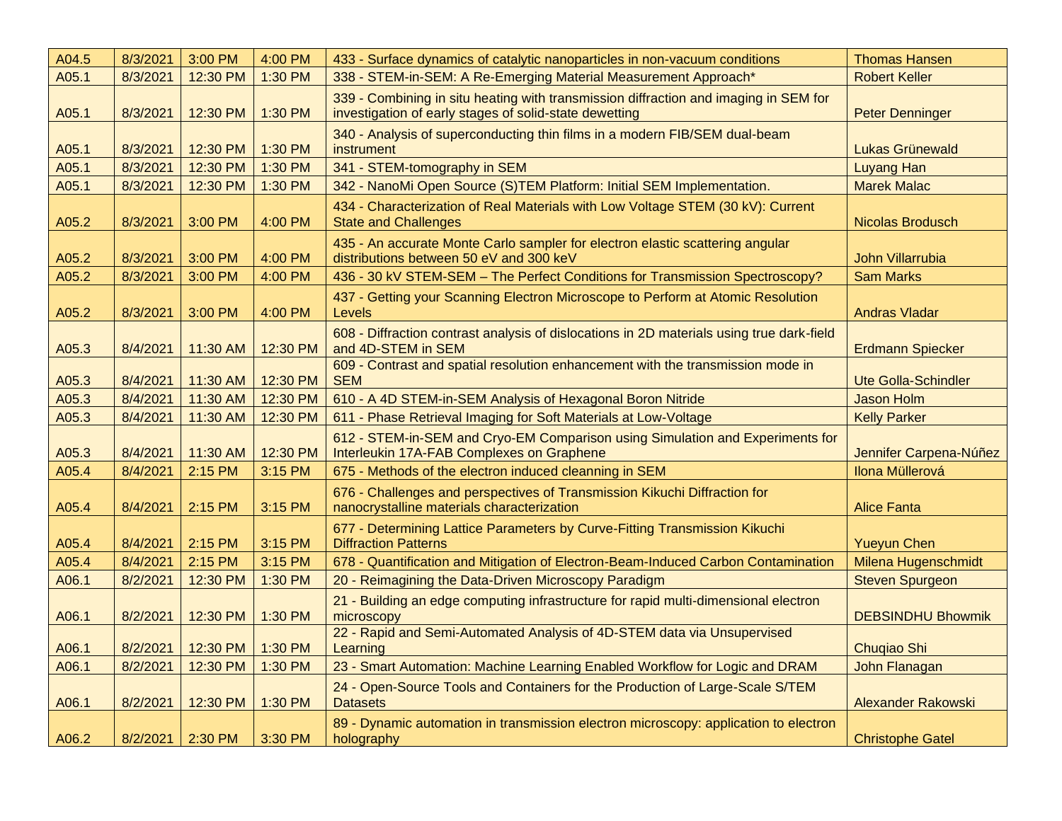| A04.5 | 8/3/2021 | 3:00 PM | 4:00 PM | 433 - Surface dynamics of catalytic nanoparticles in non-vacuum conditions | Thomas Hansen |
|---|---|---|---|---|---|
| A05.1 | 8/3/2021 | 12:30 PM | 1:30 PM | 338 - STEM-in-SEM: A Re-Emerging Material Measurement Approach* | Robert Keller |
| A05.1 | 8/3/2021 | 12:30 PM | 1:30 PM | 339 - Combining in situ heating with transmission diffraction and imaging in SEM for investigation of early stages of solid-state dewetting | Peter Denninger |
| A05.1 | 8/3/2021 | 12:30 PM | 1:30 PM | 340 - Analysis of superconducting thin films in a modern FIB/SEM dual-beam instrument | Lukas Grünewald |
| A05.1 | 8/3/2021 | 12:30 PM | 1:30 PM | 341 - STEM-tomography in SEM | Luyang Han |
| A05.1 | 8/3/2021 | 12:30 PM | 1:30 PM | 342 - NanoMi Open Source (S)TEM Platform: Initial SEM Implementation. | Marek Malac |
| A05.2 | 8/3/2021 | 3:00 PM | 4:00 PM | 434 - Characterization of Real Materials with Low Voltage STEM (30 kV): Current State and Challenges | Nicolas Brodusch |
| A05.2 | 8/3/2021 | 3:00 PM | 4:00 PM | 435 - An accurate Monte Carlo sampler for electron elastic scattering angular distributions between 50 eV and 300 keV | John Villarrubia |
| A05.2 | 8/3/2021 | 3:00 PM | 4:00 PM | 436 - 30 kV STEM-SEM – The Perfect Conditions for Transmission Spectroscopy? | Sam Marks |
| A05.2 | 8/3/2021 | 3:00 PM | 4:00 PM | 437 - Getting your Scanning Electron Microscope to Perform at Atomic Resolution Levels | Andras Vladar |
| A05.3 | 8/4/2021 | 11:30 AM | 12:30 PM | 608 - Diffraction contrast analysis of dislocations in 2D materials using true dark-field and 4D-STEM in SEM | Erdmann Spiecker |
| A05.3 | 8/4/2021 | 11:30 AM | 12:30 PM | 609 - Contrast and spatial resolution enhancement with the transmission mode in SEM | Ute Golla-Schindler |
| A05.3 | 8/4/2021 | 11:30 AM | 12:30 PM | 610 - A 4D STEM-in-SEM Analysis of Hexagonal Boron Nitride | Jason Holm |
| A05.3 | 8/4/2021 | 11:30 AM | 12:30 PM | 611 - Phase Retrieval Imaging for Soft Materials at Low-Voltage | Kelly Parker |
| A05.3 | 8/4/2021 | 11:30 AM | 12:30 PM | 612 - STEM-in-SEM and Cryo-EM Comparison using Simulation and Experiments for Interleukin 17A-FAB Complexes on Graphene | Jennifer Carpena-Núñez |
| A05.4 | 8/4/2021 | 2:15 PM | 3:15 PM | 675 - Methods of the electron induced cleanning in SEM | Ilona Müllerová |
| A05.4 | 8/4/2021 | 2:15 PM | 3:15 PM | 676 - Challenges and perspectives of Transmission Kikuchi Diffraction for nanocrystalline materials characterization | Alice Fanta |
| A05.4 | 8/4/2021 | 2:15 PM | 3:15 PM | 677 - Determining Lattice Parameters by Curve-Fitting Transmission Kikuchi Diffraction Patterns | Yueyun Chen |
| A05.4 | 8/4/2021 | 2:15 PM | 3:15 PM | 678 - Quantification and Mitigation of Electron-Beam-Induced Carbon Contamination | Milena Hugenschmidt |
| A06.1 | 8/2/2021 | 12:30 PM | 1:30 PM | 20 - Reimagining the Data-Driven Microscopy Paradigm | Steven Spurgeon |
| A06.1 | 8/2/2021 | 12:30 PM | 1:30 PM | 21 - Building an edge computing infrastructure for rapid multi-dimensional electron microscopy | DEBSINDHU Bhowmik |
| A06.1 | 8/2/2021 | 12:30 PM | 1:30 PM | 22 - Rapid and Semi-Automated Analysis of 4D-STEM data via Unsupervised Learning | Chuqiao Shi |
| A06.1 | 8/2/2021 | 12:30 PM | 1:30 PM | 23 - Smart Automation: Machine Learning Enabled Workflow for Logic and DRAM | John Flanagan |
| A06.1 | 8/2/2021 | 12:30 PM | 1:30 PM | 24 - Open-Source Tools and Containers for the Production of Large-Scale S/TEM Datasets | Alexander Rakowski |
| A06.2 | 8/2/2021 | 2:30 PM | 3:30 PM | 89 - Dynamic automation in transmission electron microscopy: application to electron holography | Christophe Gatel |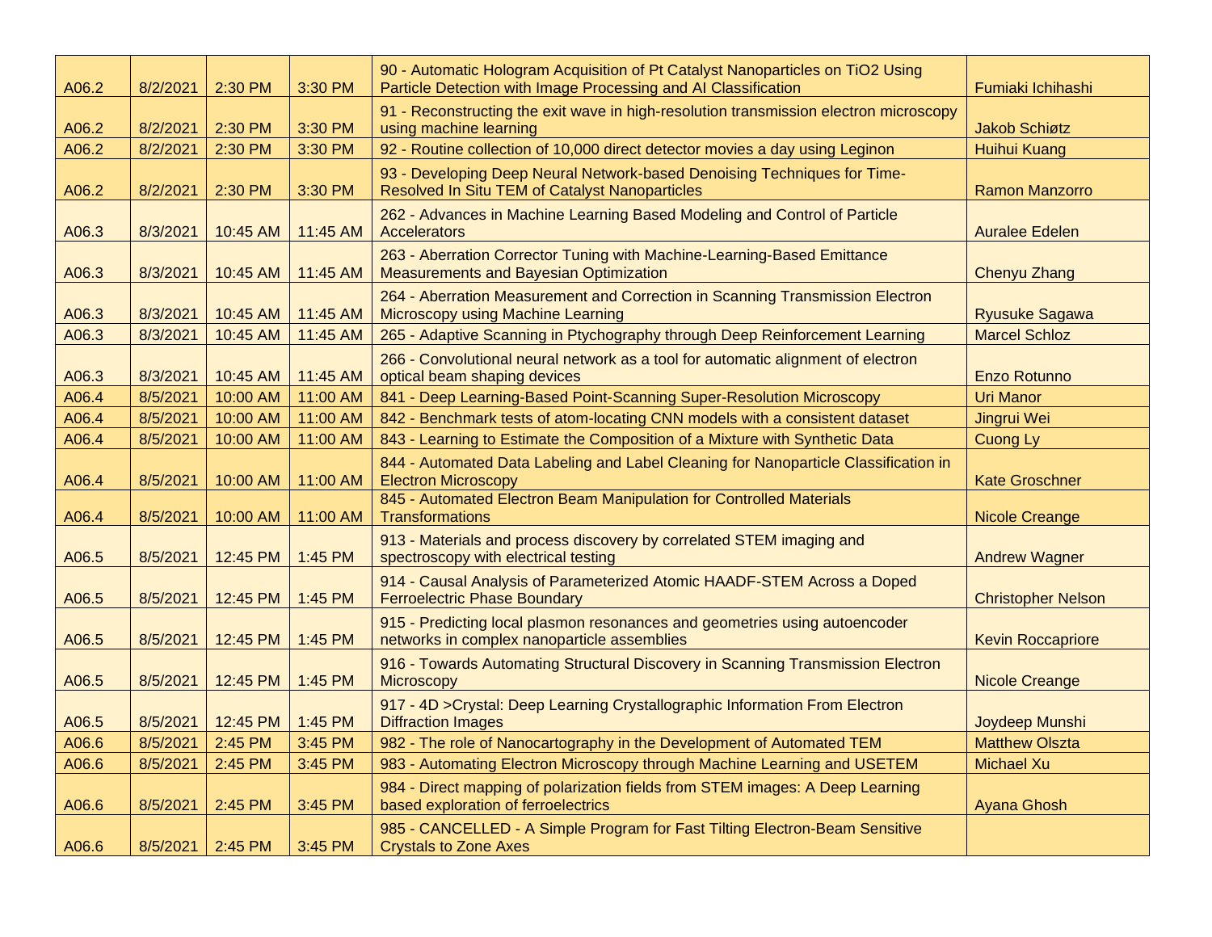| | | | | | |
|---|---|---|---|---|---|
| A06.2 | 8/2/2021 | 2:30 PM | 3:30 PM | 90 - Automatic Hologram Acquisition of Pt Catalyst Nanoparticles on TiO2 Using Particle Detection with Image Processing and AI Classification | Fumiaki Ichihashi |
| A06.2 | 8/2/2021 | 2:30 PM | 3:30 PM | 91 - Reconstructing the exit wave in high-resolution transmission electron microscopy using machine learning | Jakob Schiøtz |
| A06.2 | 8/2/2021 | 2:30 PM | 3:30 PM | 92 - Routine collection of 10,000 direct detector movies a day using Leginon | Huihui Kuang |
| A06.2 | 8/2/2021 | 2:30 PM | 3:30 PM | 93 - Developing Deep Neural Network-based Denoising Techniques for Time-Resolved In Situ TEM of Catalyst Nanoparticles | Ramon Manzorro |
| A06.3 | 8/3/2021 | 10:45 AM | 11:45 AM | 262 - Advances in Machine Learning Based Modeling and Control of Particle Accelerators | Auralee Edelen |
| A06.3 | 8/3/2021 | 10:45 AM | 11:45 AM | 263 - Aberration Corrector Tuning with Machine-Learning-Based Emittance Measurements and Bayesian Optimization | Chenyu Zhang |
| A06.3 | 8/3/2021 | 10:45 AM | 11:45 AM | 264 - Aberration Measurement and Correction in Scanning Transmission Electron Microscopy using Machine Learning | Ryusuke Sagawa |
| A06.3 | 8/3/2021 | 10:45 AM | 11:45 AM | 265 - Adaptive Scanning in Ptychography through Deep Reinforcement Learning | Marcel Schloz |
| A06.3 | 8/3/2021 | 10:45 AM | 11:45 AM | 266 - Convolutional neural network as a tool for automatic alignment of electron optical beam shaping devices | Enzo Rotunno |
| A06.4 | 8/5/2021 | 10:00 AM | 11:00 AM | 841 - Deep Learning-Based Point-Scanning Super-Resolution Microscopy | Uri Manor |
| A06.4 | 8/5/2021 | 10:00 AM | 11:00 AM | 842 - Benchmark tests of atom-locating CNN models with a consistent dataset | Jingrui Wei |
| A06.4 | 8/5/2021 | 10:00 AM | 11:00 AM | 843 - Learning to Estimate the Composition of a Mixture with Synthetic Data | Cuong Ly |
| A06.4 | 8/5/2021 | 10:00 AM | 11:00 AM | 844 - Automated Data Labeling and Label Cleaning for Nanoparticle Classification in Electron Microscopy | Kate Groschner |
| A06.4 | 8/5/2021 | 10:00 AM | 11:00 AM | 845 - Automated Electron Beam Manipulation for Controlled Materials Transformations | Nicole Creange |
| A06.5 | 8/5/2021 | 12:45 PM | 1:45 PM | 913 - Materials and process discovery by correlated STEM imaging and spectroscopy with electrical testing | Andrew Wagner |
| A06.5 | 8/5/2021 | 12:45 PM | 1:45 PM | 914 - Causal Analysis of Parameterized Atomic HAADF-STEM Across a Doped Ferroelectric Phase Boundary | Christopher Nelson |
| A06.5 | 8/5/2021 | 12:45 PM | 1:45 PM | 915 - Predicting local plasmon resonances and geometries using autoencoder networks in complex nanoparticle assemblies | Kevin Roccapriore |
| A06.5 | 8/5/2021 | 12:45 PM | 1:45 PM | 916 - Towards Automating Structural Discovery in Scanning Transmission Electron Microscopy | Nicole Creange |
| A06.5 | 8/5/2021 | 12:45 PM | 1:45 PM | 917 - 4D >Crystal: Deep Learning Crystallographic Information From Electron Diffraction Images | Joydeep Munshi |
| A06.6 | 8/5/2021 | 2:45 PM | 3:45 PM | 982 - The role of Nanocartography in the Development of Automated TEM | Matthew Olszta |
| A06.6 | 8/5/2021 | 2:45 PM | 3:45 PM | 983 - Automating Electron Microscopy through Machine Learning and USETEM | Michael Xu |
| A06.6 | 8/5/2021 | 2:45 PM | 3:45 PM | 984 - Direct mapping of polarization fields from STEM images: A Deep Learning based exploration of ferroelectrics | Ayana Ghosh |
| A06.6 | 8/5/2021 | 2:45 PM | 3:45 PM | 985 - CANCELLED - A Simple Program for Fast Tilting Electron-Beam Sensitive Crystals to Zone Axes | |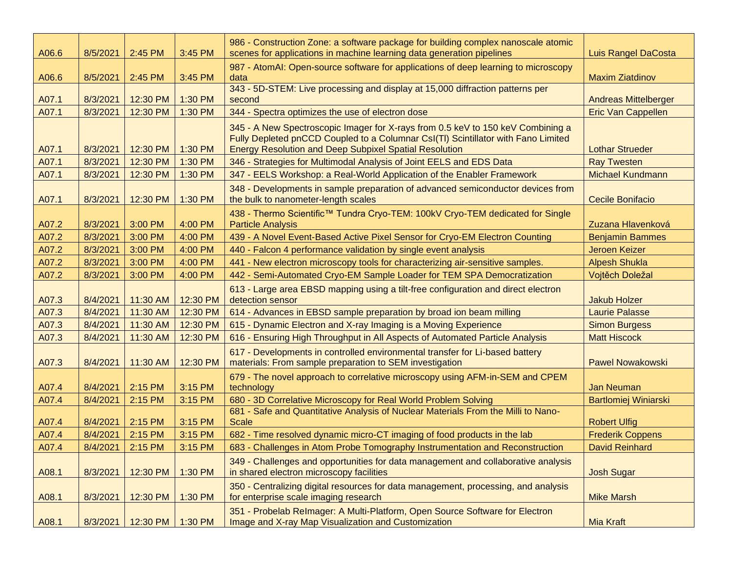| | | | | | |
|---|---|---|---|---|---|
| A06.6 | 8/5/2021 | 2:45 PM | 3:45 PM | 986 - Construction Zone: a software package for building complex nanoscale atomic scenes for applications in machine learning data generation pipelines | Luis Rangel DaCosta |
| A06.6 | 8/5/2021 | 2:45 PM | 3:45 PM | 987 - AtomAI: Open-source software for applications of deep learning to microscopy data | Maxim Ziatdinov |
| A07.1 | 8/3/2021 | 12:30 PM | 1:30 PM | 343 - 5D-STEM: Live processing and display at 15,000 diffraction patterns per second | Andreas Mittelberger |
| A07.1 | 8/3/2021 | 12:30 PM | 1:30 PM | 344 - Spectra optimizes the use of electron dose | Eric Van Cappellen |
| A07.1 | 8/3/2021 | 12:30 PM | 1:30 PM | 345 - A New Spectroscopic Imager for X-rays from 0.5 keV to 150 keV Combining a Fully Depleted pnCCD Coupled to a Columnar CsI(Tl) Scintillator with Fano Limited Energy Resolution and Deep Subpixel Spatial Resolution | Lothar Strueder |
| A07.1 | 8/3/2021 | 12:30 PM | 1:30 PM | 346 - Strategies for Multimodal Analysis of Joint EELS and EDS Data | Ray Twesten |
| A07.1 | 8/3/2021 | 12:30 PM | 1:30 PM | 347 - EELS Workshop: a Real-World Application of the Enabler Framework | Michael Kundmann |
| A07.1 | 8/3/2021 | 12:30 PM | 1:30 PM | 348 - Developments in sample preparation of advanced semiconductor devices from the bulk to nanometer-length scales | Cecile Bonifacio |
| A07.2 | 8/3/2021 | 3:00 PM | 4:00 PM | 438 - Thermo Scientific™ Tundra Cryo-TEM: 100kV Cryo-TEM dedicated for Single Particle Analysis | Zuzana Hlavenková |
| A07.2 | 8/3/2021 | 3:00 PM | 4:00 PM | 439 - A Novel Event-Based Active Pixel Sensor for Cryo-EM Electron Counting | Benjamin Bammes |
| A07.2 | 8/3/2021 | 3:00 PM | 4:00 PM | 440 - Falcon 4 performance validation by single event analysis | Jeroen Keizer |
| A07.2 | 8/3/2021 | 3:00 PM | 4:00 PM | 441 - New electron microscopy tools for characterizing air-sensitive samples. | Alpesh Shukla |
| A07.2 | 8/3/2021 | 3:00 PM | 4:00 PM | 442 - Semi-Automated Cryo-EM Sample Loader for TEM SPA Democratization | Vojtěch Doležal |
| A07.3 | 8/4/2021 | 11:30 AM | 12:30 PM | 613 - Large area EBSD mapping using a tilt-free configuration and direct electron detection sensor | Jakub Holzer |
| A07.3 | 8/4/2021 | 11:30 AM | 12:30 PM | 614 - Advances in EBSD sample preparation by broad ion beam milling | Laurie Palasse |
| A07.3 | 8/4/2021 | 11:30 AM | 12:30 PM | 615 - Dynamic Electron and X-ray Imaging is a Moving Experience | Simon Burgess |
| A07.3 | 8/4/2021 | 11:30 AM | 12:30 PM | 616 - Ensuring High Throughput in All Aspects of Automated Particle Analysis | Matt Hiscock |
| A07.3 | 8/4/2021 | 11:30 AM | 12:30 PM | 617 - Developments in controlled environmental transfer for Li-based battery materials: From sample preparation to SEM investigation | Pawel Nowakowski |
| A07.4 | 8/4/2021 | 2:15 PM | 3:15 PM | 679 - The novel approach to correlative microscopy using AFM-in-SEM and CPEM technology | Jan Neuman |
| A07.4 | 8/4/2021 | 2:15 PM | 3:15 PM | 680 - 3D Correlative Microscopy for Real World Problem Solving | Bartlomiej Winiarski |
| A07.4 | 8/4/2021 | 2:15 PM | 3:15 PM | 681 - Safe and Quantitative Analysis of Nuclear Materials From the Milli to Nano-Scale | Robert Ulfig |
| A07.4 | 8/4/2021 | 2:15 PM | 3:15 PM | 682 - Time resolved dynamic micro-CT imaging of food products in the lab | Frederik Coppens |
| A07.4 | 8/4/2021 | 2:15 PM | 3:15 PM | 683 - Challenges in Atom Probe Tomography Instrumentation and Reconstruction | David Reinhard |
| A08.1 | 8/3/2021 | 12:30 PM | 1:30 PM | 349 - Challenges and opportunities for data management and collaborative analysis in shared electron microscopy facilities | Josh Sugar |
| A08.1 | 8/3/2021 | 12:30 PM | 1:30 PM | 350 - Centralizing digital resources for data management, processing, and analysis for enterprise scale imaging research | Mike Marsh |
| A08.1 | 8/3/2021 | 12:30 PM | 1:30 PM | 351 - Probelab ReImager: A Multi-Platform, Open Source Software for Electron Image and X-ray Map Visualization and Customization | Mia Kraft |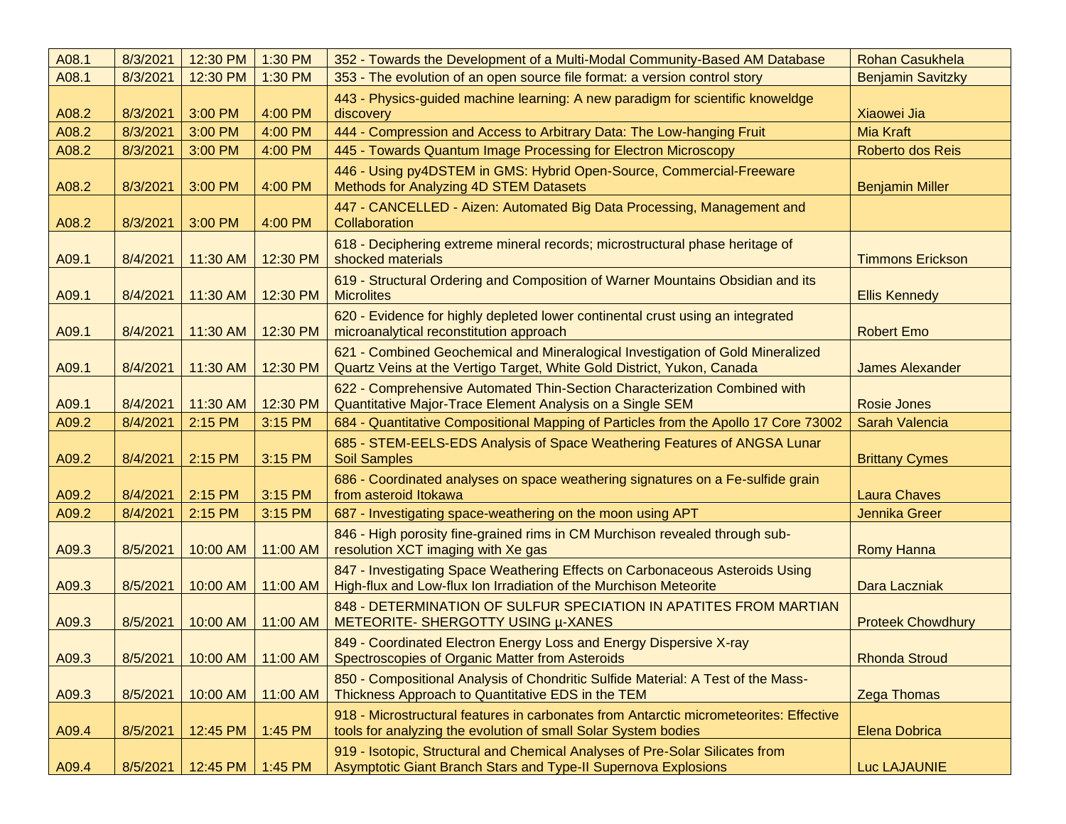| | | | | | |
|---|---|---|---|---|---|
| A08.1 | 8/3/2021 | 12:30 PM | 1:30 PM | 352 - Towards the Development of a Multi-Modal Community-Based AM Database | Rohan Casukhela |
| A08.1 | 8/3/2021 | 12:30 PM | 1:30 PM | 353 - The evolution of an open source file format: a version control story | Benjamin Savitzky |
| A08.2 | 8/3/2021 | 3:00 PM | 4:00 PM | 443 - Physics-guided machine learning: A new paradigm for scientific knoweldge discovery | Xiaowei Jia |
| A08.2 | 8/3/2021 | 3:00 PM | 4:00 PM | 444 - Compression and Access to Arbitrary Data: The Low-hanging Fruit | Mia Kraft |
| A08.2 | 8/3/2021 | 3:00 PM | 4:00 PM | 445 - Towards Quantum Image Processing for Electron Microscopy | Roberto dos Reis |
| A08.2 | 8/3/2021 | 3:00 PM | 4:00 PM | 446 - Using py4DSTEM in GMS: Hybrid Open-Source, Commercial-Freeware Methods for Analyzing 4D STEM Datasets | Benjamin Miller |
| A08.2 | 8/3/2021 | 3:00 PM | 4:00 PM | 447 - CANCELLED - Aizen: Automated Big Data Processing, Management and Collaboration | |
| A09.1 | 8/4/2021 | 11:30 AM | 12:30 PM | 618 - Deciphering extreme mineral records; microstructural phase heritage of shocked materials | Timmons Erickson |
| A09.1 | 8/4/2021 | 11:30 AM | 12:30 PM | 619 - Structural Ordering and Composition of Warner Mountains Obsidian and its Microlites | Ellis Kennedy |
| A09.1 | 8/4/2021 | 11:30 AM | 12:30 PM | 620 - Evidence for highly depleted lower continental crust using an integrated microanalytical reconstitution approach | Robert Emo |
| A09.1 | 8/4/2021 | 11:30 AM | 12:30 PM | 621 - Combined Geochemical and Mineralogical Investigation of Gold Mineralized Quartz Veins at the Vertigo Target, White Gold District, Yukon, Canada | James Alexander |
| A09.1 | 8/4/2021 | 11:30 AM | 12:30 PM | 622 - Comprehensive Automated Thin-Section Characterization Combined with Quantitative Major-Trace Element Analysis on a Single SEM | Rosie Jones |
| A09.2 | 8/4/2021 | 2:15 PM | 3:15 PM | 684 - Quantitative Compositional Mapping of Particles from the Apollo 17 Core 73002 | Sarah Valencia |
| A09.2 | 8/4/2021 | 2:15 PM | 3:15 PM | 685 - STEM-EELS-EDS Analysis of Space Weathering Features of ANGSA Lunar Soil Samples | Brittany Cymes |
| A09.2 | 8/4/2021 | 2:15 PM | 3:15 PM | 686 - Coordinated analyses on space weathering signatures on a Fe-sulfide grain from asteroid Itokawa | Laura Chaves |
| A09.2 | 8/4/2021 | 2:15 PM | 3:15 PM | 687 - Investigating space-weathering on the moon using APT | Jennika Greer |
| A09.3 | 8/5/2021 | 10:00 AM | 11:00 AM | 846 - High porosity fine-grained rims in CM Murchison revealed through sub-resolution XCT imaging with Xe gas | Romy Hanna |
| A09.3 | 8/5/2021 | 10:00 AM | 11:00 AM | 847 - Investigating Space Weathering Effects on Carbonaceous Asteroids Using High-flux and Low-flux Ion Irradiation of the Murchison Meteorite | Dara Laczniak |
| A09.3 | 8/5/2021 | 10:00 AM | 11:00 AM | 848 - DETERMINATION OF SULFUR SPECIATION IN APATITES FROM MARTIAN METEORITE- SHERGOTTY USING µ-XANES | Proteek Chowdhury |
| A09.3 | 8/5/2021 | 10:00 AM | 11:00 AM | 849 - Coordinated Electron Energy Loss and Energy Dispersive X-ray Spectroscopies of Organic Matter from Asteroids | Rhonda Stroud |
| A09.3 | 8/5/2021 | 10:00 AM | 11:00 AM | 850 - Compositional Analysis of Chondritic Sulfide Material: A Test of the Mass-Thickness Approach to Quantitative EDS in the TEM | Zega Thomas |
| A09.4 | 8/5/2021 | 12:45 PM | 1:45 PM | 918 - Microstructural features in carbonates from Antarctic micrometeorites: Effective tools for analyzing the evolution of small Solar System bodies | Elena Dobrica |
| A09.4 | 8/5/2021 | 12:45 PM | 1:45 PM | 919 - Isotopic, Structural and Chemical Analyses of Pre-Solar Silicates from Asymptotic Giant Branch Stars and Type-II Supernova Explosions | Luc LAJAUNIE |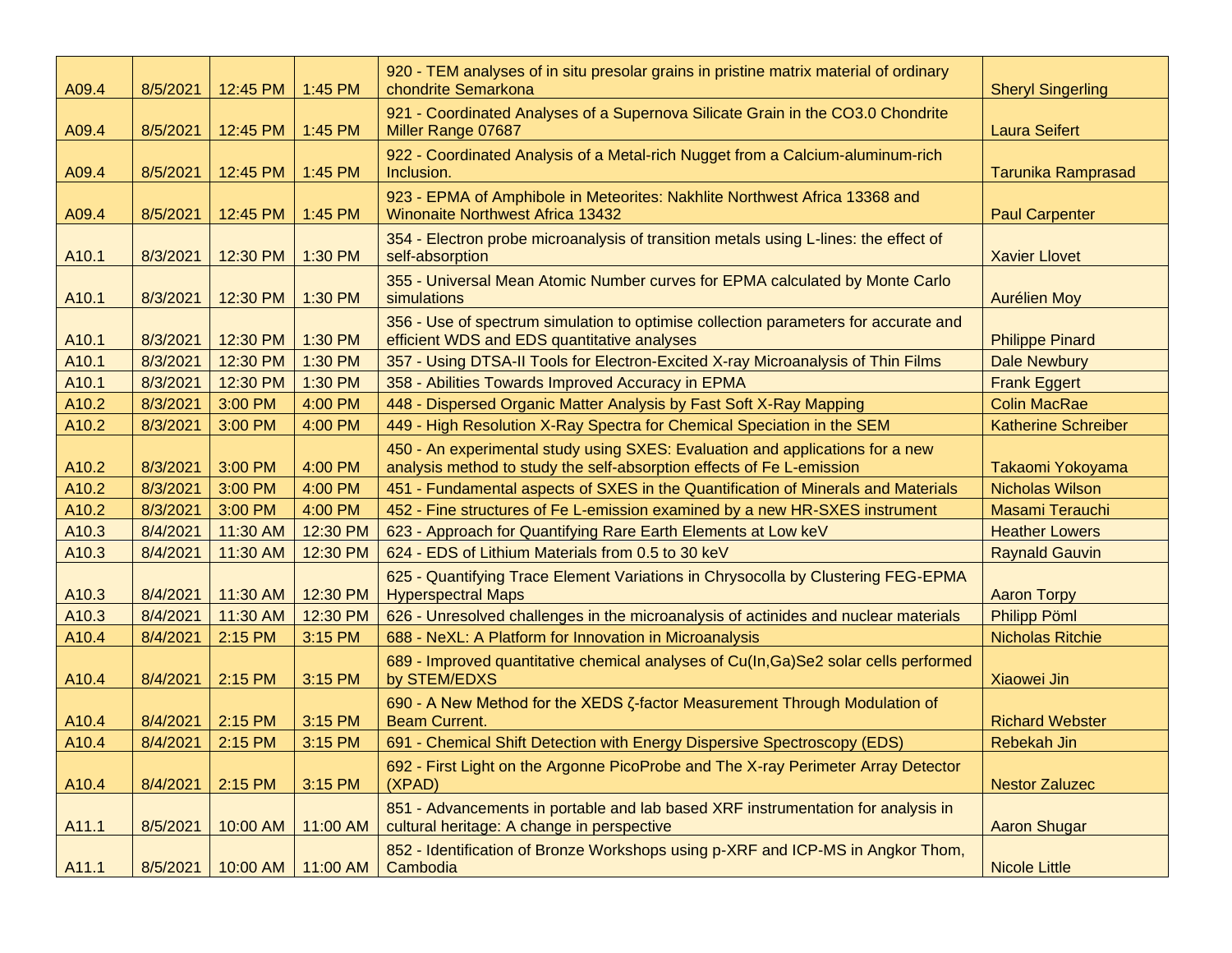| | | | | | |
|---|---|---|---|---|---|
| A09.4 | 8/5/2021 | 12:45 PM | 1:45 PM | 920 - TEM analyses of in situ presolar grains in pristine matrix material of ordinary chondrite Semarkona | Sheryl Singerling |
| A09.4 | 8/5/2021 | 12:45 PM | 1:45 PM | 921 - Coordinated Analyses of a Supernova Silicate Grain in the CO3.0 Chondrite Miller Range 07687 | Laura Seifert |
| A09.4 | 8/5/2021 | 12:45 PM | 1:45 PM | 922 - Coordinated Analysis of a Metal-rich Nugget from a Calcium-aluminum-rich Inclusion. | Tarunika Ramprasad |
| A09.4 | 8/5/2021 | 12:45 PM | 1:45 PM | 923 - EPMA of Amphibole in Meteorites: Nakhlite Northwest Africa 13368 and Winonaite Northwest Africa 13432 | Paul Carpenter |
| A10.1 | 8/3/2021 | 12:30 PM | 1:30 PM | 354 - Electron probe microanalysis of transition metals using L-lines: the effect of self-absorption | Xavier Llovet |
| A10.1 | 8/3/2021 | 12:30 PM | 1:30 PM | 355 - Universal Mean Atomic Number curves for EPMA calculated by Monte Carlo simulations | Aurélien Moy |
| A10.1 | 8/3/2021 | 12:30 PM | 1:30 PM | 356 - Use of spectrum simulation to optimise collection parameters for accurate and efficient WDS and EDS quantitative analyses | Philippe Pinard |
| A10.1 | 8/3/2021 | 12:30 PM | 1:30 PM | 357 - Using DTSA-II Tools for Electron-Excited X-ray Microanalysis of Thin Films | Dale Newbury |
| A10.1 | 8/3/2021 | 12:30 PM | 1:30 PM | 358 - Abilities Towards Improved Accuracy in EPMA | Frank Eggert |
| A10.2 | 8/3/2021 | 3:00 PM | 4:00 PM | 448 - Dispersed Organic Matter Analysis by Fast Soft X-Ray Mapping | Colin MacRae |
| A10.2 | 8/3/2021 | 3:00 PM | 4:00 PM | 449 - High Resolution X-Ray Spectra for Chemical Speciation in the SEM | Katherine Schreiber |
| A10.2 | 8/3/2021 | 3:00 PM | 4:00 PM | 450 - An experimental study using SXES: Evaluation and applications for a new analysis method to study the self-absorption effects of Fe L-emission | Takaomi Yokoyama |
| A10.2 | 8/3/2021 | 3:00 PM | 4:00 PM | 451 - Fundamental aspects of SXES in the Quantification of Minerals and Materials | Nicholas Wilson |
| A10.2 | 8/3/2021 | 3:00 PM | 4:00 PM | 452 - Fine structures of Fe L-emission examined by a new HR-SXES instrument | Masami Terauchi |
| A10.3 | 8/4/2021 | 11:30 AM | 12:30 PM | 623 - Approach for Quantifying Rare Earth Elements at Low keV | Heather Lowers |
| A10.3 | 8/4/2021 | 11:30 AM | 12:30 PM | 624 - EDS of Lithium Materials from 0.5 to 30 keV | Raynald Gauvin |
| A10.3 | 8/4/2021 | 11:30 AM | 12:30 PM | 625 - Quantifying Trace Element Variations in Chrysocolla by Clustering FEG-EPMA Hyperspectral Maps | Aaron Torpy |
| A10.3 | 8/4/2021 | 11:30 AM | 12:30 PM | 626 - Unresolved challenges in the microanalysis of actinides and nuclear materials | Philipp Pöml |
| A10.4 | 8/4/2021 | 2:15 PM | 3:15 PM | 688 - NeXL: A Platform for Innovation in Microanalysis | Nicholas Ritchie |
| A10.4 | 8/4/2021 | 2:15 PM | 3:15 PM | 689 - Improved quantitative chemical analyses of Cu(In,Ga)Se2 solar cells performed by STEM/EDXS | Xiaowei Jin |
| A10.4 | 8/4/2021 | 2:15 PM | 3:15 PM | 690 - A New Method for the XEDS ζ-factor Measurement Through Modulation of Beam Current. | Richard Webster |
| A10.4 | 8/4/2021 | 2:15 PM | 3:15 PM | 691 - Chemical Shift Detection with Energy Dispersive Spectroscopy (EDS) | Rebekah Jin |
| A10.4 | 8/4/2021 | 2:15 PM | 3:15 PM | 692 - First Light on the Argonne PicoProbe and The X-ray Perimeter Array Detector (XPAD) | Nestor Zaluzec |
| A11.1 | 8/5/2021 | 10:00 AM | 11:00 AM | 851 - Advancements in portable and lab based XRF instrumentation for analysis in cultural heritage: A change in perspective | Aaron Shugar |
| A11.1 | 8/5/2021 | 10:00 AM | 11:00 AM | 852 - Identification of Bronze Workshops using p-XRF and ICP-MS in Angkor Thom, Cambodia | Nicole Little |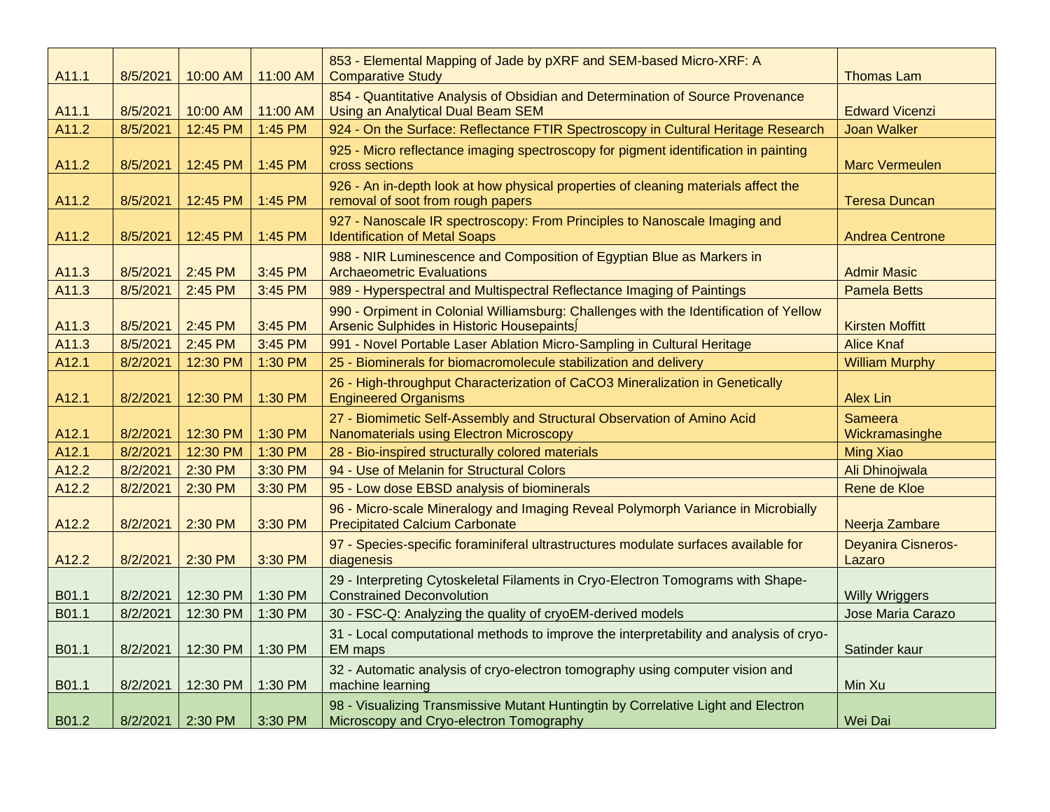| | | | | | |
|---|---|---|---|---|---|
| A11.1 | 8/5/2021 | 10:00 AM | 11:00 AM | 853 - Elemental Mapping of Jade by pXRF and SEM-based Micro-XRF: A Comparative Study | Thomas Lam |
| A11.1 | 8/5/2021 | 10:00 AM | 11:00 AM | 854 - Quantitative Analysis of Obsidian and Determination of Source Provenance Using an Analytical Dual Beam SEM | Edward Vicenzi |
| A11.2 | 8/5/2021 | 12:45 PM | 1:45 PM | 924 - On the Surface: Reflectance FTIR Spectroscopy in Cultural Heritage Research | Joan Walker |
| A11.2 | 8/5/2021 | 12:45 PM | 1:45 PM | 925 - Micro reflectance imaging spectroscopy for pigment identification in painting cross sections | Marc Vermeulen |
| A11.2 | 8/5/2021 | 12:45 PM | 1:45 PM | 926 - An in-depth look at how physical properties of cleaning materials affect the removal of soot from rough papers | Teresa Duncan |
| A11.2 | 8/5/2021 | 12:45 PM | 1:45 PM | 927 - Nanoscale IR spectroscopy: From Principles to Nanoscale Imaging and Identification of Metal Soaps | Andrea Centrone |
| A11.3 | 8/5/2021 | 2:45 PM | 3:45 PM | 988 - NIR Luminescence and Composition of Egyptian Blue as Markers in Archaeometric Evaluations | Admir Masic |
| A11.3 | 8/5/2021 | 2:45 PM | 3:45 PM | 989 - Hyperspectral and Multispectral Reflectance Imaging of Paintings | Pamela Betts |
| A11.3 | 8/5/2021 | 2:45 PM | 3:45 PM | 990 - Orpiment in Colonial Williamsburg: Challenges with the Identification of Yellow Arsenic Sulphides in Historic Housepaints | Kirsten Moffitt |
| A11.3 | 8/5/2021 | 2:45 PM | 3:45 PM | 991 - Novel Portable Laser Ablation Micro-Sampling in Cultural Heritage | Alice Knaf |
| A12.1 | 8/2/2021 | 12:30 PM | 1:30 PM | 25 - Biominerals for biomacromolecule stabilization and delivery | William Murphy |
| A12.1 | 8/2/2021 | 12:30 PM | 1:30 PM | 26 - High-throughput Characterization of CaCO3 Mineralization in Genetically Engineered Organisms | Alex Lin |
| A12.1 | 8/2/2021 | 12:30 PM | 1:30 PM | 27 - Biomimetic Self-Assembly and Structural Observation of Amino Acid Nanomaterials using Electron Microscopy | Sameera Wickramasinghe |
| A12.1 | 8/2/2021 | 12:30 PM | 1:30 PM | 28 - Bio-inspired structurally colored materials | Ming Xiao |
| A12.2 | 8/2/2021 | 2:30 PM | 3:30 PM | 94 - Use of Melanin for Structural Colors | Ali Dhinojwala |
| A12.2 | 8/2/2021 | 2:30 PM | 3:30 PM | 95 - Low dose EBSD analysis of biominerals | Rene de Kloe |
| A12.2 | 8/2/2021 | 2:30 PM | 3:30 PM | 96 - Micro-scale Mineralogy and Imaging Reveal Polymorph Variance in Microbially Precipitated Calcium Carbonate | Neerja Zambare |
| A12.2 | 8/2/2021 | 2:30 PM | 3:30 PM | 97 - Species-specific foraminiferal ultrastructures modulate surfaces available for diagenesis | Deyanira Cisneros-Lazaro |
| B01.1 | 8/2/2021 | 12:30 PM | 1:30 PM | 29 - Interpreting Cytoskeletal Filaments in Cryo-Electron Tomograms with Shape-Constrained Deconvolution | Willy Wriggers |
| B01.1 | 8/2/2021 | 12:30 PM | 1:30 PM | 30 - FSC-Q: Analyzing the quality of cryoEM-derived models | Jose Maria Carazo |
| B01.1 | 8/2/2021 | 12:30 PM | 1:30 PM | 31 - Local computational methods to improve the interpretability and analysis of cryo-EM maps | Satinder kaur |
| B01.1 | 8/2/2021 | 12:30 PM | 1:30 PM | 32 - Automatic analysis of cryo-electron tomography using computer vision and machine learning | Min Xu |
| B01.2 | 8/2/2021 | 2:30 PM | 3:30 PM | 98 - Visualizing Transmissive Mutant Huntingtin by Correlative Light and Electron Microscopy and Cryo-electron Tomography | Wei Dai |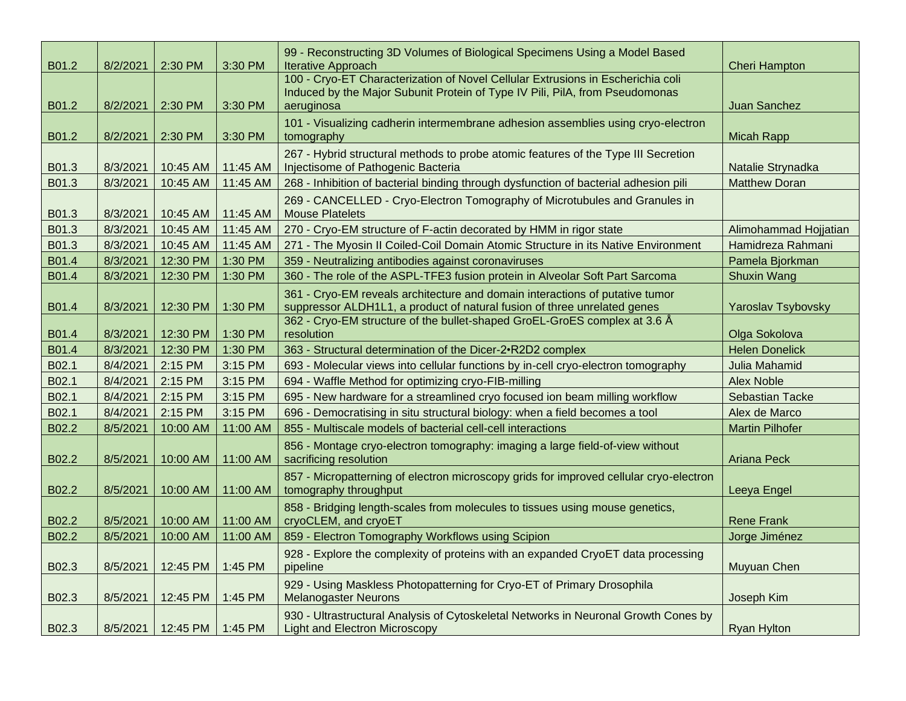| | | | | | |
|---|---|---|---|---|---|
| B01.2 | 8/2/2021 | 2:30 PM | 3:30 PM | 99 - Reconstructing 3D Volumes of Biological Specimens Using a Model Based Iterative Approach | Cheri Hampton |
| B01.2 | 8/2/2021 | 2:30 PM | 3:30 PM | 100 - Cryo-ET Characterization of Novel Cellular Extrusions in Escherichia coli Induced by the Major Subunit Protein of Type IV Pili, PilA, from Pseudomonas aeruginosa | Juan Sanchez |
| B01.2 | 8/2/2021 | 2:30 PM | 3:30 PM | 101 - Visualizing cadherin intermembrane adhesion assemblies using cryo-electron tomography | Micah Rapp |
| B01.3 | 8/3/2021 | 10:45 AM | 11:45 AM | 267 - Hybrid structural methods to probe atomic features of the Type III Secretion Injectisome of Pathogenic Bacteria | Natalie Strynadka |
| B01.3 | 8/3/2021 | 10:45 AM | 11:45 AM | 268 - Inhibition of bacterial binding through dysfunction of bacterial adhesion pili | Matthew Doran |
| B01.3 | 8/3/2021 | 10:45 AM | 11:45 AM | 269 - CANCELLED - Cryo-Electron Tomography of Microtubules and Granules in Mouse Platelets | |
| B01.3 | 8/3/2021 | 10:45 AM | 11:45 AM | 270 - Cryo-EM structure of F-actin decorated by HMM in rigor state | Alimohammad Hojjatian |
| B01.3 | 8/3/2021 | 10:45 AM | 11:45 AM | 271 - The Myosin II Coiled-Coil Domain Atomic Structure in its Native Environment | Hamidreza Rahmani |
| B01.4 | 8/3/2021 | 12:30 PM | 1:30 PM | 359 - Neutralizing antibodies against coronaviruses | Pamela Bjorkman |
| B01.4 | 8/3/2021 | 12:30 PM | 1:30 PM | 360 - The role of the ASPL-TFE3 fusion protein in Alveolar Soft Part Sarcoma | Shuxin Wang |
| B01.4 | 8/3/2021 | 12:30 PM | 1:30 PM | 361 - Cryo-EM reveals architecture and domain interactions of putative tumor suppressor ALDH1L1, a product of natural fusion of three unrelated genes | Yaroslav Tsybovsky |
| B01.4 | 8/3/2021 | 12:30 PM | 1:30 PM | 362 - Cryo-EM structure of the bullet-shaped GroEL-GroES complex at 3.6 Å resolution | Olga Sokolova |
| B01.4 | 8/3/2021 | 12:30 PM | 1:30 PM | 363 - Structural determination of the Dicer-2•R2D2 complex | Helen Donelick |
| B02.1 | 8/4/2021 | 2:15 PM | 3:15 PM | 693 - Molecular views into cellular functions by in-cell cryo-electron tomography | Julia Mahamid |
| B02.1 | 8/4/2021 | 2:15 PM | 3:15 PM | 694 - Waffle Method for optimizing cryo-FIB-milling | Alex Noble |
| B02.1 | 8/4/2021 | 2:15 PM | 3:15 PM | 695 - New hardware for a streamlined cryo focused ion beam milling workflow | Sebastian Tacke |
| B02.1 | 8/4/2021 | 2:15 PM | 3:15 PM | 696 - Democratising in situ structural biology: when a field becomes a tool | Alex de Marco |
| B02.2 | 8/5/2021 | 10:00 AM | 11:00 AM | 855 - Multiscale models of bacterial cell-cell interactions | Martin Pilhofer |
| B02.2 | 8/5/2021 | 10:00 AM | 11:00 AM | 856 - Montage cryo-electron tomography: imaging a large field-of-view without sacrificing resolution | Ariana Peck |
| B02.2 | 8/5/2021 | 10:00 AM | 11:00 AM | 857 - Micropatterning of electron microscopy grids for improved cellular cryo-electron tomography throughput | Leeya Engel |
| B02.2 | 8/5/2021 | 10:00 AM | 11:00 AM | 858 - Bridging length-scales from molecules to tissues using mouse genetics, cryoCLEM, and cryoET | Rene Frank |
| B02.2 | 8/5/2021 | 10:00 AM | 11:00 AM | 859 - Electron Tomography Workflows using Scipion | Jorge Jiménez |
| B02.3 | 8/5/2021 | 12:45 PM | 1:45 PM | 928 - Explore the complexity of proteins with an expanded CryoET data processing pipeline | Muyuan Chen |
| B02.3 | 8/5/2021 | 12:45 PM | 1:45 PM | 929 - Using Maskless Photopatterning for Cryo-ET of Primary Drosophila Melanogaster Neurons | Joseph Kim |
| B02.3 | 8/5/2021 | 12:45 PM | 1:45 PM | 930 - Ultrastructural Analysis of Cytoskeletal Networks in Neuronal Growth Cones by Light and Electron Microscopy | Ryan Hylton |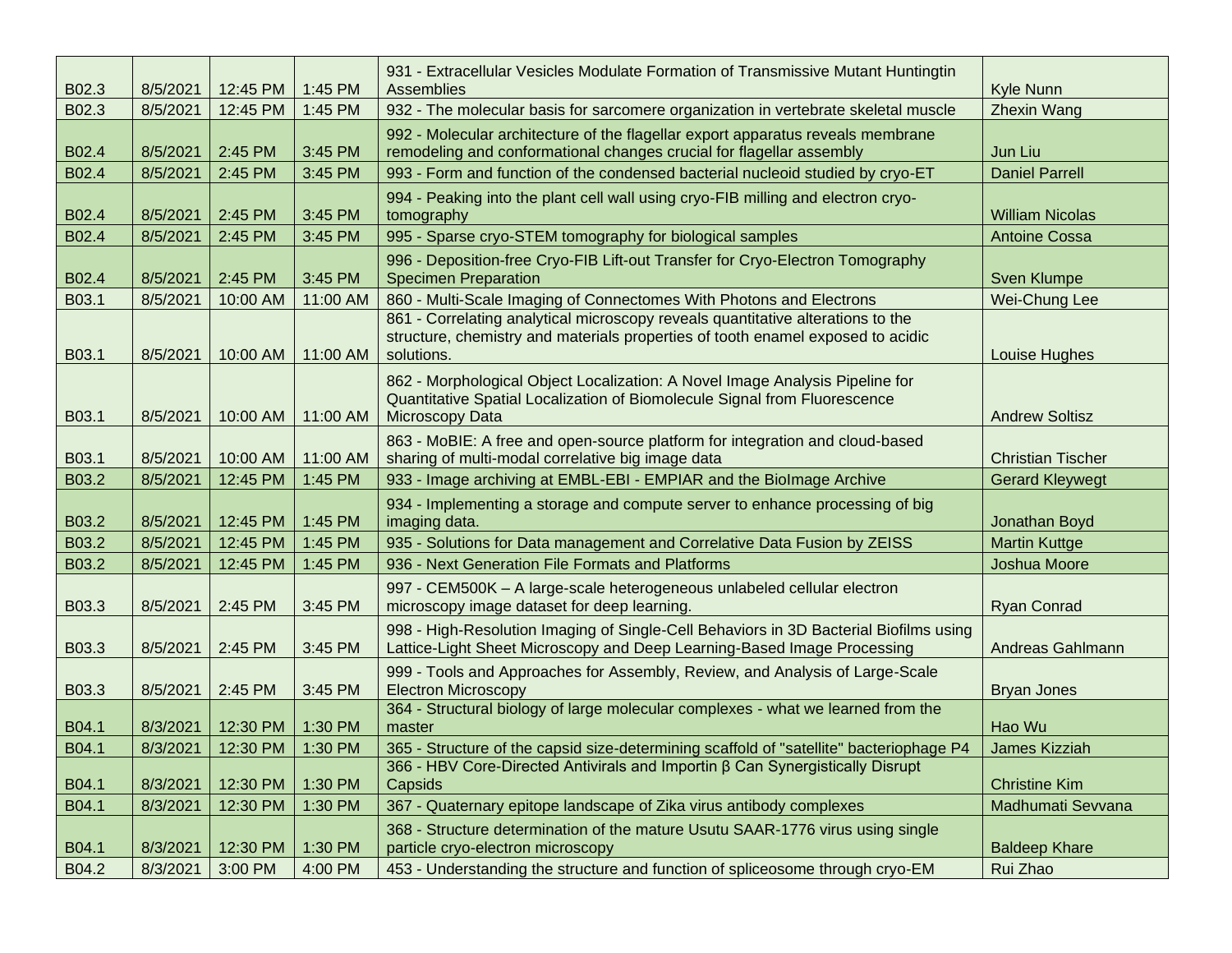| B02.3 | 8/5/2021 | 12:45 PM | 1:45 PM | 931 - Extracellular Vesicles Modulate Formation of Transmissive Mutant Huntingtin Assemblies | Kyle Nunn |
|---|---|---|---|---|---|
| B02.3 | 8/5/2021 | 12:45 PM | 1:45 PM | 932 - The molecular basis for sarcomere organization in vertebrate skeletal muscle | Zhexin Wang |
| B02.4 | 8/5/2021 | 2:45 PM | 3:45 PM | 992 - Molecular architecture of the flagellar export apparatus reveals membrane remodeling and conformational changes crucial for flagellar assembly | Jun Liu |
| B02.4 | 8/5/2021 | 2:45 PM | 3:45 PM | 993 - Form and function of the condensed bacterial nucleoid studied by cryo-ET | Daniel Parrell |
| B02.4 | 8/5/2021 | 2:45 PM | 3:45 PM | 994 - Peaking into the plant cell wall using cryo-FIB milling and electron cryo-tomography | William Nicolas |
| B02.4 | 8/5/2021 | 2:45 PM | 3:45 PM | 995 - Sparse cryo-STEM tomography for biological samples | Antoine Cossa |
| B02.4 | 8/5/2021 | 2:45 PM | 3:45 PM | 996 - Deposition-free Cryo-FIB Lift-out Transfer for Cryo-Electron Tomography Specimen Preparation | Sven Klumpe |
| B03.1 | 8/5/2021 | 10:00 AM | 11:00 AM | 860 - Multi-Scale Imaging of Connectomes With Photons and Electrons | Wei-Chung Lee |
| B03.1 | 8/5/2021 | 10:00 AM | 11:00 AM | 861 - Correlating analytical microscopy reveals quantitative alterations to the structure, chemistry and materials properties of tooth enamel exposed to acidic solutions. | Louise Hughes |
| B03.1 | 8/5/2021 | 10:00 AM | 11:00 AM | 862 - Morphological Object Localization: A Novel Image Analysis Pipeline for Quantitative Spatial Localization of Biomolecule Signal from Fluorescence Microscopy Data | Andrew Soltisz |
| B03.1 | 8/5/2021 | 10:00 AM | 11:00 AM | 863 - MoBIE: A free and open-source platform for integration and cloud-based sharing of multi-modal correlative big image data | Christian Tischer |
| B03.2 | 8/5/2021 | 12:45 PM | 1:45 PM | 933 - Image archiving at EMBL-EBI - EMPIAR and the BioImage Archive | Gerard Kleywegt |
| B03.2 | 8/5/2021 | 12:45 PM | 1:45 PM | 934 - Implementing a storage and compute server to enhance processing of big imaging data. | Jonathan Boyd |
| B03.2 | 8/5/2021 | 12:45 PM | 1:45 PM | 935 - Solutions for Data management and Correlative Data Fusion by ZEISS | Martin Kuttge |
| B03.2 | 8/5/2021 | 12:45 PM | 1:45 PM | 936 - Next Generation File Formats and Platforms | Joshua Moore |
| B03.3 | 8/5/2021 | 2:45 PM | 3:45 PM | 997 - CEM500K – A large-scale heterogeneous unlabeled cellular electron microscopy image dataset for deep learning. | Ryan Conrad |
| B03.3 | 8/5/2021 | 2:45 PM | 3:45 PM | 998 - High-Resolution Imaging of Single-Cell Behaviors in 3D Bacterial Biofilms using Lattice-Light Sheet Microscopy and Deep Learning-Based Image Processing | Andreas Gahlmann |
| B03.3 | 8/5/2021 | 2:45 PM | 3:45 PM | 999 - Tools and Approaches for Assembly, Review, and Analysis of Large-Scale Electron Microscopy | Bryan Jones |
| B04.1 | 8/3/2021 | 12:30 PM | 1:30 PM | 364 - Structural biology of large molecular complexes - what we learned from the master | Hao Wu |
| B04.1 | 8/3/2021 | 12:30 PM | 1:30 PM | 365 - Structure of the capsid size-determining scaffold of "satellite" bacteriophage P4 | James Kizziah |
| B04.1 | 8/3/2021 | 12:30 PM | 1:30 PM | 366 - HBV Core-Directed Antivirals and Importin β Can Synergistically Disrupt Capsids | Christine Kim |
| B04.1 | 8/3/2021 | 12:30 PM | 1:30 PM | 367 - Quaternary epitope landscape of Zika virus antibody complexes | Madhumati Sevvana |
| B04.1 | 8/3/2021 | 12:30 PM | 1:30 PM | 368 - Structure determination of the mature Usutu SAAR-1776 virus using single particle cryo-electron microscopy | Baldeep Khare |
| B04.2 | 8/3/2021 | 3:00 PM | 4:00 PM | 453 - Understanding the structure and function of spliceosome through cryo-EM | Rui Zhao |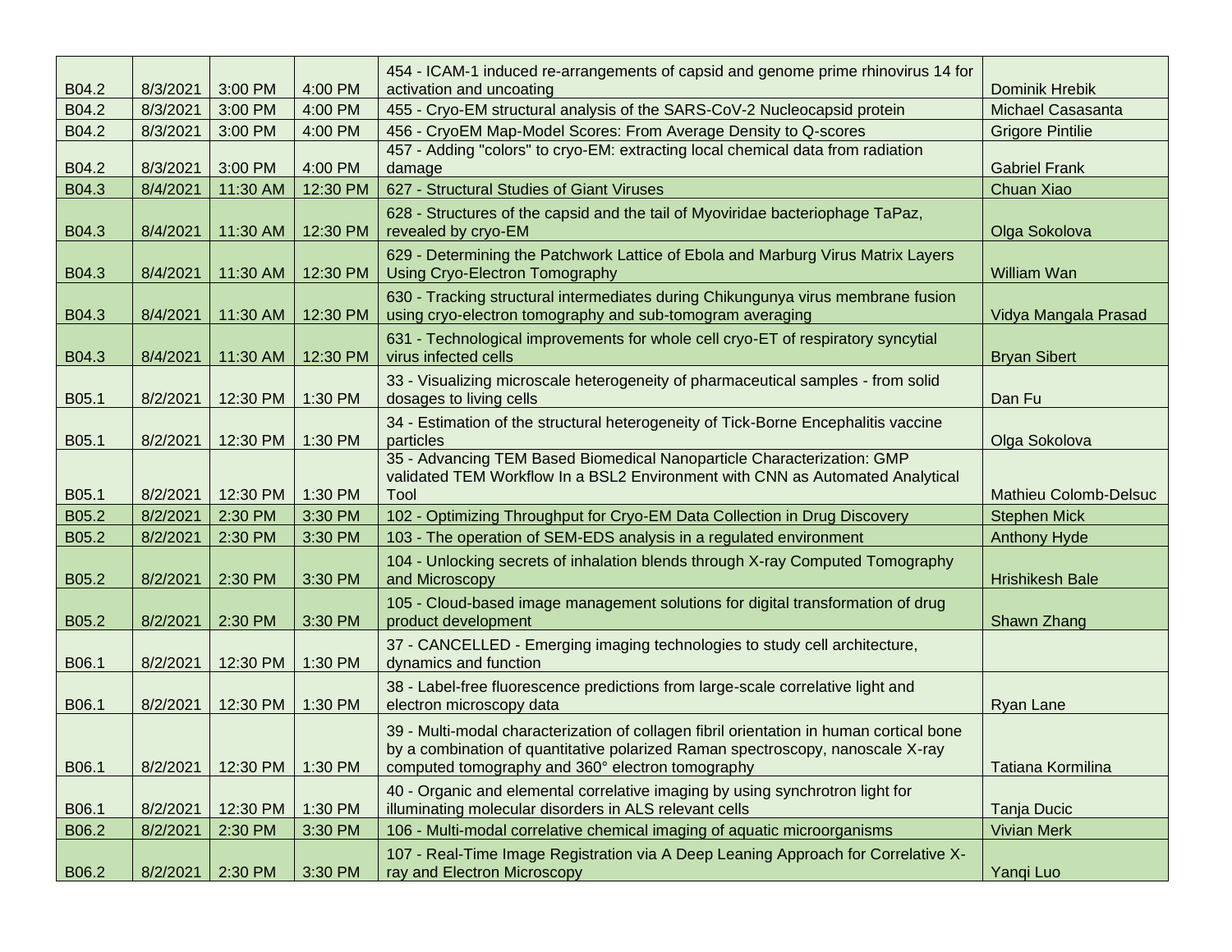| | | | | | |
|---|---|---|---|---|---|
| B04.2 | 8/3/2021 | 3:00 PM | 4:00 PM | 454 - ICAM-1 induced re-arrangements of capsid and genome prime rhinovirus 14 for activation and uncoating | Dominik Hrebik |
| B04.2 | 8/3/2021 | 3:00 PM | 4:00 PM | 455 - Cryo-EM structural analysis of the SARS-CoV-2 Nucleocapsid protein | Michael Casasanta |
| B04.2 | 8/3/2021 | 3:00 PM | 4:00 PM | 456 - CryoEM Map-Model Scores: From Average Density to Q-scores | Grigore Pintilie |
| B04.2 | 8/3/2021 | 3:00 PM | 4:00 PM | 457 - Adding "colors" to cryo-EM: extracting local chemical data from radiation damage | Gabriel Frank |
| B04.3 | 8/4/2021 | 11:30 AM | 12:30 PM | 627 - Structural Studies of Giant Viruses | Chuan Xiao |
| B04.3 | 8/4/2021 | 11:30 AM | 12:30 PM | 628 - Structures of the capsid and the tail of Myoviridae bacteriophage TaPaz, revealed by cryo-EM | Olga Sokolova |
| B04.3 | 8/4/2021 | 11:30 AM | 12:30 PM | 629 - Determining the Patchwork Lattice of Ebola and Marburg Virus Matrix Layers Using Cryo-Electron Tomography | William Wan |
| B04.3 | 8/4/2021 | 11:30 AM | 12:30 PM | 630 - Tracking structural intermediates during Chikungunya virus membrane fusion using cryo-electron tomography and sub-tomogram averaging | Vidya Mangala Prasad |
| B04.3 | 8/4/2021 | 11:30 AM | 12:30 PM | 631 - Technological improvements for whole cell cryo-ET of respiratory syncytial virus infected cells | Bryan Sibert |
| B05.1 | 8/2/2021 | 12:30 PM | 1:30 PM | 33 - Visualizing microscale heterogeneity of pharmaceutical samples - from solid dosages to living cells | Dan Fu |
| B05.1 | 8/2/2021 | 12:30 PM | 1:30 PM | 34 - Estimation of the structural heterogeneity of Tick-Borne Encephalitis vaccine particles | Olga Sokolova |
| B05.1 | 8/2/2021 | 12:30 PM | 1:30 PM | 35 - Advancing TEM Based Biomedical Nanoparticle Characterization: GMP validated TEM Workflow In a BSL2 Environment with CNN as Automated Analytical Tool | Mathieu Colomb-Delsuc |
| B05.2 | 8/2/2021 | 2:30 PM | 3:30 PM | 102 - Optimizing Throughput for Cryo-EM Data Collection in Drug Discovery | Stephen Mick |
| B05.2 | 8/2/2021 | 2:30 PM | 3:30 PM | 103 - The operation of SEM-EDS analysis in a regulated environment | Anthony Hyde |
| B05.2 | 8/2/2021 | 2:30 PM | 3:30 PM | 104 - Unlocking secrets of inhalation blends through X-ray Computed Tomography and Microscopy | Hrishikesh Bale |
| B05.2 | 8/2/2021 | 2:30 PM | 3:30 PM | 105 - Cloud-based image management solutions for digital transformation of drug product development | Shawn Zhang |
| B06.1 | 8/2/2021 | 12:30 PM | 1:30 PM | 37 - CANCELLED - Emerging imaging technologies to study cell architecture, dynamics and function | |
| B06.1 | 8/2/2021 | 12:30 PM | 1:30 PM | 38 - Label-free fluorescence predictions from large-scale correlative light and electron microscopy data | Ryan Lane |
| B06.1 | 8/2/2021 | 12:30 PM | 1:30 PM | 39 - Multi-modal characterization of collagen fibril orientation in human cortical bone by a combination of quantitative polarized Raman spectroscopy, nanoscale X-ray computed tomography and 360° electron tomography | Tatiana Kormilina |
| B06.1 | 8/2/2021 | 12:30 PM | 1:30 PM | 40 - Organic and elemental correlative imaging by using synchrotron light for illuminating molecular disorders in ALS relevant cells | Tanja Ducic |
| B06.2 | 8/2/2021 | 2:30 PM | 3:30 PM | 106 - Multi-modal correlative chemical imaging of aquatic microorganisms | Vivian Merk |
| B06.2 | 8/2/2021 | 2:30 PM | 3:30 PM | 107 - Real-Time Image Registration via A Deep Leaning Approach for Correlative X-ray and Electron Microscopy | Yanqi Luo |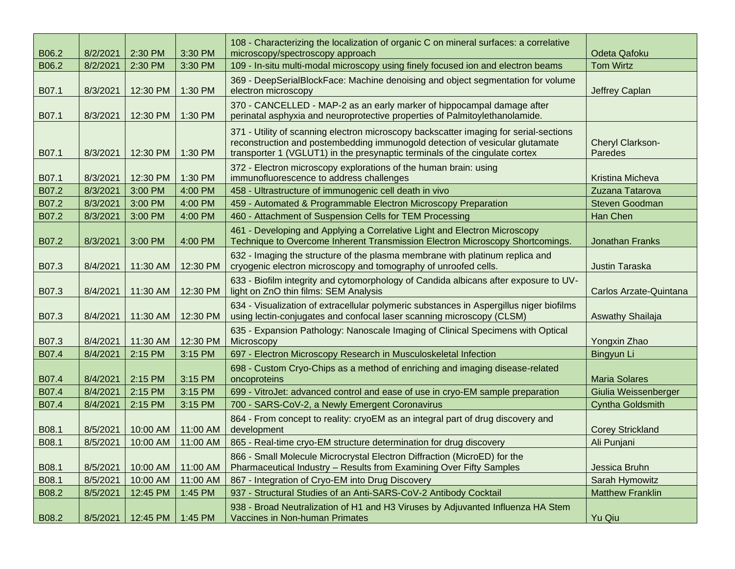| B06.2 | 8/2/2021 | 2:30 PM | 3:30 PM | 108 - Characterizing the localization of organic C on mineral surfaces: a correlative microscopy/spectroscopy approach | Odeta Qafoku |
|---|---|---|---|---|---|
| B06.2 | 8/2/2021 | 2:30 PM | 3:30 PM | 109 - In-situ multi-modal microscopy using finely focused ion and electron beams | Tom Wirtz |
| B07.1 | 8/3/2021 | 12:30 PM | 1:30 PM | 369 - DeepSerialBlockFace: Machine denoising and object segmentation for volume electron microscopy | Jeffrey Caplan |
| B07.1 | 8/3/2021 | 12:30 PM | 1:30 PM | 370 - CANCELLED - MAP-2 as an early marker of hippocampal damage after perinatal asphyxia and neuroprotective properties of Palmitoylethanolamide. | |
| B07.1 | 8/3/2021 | 12:30 PM | 1:30 PM | 371 - Utility of scanning electron microscopy backscatter imaging for serial-sections reconstruction and postembedding immunogold detection of vesicular glutamate transporter 1 (VGLUT1) in the presynaptic terminals of the cingulate cortex | Cheryl Clarkson-Paredes |
| B07.1 | 8/3/2021 | 12:30 PM | 1:30 PM | 372 - Electron microscopy explorations of the human brain: using immunofluorescence to address challenges | Kristina Micheva |
| B07.2 | 8/3/2021 | 3:00 PM | 4:00 PM | 458 - Ultrastructure of immunogenic cell death in vivo | Zuzana Tatarova |
| B07.2 | 8/3/2021 | 3:00 PM | 4:00 PM | 459 - Automated & Programmable Electron Microscopy Preparation | Steven Goodman |
| B07.2 | 8/3/2021 | 3:00 PM | 4:00 PM | 460 - Attachment of Suspension Cells for TEM Processing | Han Chen |
| B07.2 | 8/3/2021 | 3:00 PM | 4:00 PM | 461 - Developing and Applying a Correlative Light and Electron Microscopy Technique to Overcome Inherent Transmission Electron Microscopy Shortcomings. | Jonathan Franks |
| B07.3 | 8/4/2021 | 11:30 AM | 12:30 PM | 632 - Imaging the structure of the plasma membrane with platinum replica and cryogenic electron microscopy and tomography of unroofed cells. | Justin Taraska |
| B07.3 | 8/4/2021 | 11:30 AM | 12:30 PM | 633 - Biofilm integrity and cytomorphology of Candida albicans after exposure to UV-light on ZnO thin films: SEM Analysis | Carlos Arzate-Quintana |
| B07.3 | 8/4/2021 | 11:30 AM | 12:30 PM | 634 - Visualization of extracellular polymeric substances in Aspergillus niger biofilms using lectin-conjugates and confocal laser scanning microscopy (CLSM) | Aswathy Shailaja |
| B07.3 | 8/4/2021 | 11:30 AM | 12:30 PM | 635 - Expansion Pathology: Nanoscale Imaging of Clinical Specimens with Optical Microscopy | Yongxin Zhao |
| B07.4 | 8/4/2021 | 2:15 PM | 3:15 PM | 697 - Electron Microscopy Research in Musculoskeletal Infection | Bingyun Li |
| B07.4 | 8/4/2021 | 2:15 PM | 3:15 PM | 698 - Custom Cryo-Chips as a method of enriching and imaging disease-related oncoproteins | Maria Solares |
| B07.4 | 8/4/2021 | 2:15 PM | 3:15 PM | 699 - VitroJet: advanced control and ease of use in cryo-EM sample preparation | Giulia Weissenberger |
| B07.4 | 8/4/2021 | 2:15 PM | 3:15 PM | 700 - SARS-CoV-2, a Newly Emergent Coronavirus | Cyntha Goldsmith |
| B08.1 | 8/5/2021 | 10:00 AM | 11:00 AM | 864 - From concept to reality: cryoEM as an integral part of drug discovery and development | Corey Strickland |
| B08.1 | 8/5/2021 | 10:00 AM | 11:00 AM | 865 - Real-time cryo-EM structure determination for drug discovery | Ali Punjani |
| B08.1 | 8/5/2021 | 10:00 AM | 11:00 AM | 866 - Small Molecule Microcrystal Electron Diffraction (MicroED) for the Pharmaceutical Industry – Results from Examining Over Fifty Samples | Jessica Bruhn |
| B08.1 | 8/5/2021 | 10:00 AM | 11:00 AM | 867 - Integration of Cryo-EM into Drug Discovery | Sarah Hymowitz |
| B08.2 | 8/5/2021 | 12:45 PM | 1:45 PM | 937 - Structural Studies of an Anti-SARS-CoV-2 Antibody Cocktail | Matthew Franklin |
| B08.2 | 8/5/2021 | 12:45 PM | 1:45 PM | 938 - Broad Neutralization of H1 and H3 Viruses by Adjuvanted Influenza HA Stem Vaccines in Non-human Primates | Yu Qiu |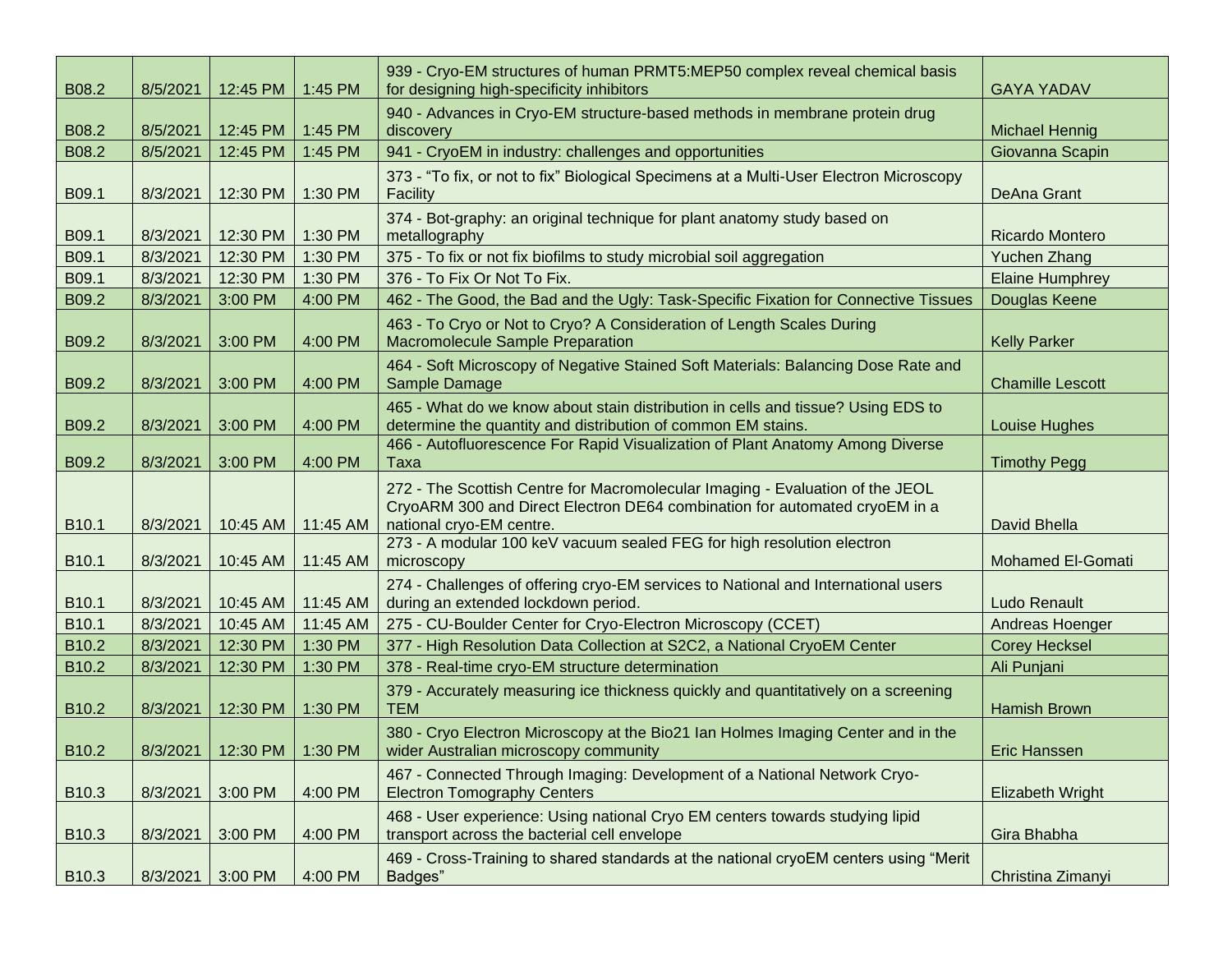| B08.2 | 8/5/2021 | 12:45 PM | 1:45 PM | 939 - Cryo-EM structures of human PRMT5:MEP50 complex reveal chemical basis for designing high-specificity inhibitors | GAYA YADAV |
|---|---|---|---|---|---|
| B08.2 | 8/5/2021 | 12:45 PM | 1:45 PM | 940 - Advances in Cryo-EM structure-based methods in membrane protein drug discovery | Michael Hennig |
| B08.2 | 8/5/2021 | 12:45 PM | 1:45 PM | 941 - CryoEM in industry: challenges and opportunities | Giovanna Scapin |
| B09.1 | 8/3/2021 | 12:30 PM | 1:30 PM | 373 - “To fix, or not to fix” Biological Specimens at a Multi-User Electron Microscopy Facility | DeAna Grant |
| B09.1 | 8/3/2021 | 12:30 PM | 1:30 PM | 374 - Bot-graphy: an original technique for plant anatomy study based on metallography | Ricardo Montero |
| B09.1 | 8/3/2021 | 12:30 PM | 1:30 PM | 375 - To fix or not fix biofilms to study microbial soil aggregation | Yuchen Zhang |
| B09.1 | 8/3/2021 | 12:30 PM | 1:30 PM | 376 - To Fix Or Not To Fix. | Elaine Humphrey |
| B09.2 | 8/3/2021 | 3:00 PM | 4:00 PM | 462 - The Good, the Bad and the Ugly: Task-Specific Fixation for Connective Tissues | Douglas Keene |
| B09.2 | 8/3/2021 | 3:00 PM | 4:00 PM | 463 - To Cryo or Not to Cryo? A Consideration of Length Scales During Macromolecule Sample Preparation | Kelly Parker |
| B09.2 | 8/3/2021 | 3:00 PM | 4:00 PM | 464 - Soft Microscopy of Negative Stained Soft Materials: Balancing Dose Rate and Sample Damage | Chamille Lescott |
| B09.2 | 8/3/2021 | 3:00 PM | 4:00 PM | 465 - What do we know about stain distribution in cells and tissue? Using EDS to determine the quantity and distribution of common EM stains. | Louise Hughes |
| B09.2 | 8/3/2021 | 3:00 PM | 4:00 PM | 466 - Autofluorescence For Rapid Visualization of Plant Anatomy Among Diverse Taxa | Timothy Pegg |
| B10.1 | 8/3/2021 | 10:45 AM | 11:45 AM | 272 - The Scottish Centre for Macromolecular Imaging - Evaluation of the JEOL CryoARM 300 and Direct Electron DE64 combination for automated cryoEM in a national cryo-EM centre. | David Bhella |
| B10.1 | 8/3/2021 | 10:45 AM | 11:45 AM | 273 - A modular 100 keV vacuum sealed FEG for high resolution electron microscopy | Mohamed El-Gomati |
| B10.1 | 8/3/2021 | 10:45 AM | 11:45 AM | 274 - Challenges of offering cryo-EM services to National and International users during an extended lockdown period. | Ludo Renault |
| B10.1 | 8/3/2021 | 10:45 AM | 11:45 AM | 275 - CU-Boulder Center for Cryo-Electron Microscopy (CCET) | Andreas Hoenger |
| B10.2 | 8/3/2021 | 12:30 PM | 1:30 PM | 377 - High Resolution Data Collection at S2C2, a National CryoEM Center | Corey Hecksel |
| B10.2 | 8/3/2021 | 12:30 PM | 1:30 PM | 378 - Real-time cryo-EM structure determination | Ali Punjani |
| B10.2 | 8/3/2021 | 12:30 PM | 1:30 PM | 379 - Accurately measuring ice thickness quickly and quantitatively on a screening TEM | Hamish Brown |
| B10.2 | 8/3/2021 | 12:30 PM | 1:30 PM | 380 - Cryo Electron Microscopy at the Bio21 Ian Holmes Imaging Center and in the wider Australian microscopy community | Eric Hanssen |
| B10.3 | 8/3/2021 | 3:00 PM | 4:00 PM | 467 - Connected Through Imaging: Development of a National Network Cryo-Electron Tomography Centers | Elizabeth Wright |
| B10.3 | 8/3/2021 | 3:00 PM | 4:00 PM | 468 - User experience: Using national Cryo EM centers towards studying lipid transport across the bacterial cell envelope | Gira Bhabha |
| B10.3 | 8/3/2021 | 3:00 PM | 4:00 PM | 469 - Cross-Training to shared standards at the national cryoEM centers using “Merit Badges” | Christina Zimanyi |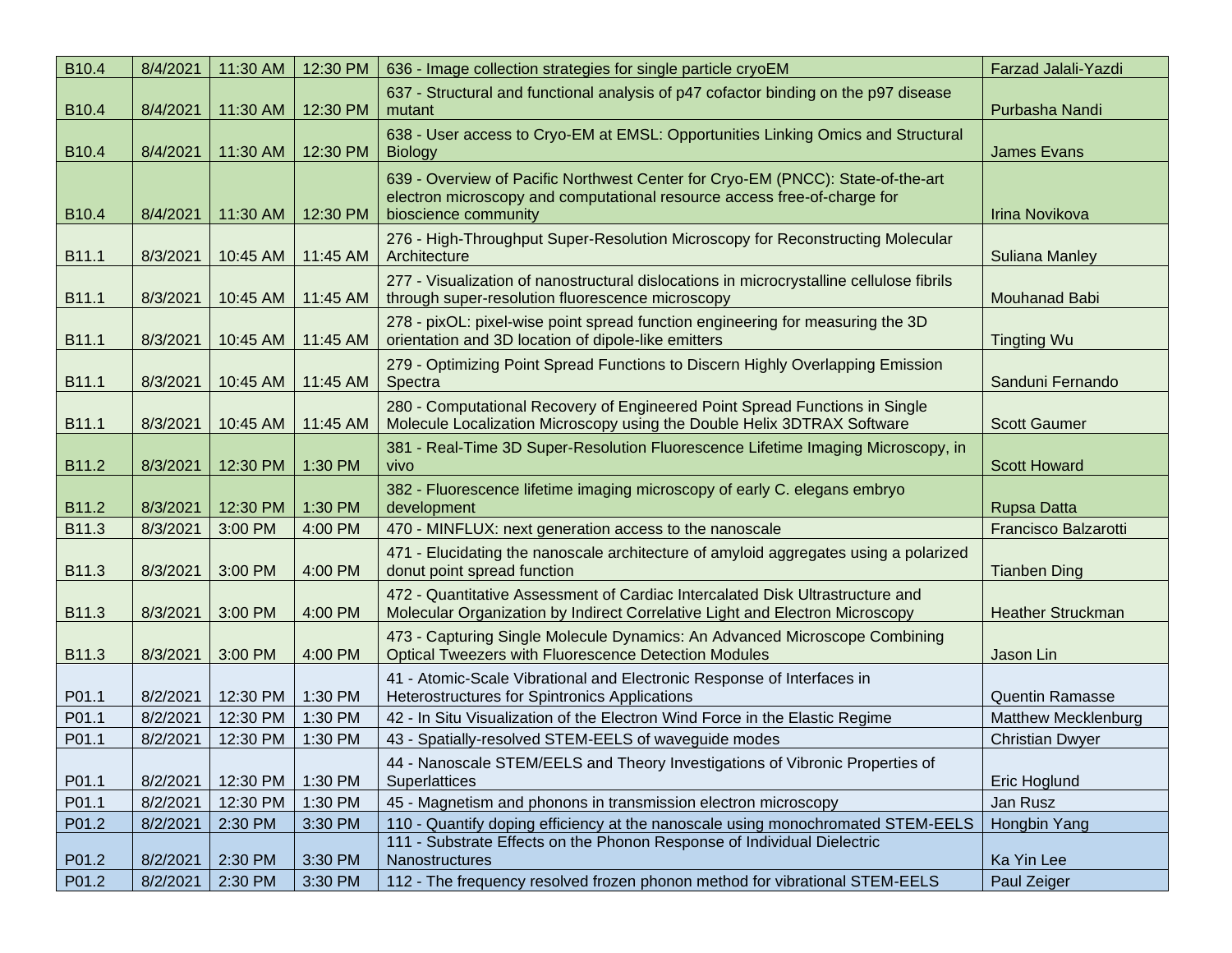| B10.4 | 8/4/2021 | 11:30 AM | 12:30 PM | 636 - Image collection strategies for single particle cryoEM | Farzad Jalali-Yazdi |
|---|---|---|---|---|---|
| B10.4 | 8/4/2021 | 11:30 AM | 12:30 PM | 637 - Structural and functional analysis of p47 cofactor binding on the p97 disease mutant | Purbasha Nandi |
| B10.4 | 8/4/2021 | 11:30 AM | 12:30 PM | 638 - User access to Cryo-EM at EMSL: Opportunities Linking Omics and Structural Biology | James Evans |
| B10.4 | 8/4/2021 | 11:30 AM | 12:30 PM | 639 - Overview of Pacific Northwest Center for Cryo-EM (PNCC): State-of-the-art electron microscopy and computational resource access free-of-charge for bioscience community | Irina Novikova |
| B11.1 | 8/3/2021 | 10:45 AM | 11:45 AM | 276 - High-Throughput Super-Resolution Microscopy for Reconstructing Molecular Architecture | Suliana Manley |
| B11.1 | 8/3/2021 | 10:45 AM | 11:45 AM | 277 - Visualization of nanostructural dislocations in microcrystalline cellulose fibrils through super-resolution fluorescence microscopy | Mouhanad Babi |
| B11.1 | 8/3/2021 | 10:45 AM | 11:45 AM | 278 - pixOL: pixel-wise point spread function engineering for measuring the 3D orientation and 3D location of dipole-like emitters | Tingting Wu |
| B11.1 | 8/3/2021 | 10:45 AM | 11:45 AM | 279 - Optimizing Point Spread Functions to Discern Highly Overlapping Emission Spectra | Sanduni Fernando |
| B11.1 | 8/3/2021 | 10:45 AM | 11:45 AM | 280 - Computational Recovery of Engineered Point Spread Functions in Single Molecule Localization Microscopy using the Double Helix 3DTRAX Software | Scott Gaumer |
| B11.2 | 8/3/2021 | 12:30 PM | 1:30 PM | 381 - Real-Time 3D Super-Resolution Fluorescence Lifetime Imaging Microscopy, in vivo | Scott Howard |
| B11.2 | 8/3/2021 | 12:30 PM | 1:30 PM | 382 - Fluorescence lifetime imaging microscopy of early C. elegans embryo development | Rupsa Datta |
| B11.3 | 8/3/2021 | 3:00 PM | 4:00 PM | 470 - MINFLUX: next generation access to the nanoscale | Francisco Balzarotti |
| B11.3 | 8/3/2021 | 3:00 PM | 4:00 PM | 471 - Elucidating the nanoscale architecture of amyloid aggregates using a polarized donut point spread function | Tianben Ding |
| B11.3 | 8/3/2021 | 3:00 PM | 4:00 PM | 472 - Quantitative Assessment of Cardiac Intercalated Disk Ultrastructure and Molecular Organization by Indirect Correlative Light and Electron Microscopy | Heather Struckman |
| B11.3 | 8/3/2021 | 3:00 PM | 4:00 PM | 473 - Capturing Single Molecule Dynamics: An Advanced Microscope Combining Optical Tweezers with Fluorescence Detection Modules | Jason Lin |
| P01.1 | 8/2/2021 | 12:30 PM | 1:30 PM | 41 - Atomic-Scale Vibrational and Electronic Response of Interfaces in Heterostructures for Spintronics Applications | Quentin Ramasse |
| P01.1 | 8/2/2021 | 12:30 PM | 1:30 PM | 42 - In Situ Visualization of the Electron Wind Force in the Elastic Regime | Matthew Mecklenburg |
| P01.1 | 8/2/2021 | 12:30 PM | 1:30 PM | 43 - Spatially-resolved STEM-EELS of waveguide modes | Christian Dwyer |
| P01.1 | 8/2/2021 | 12:30 PM | 1:30 PM | 44 - Nanoscale STEM/EELS and Theory Investigations of Vibronic Properties of Superlattices | Eric Hoglund |
| P01.1 | 8/2/2021 | 12:30 PM | 1:30 PM | 45 - Magnetism and phonons in transmission electron microscopy | Jan Rusz |
| P01.2 | 8/2/2021 | 2:30 PM | 3:30 PM | 110 - Quantify doping efficiency at the nanoscale using monochromated STEM-EELS | Hongbin Yang |
| P01.2 | 8/2/2021 | 2:30 PM | 3:30 PM | 111 - Substrate Effects on the Phonon Response of Individual Dielectric Nanostructures | Ka Yin Lee |
| P01.2 | 8/2/2021 | 2:30 PM | 3:30 PM | 112 - The frequency resolved frozen phonon method for vibrational STEM-EELS | Paul Zeiger |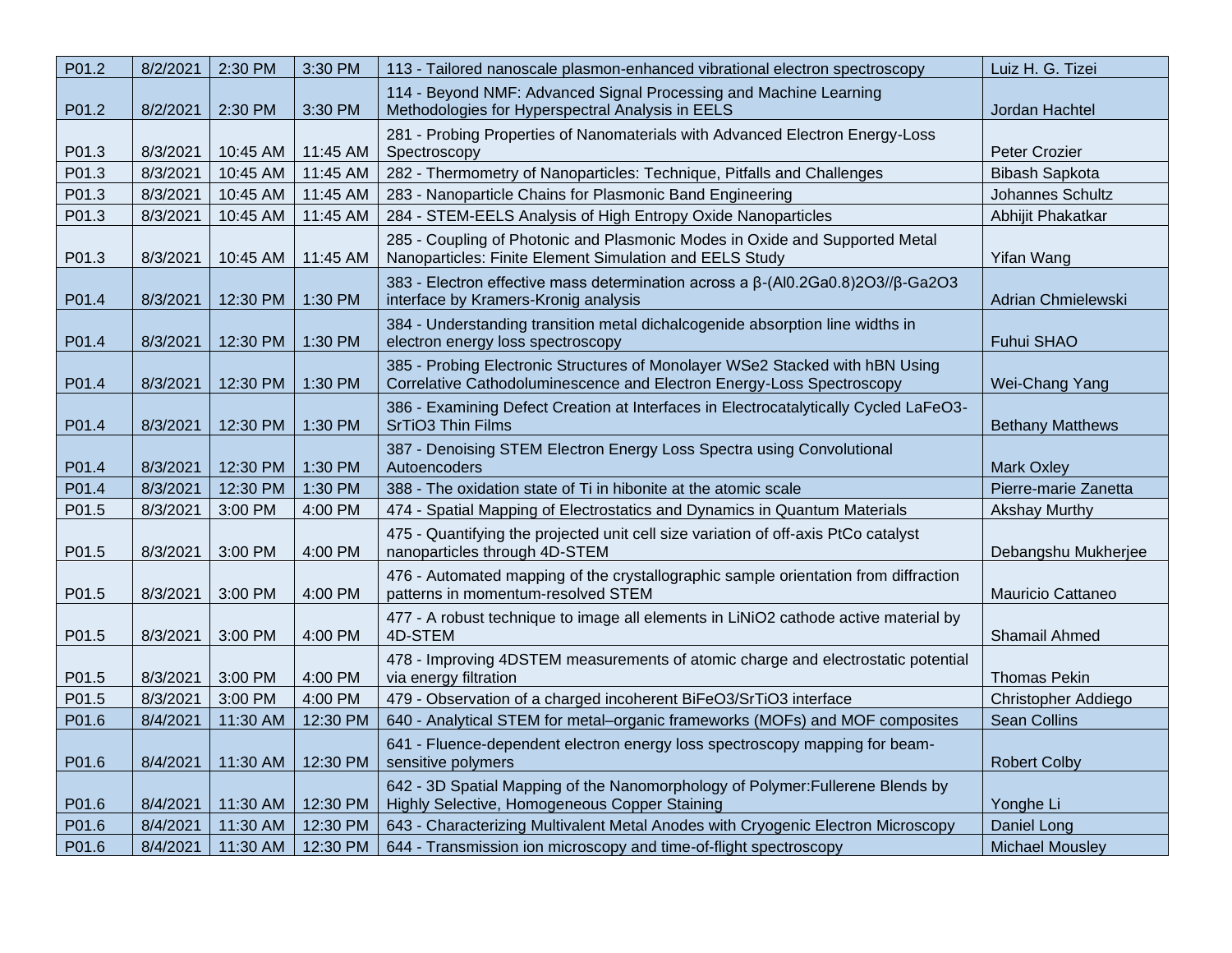| P01.2 | 8/2/2021 | 2:30 PM | 3:30 PM | 113 - Tailored nanoscale plasmon-enhanced vibrational electron spectroscopy | Luiz H. G. Tizei |
|---|---|---|---|---|---|
| P01.2 | 8/2/2021 | 2:30 PM | 3:30 PM | 114 - Beyond NMF: Advanced Signal Processing and Machine Learning Methodologies for Hyperspectral Analysis in EELS | Jordan Hachtel |
| P01.3 | 8/3/2021 | 10:45 AM | 11:45 AM | 281 - Probing Properties of Nanomaterials with Advanced Electron Energy-Loss Spectroscopy | Peter Crozier |
| P01.3 | 8/3/2021 | 10:45 AM | 11:45 AM | 282 - Thermometry of Nanoparticles: Technique, Pitfalls and Challenges | Bibash Sapkota |
| P01.3 | 8/3/2021 | 10:45 AM | 11:45 AM | 283 - Nanoparticle Chains for Plasmonic Band Engineering | Johannes Schultz |
| P01.3 | 8/3/2021 | 10:45 AM | 11:45 AM | 284 - STEM-EELS Analysis of High Entropy Oxide Nanoparticles | Abhijit Phakatkar |
| P01.3 | 8/3/2021 | 10:45 AM | 11:45 AM | 285 - Coupling of Photonic and Plasmonic Modes in Oxide and Supported Metal Nanoparticles: Finite Element Simulation and EELS Study | Yifan Wang |
| P01.4 | 8/3/2021 | 12:30 PM | 1:30 PM | 383 - Electron effective mass determination across a β-(Al0.2Ga0.8)2O3//β-Ga2O3 interface by Kramers-Kronig analysis | Adrian Chmielewski |
| P01.4 | 8/3/2021 | 12:30 PM | 1:30 PM | 384 - Understanding transition metal dichalcogenide absorption line widths in electron energy loss spectroscopy | Fuhui SHAO |
| P01.4 | 8/3/2021 | 12:30 PM | 1:30 PM | 385 - Probing Electronic Structures of Monolayer WSe2 Stacked with hBN Using Correlative Cathodoluminescence and Electron Energy-Loss Spectroscopy | Wei-Chang Yang |
| P01.4 | 8/3/2021 | 12:30 PM | 1:30 PM | 386 - Examining Defect Creation at Interfaces in Electrocatalytically Cycled LaFeO3-SrTiO3 Thin Films | Bethany Matthews |
| P01.4 | 8/3/2021 | 12:30 PM | 1:30 PM | 387 - Denoising STEM Electron Energy Loss Spectra using Convolutional Autoencoders | Mark Oxley |
| P01.4 | 8/3/2021 | 12:30 PM | 1:30 PM | 388 - The oxidation state of Ti in hibonite at the atomic scale | Pierre-marie Zanetta |
| P01.5 | 8/3/2021 | 3:00 PM | 4:00 PM | 474 - Spatial Mapping of Electrostatics and Dynamics in Quantum Materials | Akshay Murthy |
| P01.5 | 8/3/2021 | 3:00 PM | 4:00 PM | 475 - Quantifying the projected unit cell size variation of off-axis PtCo catalyst nanoparticles through 4D-STEM | Debangshu Mukherjee |
| P01.5 | 8/3/2021 | 3:00 PM | 4:00 PM | 476 - Automated mapping of the crystallographic sample orientation from diffraction patterns in momentum-resolved STEM | Mauricio Cattaneo |
| P01.5 | 8/3/2021 | 3:00 PM | 4:00 PM | 477 - A robust technique to image all elements in LiNiO2 cathode active material by 4D-STEM | Shamail Ahmed |
| P01.5 | 8/3/2021 | 3:00 PM | 4:00 PM | 478 - Improving 4DSTEM measurements of atomic charge and electrostatic potential via energy filtration | Thomas Pekin |
| P01.5 | 8/3/2021 | 3:00 PM | 4:00 PM | 479 - Observation of a charged incoherent BiFeO3/SrTiO3 interface | Christopher Addiego |
| P01.6 | 8/4/2021 | 11:30 AM | 12:30 PM | 640 - Analytical STEM for metal–organic frameworks (MOFs) and MOF composites | Sean Collins |
| P01.6 | 8/4/2021 | 11:30 AM | 12:30 PM | 641 - Fluence-dependent electron energy loss spectroscopy mapping for beam-sensitive polymers | Robert Colby |
| P01.6 | 8/4/2021 | 11:30 AM | 12:30 PM | 642 - 3D Spatial Mapping of the Nanomorphology of Polymer:Fullerene Blends by Highly Selective, Homogeneous Copper Staining | Yonghe Li |
| P01.6 | 8/4/2021 | 11:30 AM | 12:30 PM | 643 - Characterizing Multivalent Metal Anodes with Cryogenic Electron Microscopy | Daniel Long |
| P01.6 | 8/4/2021 | 11:30 AM | 12:30 PM | 644 - Transmission ion microscopy and time-of-flight spectroscopy | Michael Mousley |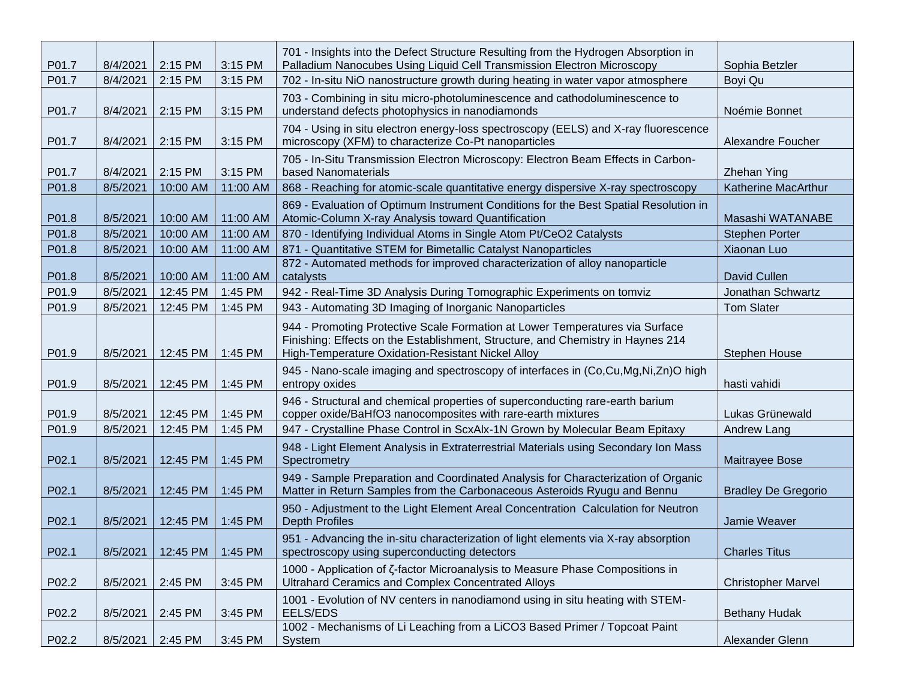| | | | | | |
|---|---|---|---|---|---|
| P01.7 | 8/4/2021 | 2:15 PM | 3:15 PM | 701 - Insights into the Defect Structure Resulting from the Hydrogen Absorption in Palladium Nanocubes Using Liquid Cell Transmission Electron Microscopy | Sophia Betzler |
| P01.7 | 8/4/2021 | 2:15 PM | 3:15 PM | 702 - In-situ NiO nanostructure growth during heating in water vapor atmosphere | Boyi Qu |
| P01.7 | 8/4/2021 | 2:15 PM | 3:15 PM | 703 - Combining in situ micro-photoluminescence and cathodoluminescence to understand defects photophysics in nanodiamonds | Noémie Bonnet |
| P01.7 | 8/4/2021 | 2:15 PM | 3:15 PM | 704 - Using in situ electron energy-loss spectroscopy (EELS) and X-ray fluorescence microscopy (XFM) to characterize Co-Pt nanoparticles | Alexandre Foucher |
| P01.7 | 8/4/2021 | 2:15 PM | 3:15 PM | 705 - In-Situ Transmission Electron Microscopy: Electron Beam Effects in Carbon-based Nanomaterials | Zhehan Ying |
| P01.8 | 8/5/2021 | 10:00 AM | 11:00 AM | 868 - Reaching for atomic-scale quantitative energy dispersive X-ray spectroscopy | Katherine MacArthur |
| P01.8 | 8/5/2021 | 10:00 AM | 11:00 AM | 869 - Evaluation of Optimum Instrument Conditions for the Best Spatial Resolution in Atomic-Column X-ray Analysis toward Quantification | Masashi WATANABE |
| P01.8 | 8/5/2021 | 10:00 AM | 11:00 AM | 870 - Identifying Individual Atoms in Single Atom Pt/CeO2 Catalysts | Stephen Porter |
| P01.8 | 8/5/2021 | 10:00 AM | 11:00 AM | 871 - Quantitative STEM for Bimetallic Catalyst Nanoparticles | Xiaonan Luo |
| P01.8 | 8/5/2021 | 10:00 AM | 11:00 AM | 872 - Automated methods for improved characterization of alloy nanoparticle catalysts | David Cullen |
| P01.9 | 8/5/2021 | 12:45 PM | 1:45 PM | 942 - Real-Time 3D Analysis During Tomographic Experiments on tomviz | Jonathan Schwartz |
| P01.9 | 8/5/2021 | 12:45 PM | 1:45 PM | 943 - Automating 3D Imaging of Inorganic Nanoparticles | Tom Slater |
| P01.9 | 8/5/2021 | 12:45 PM | 1:45 PM | 944 - Promoting Protective Scale Formation at Lower Temperatures via Surface Finishing: Effects on the Establishment, Structure, and Chemistry in Haynes 214 High-Temperature Oxidation-Resistant Nickel Alloy | Stephen House |
| P01.9 | 8/5/2021 | 12:45 PM | 1:45 PM | 945 - Nano-scale imaging and spectroscopy of interfaces in (Co,Cu,Mg,Ni,Zn)O high entropy oxides | hasti vahidi |
| P01.9 | 8/5/2021 | 12:45 PM | 1:45 PM | 946 - Structural and chemical properties of superconducting rare-earth barium copper oxide/BaHfO3 nanocomposites with rare-earth mixtures | Lukas Grünewald |
| P01.9 | 8/5/2021 | 12:45 PM | 1:45 PM | 947 - Crystalline Phase Control in ScxAlx-1N Grown by Molecular Beam Epitaxy | Andrew Lang |
| P02.1 | 8/5/2021 | 12:45 PM | 1:45 PM | 948 - Light Element Analysis in Extraterrestrial Materials using Secondary Ion Mass Spectrometry | Maitrayee Bose |
| P02.1 | 8/5/2021 | 12:45 PM | 1:45 PM | 949 - Sample Preparation and Coordinated Analysis for Characterization of Organic Matter in Return Samples from the Carbonaceous Asteroids Ryugu and Bennu | Bradley De Gregorio |
| P02.1 | 8/5/2021 | 12:45 PM | 1:45 PM | 950 - Adjustment to the Light Element Areal Concentration Calculation for Neutron Depth Profiles | Jamie Weaver |
| P02.1 | 8/5/2021 | 12:45 PM | 1:45 PM | 951 - Advancing the in-situ characterization of light elements via X-ray absorption spectroscopy using superconducting detectors | Charles Titus |
| P02.2 | 8/5/2021 | 2:45 PM | 3:45 PM | 1000 - Application of ζ-factor Microanalysis to Measure Phase Compositions in Ultrahard Ceramics and Complex Concentrated Alloys | Christopher Marvel |
| P02.2 | 8/5/2021 | 2:45 PM | 3:45 PM | 1001 - Evolution of NV centers in nanodiamond using in situ heating with STEM-EELS/EDS | Bethany Hudak |
| P02.2 | 8/5/2021 | 2:45 PM | 3:45 PM | 1002 - Mechanisms of Li Leaching from a LiCO3 Based Primer / Topcoat Paint System | Alexander Glenn |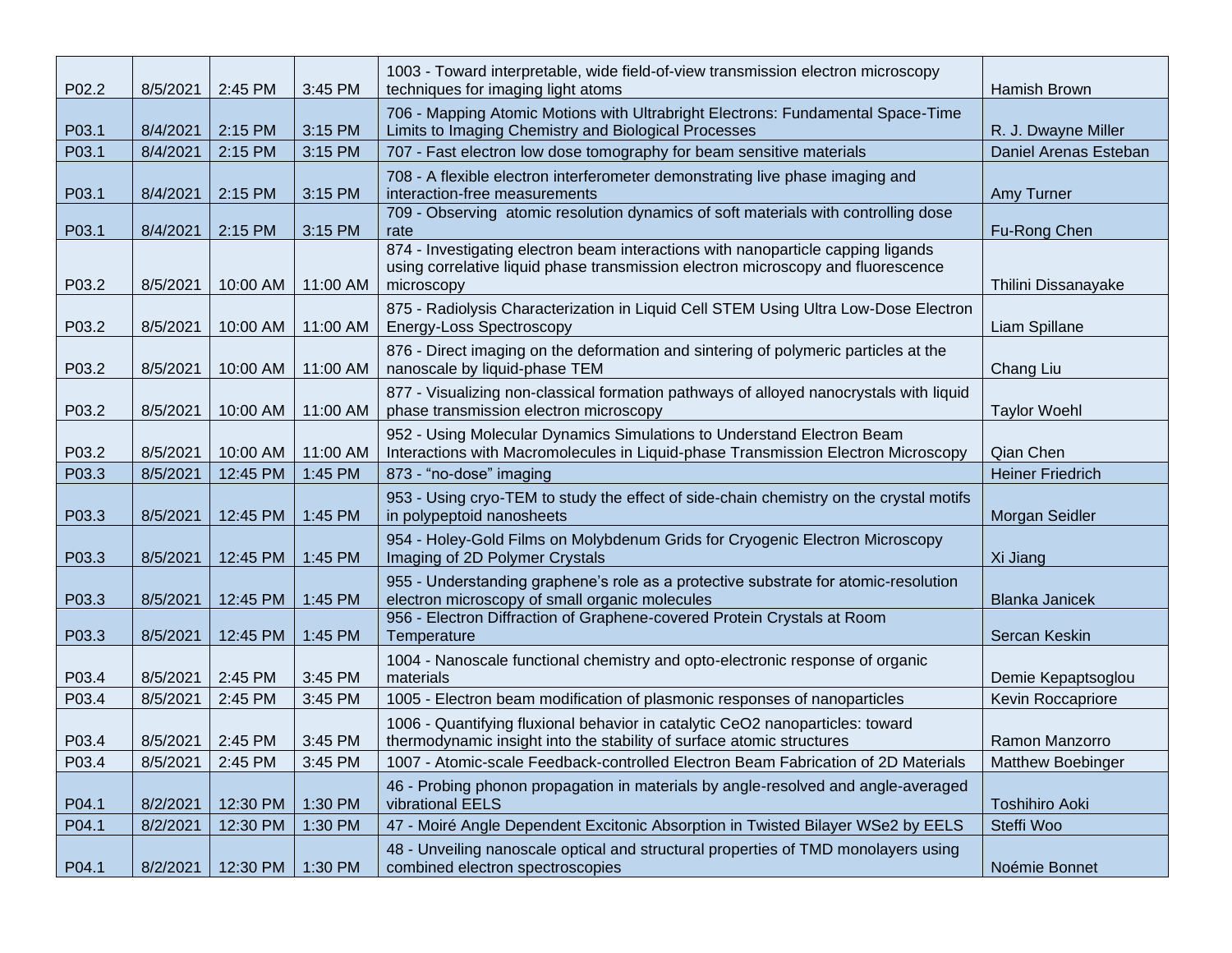| P02.2 | 8/5/2021 | 2:45 PM | 3:45 PM | 1003 - Toward interpretable, wide field-of-view transmission electron microscopy techniques for imaging light atoms | Hamish Brown |
|---|---|---|---|---|---|
| P03.1 | 8/4/2021 | 2:15 PM | 3:15 PM | 706 - Mapping Atomic Motions with Ultrabright Electrons: Fundamental Space-Time Limits to Imaging Chemistry and Biological Processes | R. J. Dwayne Miller |
| P03.1 | 8/4/2021 | 2:15 PM | 3:15 PM | 707 - Fast electron low dose tomography for beam sensitive materials | Daniel Arenas Esteban |
| P03.1 | 8/4/2021 | 2:15 PM | 3:15 PM | 708 - A flexible electron interferometer demonstrating live phase imaging and interaction-free measurements | Amy Turner |
| P03.1 | 8/4/2021 | 2:15 PM | 3:15 PM | 709 - Observing atomic resolution dynamics of soft materials with controlling dose rate | Fu-Rong Chen |
| P03.2 | 8/5/2021 | 10:00 AM | 11:00 AM | 874 - Investigating electron beam interactions with nanoparticle capping ligands using correlative liquid phase transmission electron microscopy and fluorescence microscopy | Thilini Dissanayake |
| P03.2 | 8/5/2021 | 10:00 AM | 11:00 AM | 875 - Radiolysis Characterization in Liquid Cell STEM Using Ultra Low-Dose Electron Energy-Loss Spectroscopy | Liam Spillane |
| P03.2 | 8/5/2021 | 10:00 AM | 11:00 AM | 876 - Direct imaging on the deformation and sintering of polymeric particles at the nanoscale by liquid-phase TEM | Chang Liu |
| P03.2 | 8/5/2021 | 10:00 AM | 11:00 AM | 877 - Visualizing non-classical formation pathways of alloyed nanocrystals with liquid phase transmission electron microscopy | Taylor Woehl |
| P03.2 | 8/5/2021 | 10:00 AM | 11:00 AM | 952 - Using Molecular Dynamics Simulations to Understand Electron Beam Interactions with Macromolecules in Liquid-phase Transmission Electron Microscopy | Qian Chen |
| P03.3 | 8/5/2021 | 12:45 PM | 1:45 PM | 873 - “no-dose” imaging | Heiner Friedrich |
| P03.3 | 8/5/2021 | 12:45 PM | 1:45 PM | 953 - Using cryo-TEM to study the effect of side-chain chemistry on the crystal motifs in polypeptoid nanosheets | Morgan Seidler |
| P03.3 | 8/5/2021 | 12:45 PM | 1:45 PM | 954 - Holey-Gold Films on Molybdenum Grids for Cryogenic Electron Microscopy Imaging of 2D Polymer Crystals | Xi Jiang |
| P03.3 | 8/5/2021 | 12:45 PM | 1:45 PM | 955 - Understanding graphene’s role as a protective substrate for atomic-resolution electron microscopy of small organic molecules | Blanka Janicek |
| P03.3 | 8/5/2021 | 12:45 PM | 1:45 PM | 956 - Electron Diffraction of Graphene-covered Protein Crystals at Room Temperature | Sercan Keskin |
| P03.4 | 8/5/2021 | 2:45 PM | 3:45 PM | 1004 - Nanoscale functional chemistry and opto-electronic response of organic materials | Demie Kepaptsoglou |
| P03.4 | 8/5/2021 | 2:45 PM | 3:45 PM | 1005 - Electron beam modification of plasmonic responses of nanoparticles | Kevin Roccapriore |
| P03.4 | 8/5/2021 | 2:45 PM | 3:45 PM | 1006 - Quantifying fluxional behavior in catalytic $CeO_2$ nanoparticles: toward thermodynamic insight into the stability of surface atomic structures | Ramon Manzorro |
| P03.4 | 8/5/2021 | 2:45 PM | 3:45 PM | 1007 - Atomic-scale Feedback-controlled Electron Beam Fabrication of 2D Materials | Matthew Boebinger |
| P04.1 | 8/2/2021 | 12:30 PM | 1:30 PM | 46 - Probing phonon propagation in materials by angle-resolved and angle-averaged vibrational EELS | Toshihiro Aoki |
| P04.1 | 8/2/2021 | 12:30 PM | 1:30 PM | 47 - Moiré Angle Dependent Excitonic Absorption in Twisted Bilayer $WSe_2$ by EELS | Steffi Woo |
| P04.1 | 8/2/2021 | 12:30 PM | 1:30 PM | 48 - Unveiling nanoscale optical and structural properties of TMD monolayers using combined electron spectroscopies | Noémie Bonnet |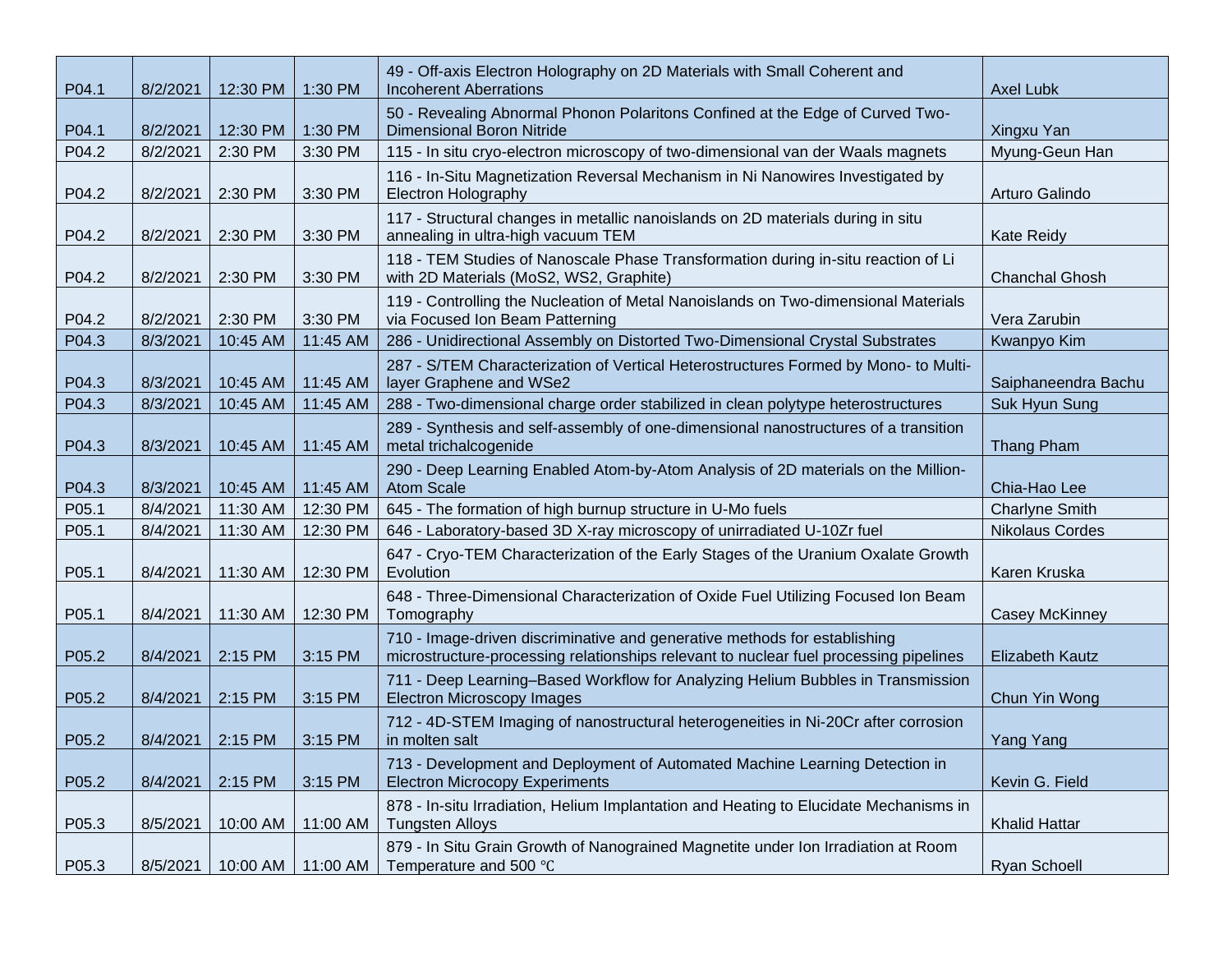| P04.1 | 8/2/2021 | 12:30 PM | 1:30 PM | 49 - Off-axis Electron Holography on 2D Materials with Small Coherent and Incoherent Aberrations | Axel Lubk |
|---|---|---|---|---|---|
| P04.1 | 8/2/2021 | 12:30 PM | 1:30 PM | 50 - Revealing Abnormal Phonon Polaritons Confined at the Edge of Curved Two-Dimensional Boron Nitride | Xingxu Yan |
| P04.2 | 8/2/2021 | 2:30 PM | 3:30 PM | 115 - In situ cryo-electron microscopy of two-dimensional van der Waals magnets | Myung-Geun Han |
| P04.2 | 8/2/2021 | 2:30 PM | 3:30 PM | 116 - In-Situ Magnetization Reversal Mechanism in Ni Nanowires Investigated by Electron Holography | Arturo Galindo |
| P04.2 | 8/2/2021 | 2:30 PM | 3:30 PM | 117 - Structural changes in metallic nanoislands on 2D materials during in situ annealing in ultra-high vacuum TEM | Kate Reidy |
| P04.2 | 8/2/2021 | 2:30 PM | 3:30 PM | 118 - TEM Studies of Nanoscale Phase Transformation during in-situ reaction of Li with 2D Materials (MoS2, WS2, Graphite) | Chanchal Ghosh |
| P04.2 | 8/2/2021 | 2:30 PM | 3:30 PM | 119 - Controlling the Nucleation of Metal Nanoislands on Two-dimensional Materials via Focused Ion Beam Patterning | Vera Zarubin |
| P04.3 | 8/3/2021 | 10:45 AM | 11:45 AM | 286 - Unidirectional Assembly on Distorted Two-Dimensional Crystal Substrates | Kwanpyo Kim |
| P04.3 | 8/3/2021 | 10:45 AM | 11:45 AM | 287 - S/TEM Characterization of Vertical Heterostructures Formed by Mono- to Multi-layer Graphene and WSe2 | Saiphaneendra Bachu |
| P04.3 | 8/3/2021 | 10:45 AM | 11:45 AM | 288 - Two-dimensional charge order stabilized in clean polytype heterostructures | Suk Hyun Sung |
| P04.3 | 8/3/2021 | 10:45 AM | 11:45 AM | 289 - Synthesis and self-assembly of one-dimensional nanostructures of a transition metal trichalcogenide | Thang Pham |
| P04.3 | 8/3/2021 | 10:45 AM | 11:45 AM | 290 - Deep Learning Enabled Atom-by-Atom Analysis of 2D materials on the Million-Atom Scale | Chia-Hao Lee |
| P05.1 | 8/4/2021 | 11:30 AM | 12:30 PM | 645 - The formation of high burnup structure in U-Mo fuels | Charlyne Smith |
| P05.1 | 8/4/2021 | 11:30 AM | 12:30 PM | 646 - Laboratory-based 3D X-ray microscopy of unirradiated U-10Zr fuel | Nikolaus Cordes |
| P05.1 | 8/4/2021 | 11:30 AM | 12:30 PM | 647 - Cryo-TEM Characterization of the Early Stages of the Uranium Oxalate Growth Evolution | Karen Kruska |
| P05.1 | 8/4/2021 | 11:30 AM | 12:30 PM | 648 - Three-Dimensional Characterization of Oxide Fuel Utilizing Focused Ion Beam Tomography | Casey McKinney |
| P05.2 | 8/4/2021 | 2:15 PM | 3:15 PM | 710 - Image-driven discriminative and generative methods for establishing microstructure-processing relationships relevant to nuclear fuel processing pipelines | Elizabeth Kautz |
| P05.2 | 8/4/2021 | 2:15 PM | 3:15 PM | 711 - Deep Learning–Based Workflow for Analyzing Helium Bubbles in Transmission Electron Microscopy Images | Chun Yin Wong |
| P05.2 | 8/4/2021 | 2:15 PM | 3:15 PM | 712 - 4D-STEM Imaging of nanostructural heterogeneities in Ni-20Cr after corrosion in molten salt | Yang Yang |
| P05.2 | 8/4/2021 | 2:15 PM | 3:15 PM | 713 - Development and Deployment of Automated Machine Learning Detection in Electron Microcopy Experiments | Kevin G. Field |
| P05.3 | 8/5/2021 | 10:00 AM | 11:00 AM | 878 - In-situ Irradiation, Helium Implantation and Heating to Elucidate Mechanisms in Tungsten Alloys | Khalid Hattar |
| P05.3 | 8/5/2021 | 10:00 AM | 11:00 AM | 879 - In Situ Grain Growth of Nanograined Magnetite under Ion Irradiation at Room Temperature and 500 ℃ | Ryan Schoell |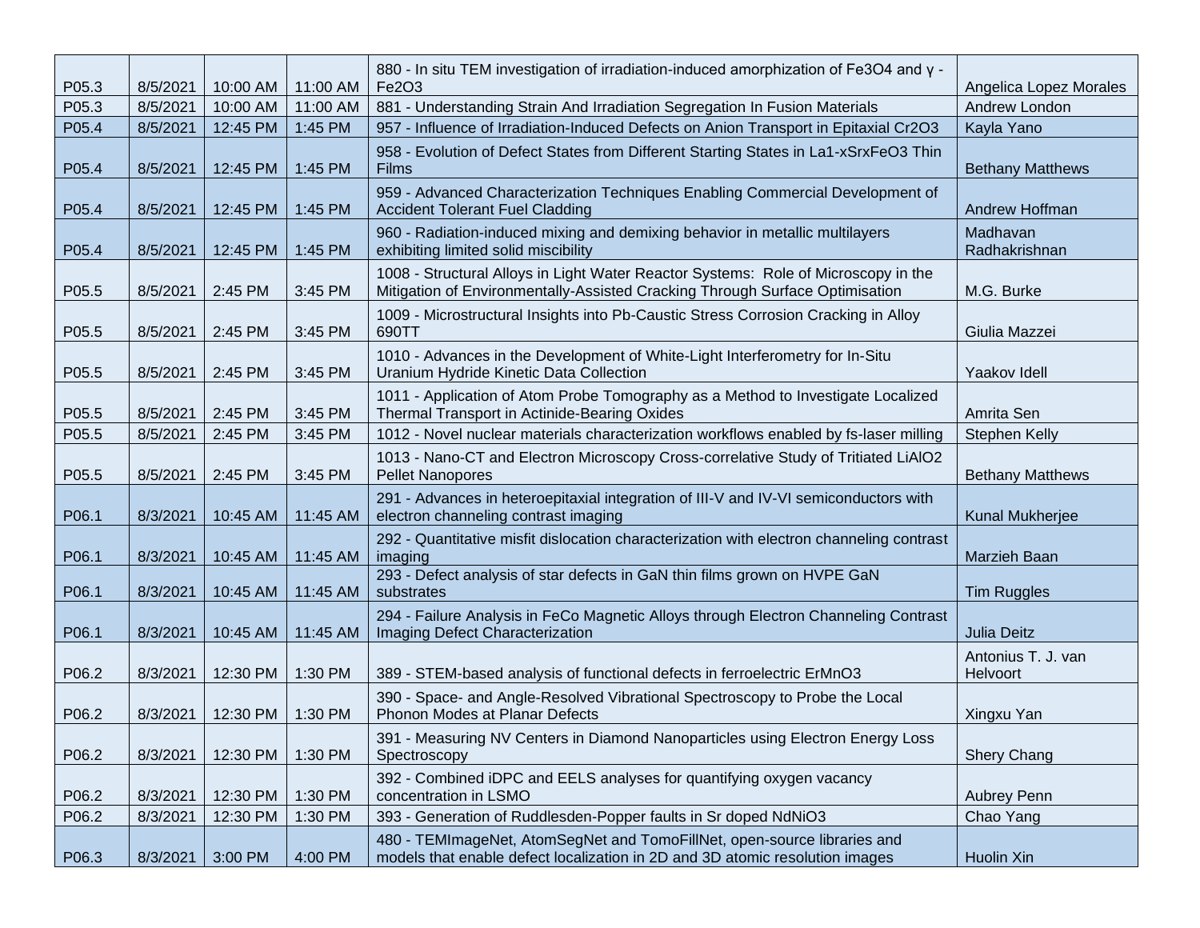| P05.3 | 8/5/2021 | 10:00 AM | 11:00 AM | 880 - In situ TEM investigation of irradiation-induced amorphization of $Fe_3O_4$ and γ - $Fe_2O_3$ | Angelica Lopez Morales |
|---|---|---|---|---|---|
| P05.3 | 8/5/2021 | 10:00 AM | 11:00 AM | 881 - Understanding Strain And Irradiation Segregation In Fusion Materials | Andrew London |
| P05.4 | 8/5/2021 | 12:45 PM | 1:45 PM | 957 - Influence of Irradiation-Induced Defects on Anion Transport in Epitaxial $Cr_2O_3$ | Kayla Yano |
| P05.4 | 8/5/2021 | 12:45 PM | 1:45 PM | 958 - Evolution of Defect States from Different Starting States in $La_{1-x}Sr_xFeO_3$ Thin Films | Bethany Matthews |
| P05.4 | 8/5/2021 | 12:45 PM | 1:45 PM | 959 - Advanced Characterization Techniques Enabling Commercial Development of Accident Tolerant Fuel Cladding | Andrew Hoffman |
| P05.4 | 8/5/2021 | 12:45 PM | 1:45 PM | 960 - Radiation-induced mixing and demixing behavior in metallic multilayers exhibiting limited solid miscibility | Madhavan Radhakrishnan |
| P05.5 | 8/5/2021 | 2:45 PM | 3:45 PM | 1008 - Structural Alloys in Light Water Reactor Systems: Role of Microscopy in the Mitigation of Environmentally-Assisted Cracking Through Surface Optimisation | M.G. Burke |
| P05.5 | 8/5/2021 | 2:45 PM | 3:45 PM | 1009 - Microstructural Insights into Pb-Caustic Stress Corrosion Cracking in Alloy 690TT | Giulia Mazzei |
| P05.5 | 8/5/2021 | 2:45 PM | 3:45 PM | 1010 - Advances in the Development of White-Light Interferometry for In-Situ Uranium Hydride Kinetic Data Collection | Yaakov Idell |
| P05.5 | 8/5/2021 | 2:45 PM | 3:45 PM | 1011 - Application of Atom Probe Tomography as a Method to Investigate Localized Thermal Transport in Actinide-Bearing Oxides | Amrita Sen |
| P05.5 | 8/5/2021 | 2:45 PM | 3:45 PM | 1012 - Novel nuclear materials characterization workflows enabled by fs-laser milling | Stephen Kelly |
| P05.5 | 8/5/2021 | 2:45 PM | 3:45 PM | 1013 - Nano-CT and Electron Microscopy Cross-correlative Study of Tritiated $LiAlO_2$ Pellet Nanopores | Bethany Matthews |
| P06.1 | 8/3/2021 | 10:45 AM | 11:45 AM | 291 - Advances in heteroepitaxial integration of III-V and IV-VI semiconductors with electron channeling contrast imaging | Kunal Mukherjee |
| P06.1 | 8/3/2021 | 10:45 AM | 11:45 AM | 292 - Quantitative misfit dislocation characterization with electron channeling contrast imaging | Marzieh Baan |
| P06.1 | 8/3/2021 | 10:45 AM | 11:45 AM | 293 - Defect analysis of star defects in GaN thin films grown on HVPE GaN substrates | Tim Ruggles |
| P06.1 | 8/3/2021 | 10:45 AM | 11:45 AM | 294 - Failure Analysis in FeCo Magnetic Alloys through Electron Channeling Contrast Imaging Defect Characterization | Julia Deitz |
| P06.2 | 8/3/2021 | 12:30 PM | 1:30 PM | 389 - STEM-based analysis of functional defects in ferroelectric $ErMnO_3$ | Antonius T. J. van Helvoort |
| P06.2 | 8/3/2021 | 12:30 PM | 1:30 PM | 390 - Space- and Angle-Resolved Vibrational Spectroscopy to Probe the Local Phonon Modes at Planar Defects | Xingxu Yan |
| P06.2 | 8/3/2021 | 12:30 PM | 1:30 PM | 391 - Measuring NV Centers in Diamond Nanoparticles using Electron Energy Loss Spectroscopy | Shery Chang |
| P06.2 | 8/3/2021 | 12:30 PM | 1:30 PM | 392 - Combined iDPC and EELS analyses for quantifying oxygen vacancy concentration in LSMO | Aubrey Penn |
| P06.2 | 8/3/2021 | 12:30 PM | 1:30 PM | 393 - Generation of Ruddlesden-Popper faults in Sr doped $NdNiO_3$ | Chao Yang |
| P06.3 | 8/3/2021 | 3:00 PM | 4:00 PM | 480 - TEMImageNet, AtomSegNet and TomoFillNet, open-source libraries and models that enable defect localization in 2D and 3D atomic resolution images | Huolin Xin |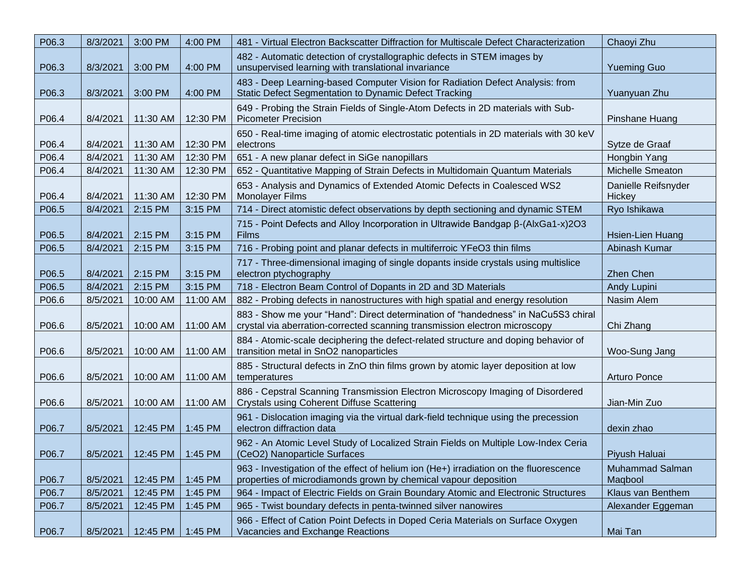| P06.3 | 8/3/2021 | 3:00 PM | 4:00 PM | 481 - Virtual Electron Backscatter Diffraction for Multiscale Defect Characterization | Chaoyi Zhu |
|---|---|---|---|---|---|
| P06.3 | 8/3/2021 | 3:00 PM | 4:00 PM | 482 - Automatic detection of crystallographic defects in STEM images by unsupervised learning with translational invariance | Yueming Guo |
| P06.3 | 8/3/2021 | 3:00 PM | 4:00 PM | 483 - Deep Learning-based Computer Vision for Radiation Defect Analysis: from Static Defect Segmentation to Dynamic Defect Tracking | Yuanyuan Zhu |
| P06.4 | 8/4/2021 | 11:30 AM | 12:30 PM | 649 - Probing the Strain Fields of Single-Atom Defects in 2D materials with Sub-Picometer Precision | Pinshane Huang |
| P06.4 | 8/4/2021 | 11:30 AM | 12:30 PM | 650 - Real-time imaging of atomic electrostatic potentials in 2D materials with 30 keV electrons | Sytze de Graaf |
| P06.4 | 8/4/2021 | 11:30 AM | 12:30 PM | 651 - A new planar defect in SiGe nanopillars | Hongbin Yang |
| P06.4 | 8/4/2021 | 11:30 AM | 12:30 PM | 652 - Quantitative Mapping of Strain Defects in Multidomain Quantum Materials | Michelle Smeaton |
| P06.4 | 8/4/2021 | 11:30 AM | 12:30 PM | 653 - Analysis and Dynamics of Extended Atomic Defects in Coalesced $WS_2$ Monolayer Films | Danielle Reifsnyder Hickey |
| P06.5 | 8/4/2021 | 2:15 PM | 3:15 PM | 714 - Direct atomistic defect observations by depth sectioning and dynamic STEM | Ryo Ishikawa |
| P06.5 | 8/4/2021 | 2:15 PM | 3:15 PM | 715 - Point Defects and Alloy Incorporation in Ultrawide Bandgap β-$(Al_xGa_{1-x})_2O_3$ Films | Hsien-Lien Huang |
| P06.5 | 8/4/2021 | 2:15 PM | 3:15 PM | 716 - Probing point and planar defects in multiferroic $YFeO_3$ thin films | Abinash Kumar |
| P06.5 | 8/4/2021 | 2:15 PM | 3:15 PM | 717 - Three-dimensional imaging of single dopants inside crystals using multislice electron ptychography | Zhen Chen |
| P06.5 | 8/4/2021 | 2:15 PM | 3:15 PM | 718 - Electron Beam Control of Dopants in 2D and 3D Materials | Andy Lupini |
| P06.6 | 8/5/2021 | 10:00 AM | 11:00 AM | 882 - Probing defects in nanostructures with high spatial and energy resolution | Nasim Alem |
| P06.6 | 8/5/2021 | 10:00 AM | 11:00 AM | 883 - Show me your "Hand": Direct determination of "handedness" in $NaCu_5S_3$ chiral crystal via aberration-corrected scanning transmission electron microscopy | Chi Zhang |
| P06.6 | 8/5/2021 | 10:00 AM | 11:00 AM | 884 - Atomic-scale deciphering the defect-related structure and doping behavior of transition metal in $SnO_2$ nanoparticles | Woo-Sung Jang |
| P06.6 | 8/5/2021 | 10:00 AM | 11:00 AM | 885 - Structural defects in ZnO thin films grown by atomic layer deposition at low temperatures | Arturo Ponce |
| P06.6 | 8/5/2021 | 10:00 AM | 11:00 AM | 886 - Cepstral Scanning Transmission Electron Microscopy Imaging of Disordered Crystals using Coherent Diffuse Scattering | Jian-Min Zuo |
| P06.7 | 8/5/2021 | 12:45 PM | 1:45 PM | 961 - Dislocation imaging via the virtual dark-field technique using the precession electron diffraction data | dexin zhao |
| P06.7 | 8/5/2021 | 12:45 PM | 1:45 PM | 962 - An Atomic Level Study of Localized Strain Fields on Multiple Low-Index Ceria ($CeO_2$) Nanoparticle Surfaces | Piyush Haluai |
| P06.7 | 8/5/2021 | 12:45 PM | 1:45 PM | 963 - Investigation of the effect of helium ion ($He^+$) irradiation on the fluorescence properties of microdiamonds grown by chemical vapour deposition | Muhammad Salman Maqbool |
| P06.7 | 8/5/2021 | 12:45 PM | 1:45 PM | 964 - Impact of Electric Fields on Grain Boundary Atomic and Electronic Structures | Klaus van Benthem |
| P06.7 | 8/5/2021 | 12:45 PM | 1:45 PM | 965 - Twist boundary defects in penta-twinned silver nanowires | Alexander Eggeman |
| P06.7 | 8/5/2021 | 12:45 PM | 1:45 PM | 966 - Effect of Cation Point Defects in Doped Ceria Materials on Surface Oxygen Vacancies and Exchange Reactions | Mai Tan |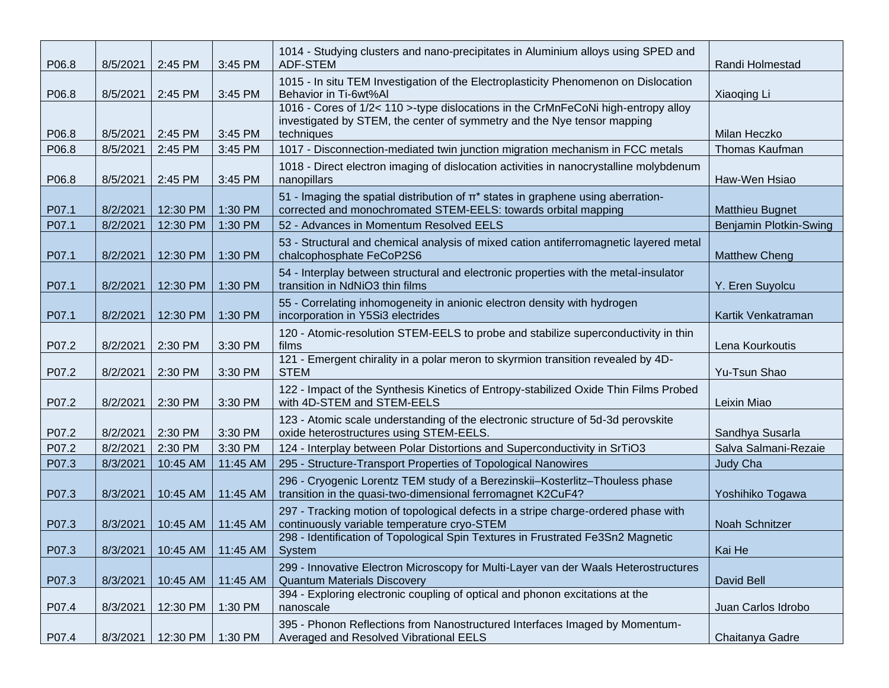| P06.8 | 8/5/2021 | 2:45 PM | 3:45 PM | 1014 - Studying clusters and nano-precipitates in Aluminium alloys using SPED and ADF-STEM | Randi Holmestad |
|---|---|---|---|---|---|
| P06.8 | 8/5/2021 | 2:45 PM | 3:45 PM | 1015 - In situ TEM Investigation of the Electroplasticity Phenomenon on Dislocation Behavior in Ti-6wt%Al | Xiaoqing Li |
| P06.8 | 8/5/2021 | 2:45 PM | 3:45 PM | 1016 - Cores of 1/2< 110 >-type dislocations in the CrMnFeCoNi high-entropy alloy investigated by STEM, the center of symmetry and the Nye tensor mapping techniques | Milan Heczko |
| P06.8 | 8/5/2021 | 2:45 PM | 3:45 PM | 1017 - Disconnection-mediated twin junction migration mechanism in FCC metals | Thomas Kaufman |
| P06.8 | 8/5/2021 | 2:45 PM | 3:45 PM | 1018 - Direct electron imaging of dislocation activities in nanocrystalline molybdenum nanopillars | Haw-Wen Hsiao |
| P07.1 | 8/2/2021 | 12:30 PM | 1:30 PM | 51 - Imaging the spatial distribution of π* states in graphene using aberration-corrected and monochromated STEM-EELS: towards orbital mapping | Matthieu Bugnet |
| P07.1 | 8/2/2021 | 12:30 PM | 1:30 PM | 52 - Advances in Momentum Resolved EELS | Benjamin Plotkin-Swing |
| P07.1 | 8/2/2021 | 12:30 PM | 1:30 PM | 53 - Structural and chemical analysis of mixed cation antiferromagnetic layered metal chalcophosphate FeCoP2S6 | Matthew Cheng |
| P07.1 | 8/2/2021 | 12:30 PM | 1:30 PM | 54 - Interplay between structural and electronic properties with the metal-insulator transition in NdNiO3 thin films | Y. Eren Suyolcu |
| P07.1 | 8/2/2021 | 12:30 PM | 1:30 PM | 55 - Correlating inhomogeneity in anionic electron density with hydrogen incorporation in Y5Si3 electrides | Kartik Venkatraman |
| P07.2 | 8/2/2021 | 2:30 PM | 3:30 PM | 120 - Atomic-resolution STEM-EELS to probe and stabilize superconductivity in thin films | Lena Kourkoutis |
| P07.2 | 8/2/2021 | 2:30 PM | 3:30 PM | 121 - Emergent chirality in a polar meron to skyrmion transition revealed by 4D-STEM | Yu-Tsun Shao |
| P07.2 | 8/2/2021 | 2:30 PM | 3:30 PM | 122 - Impact of the Synthesis Kinetics of Entropy-stabilized Oxide Thin Films Probed with 4D-STEM and STEM-EELS | Leixin Miao |
| P07.2 | 8/2/2021 | 2:30 PM | 3:30 PM | 123 - Atomic scale understanding of the electronic structure of 5d-3d perovskite oxide heterostructures using STEM-EELS. | Sandhya Susarla |
| P07.2 | 8/2/2021 | 2:30 PM | 3:30 PM | 124 - Interplay between Polar Distortions and Superconductivity in SrTiO3 | Salva Salmani-Rezaie |
| P07.3 | 8/3/2021 | 10:45 AM | 11:45 AM | 295 - Structure-Transport Properties of Topological Nanowires | Judy Cha |
| P07.3 | 8/3/2021 | 10:45 AM | 11:45 AM | 296 - Cryogenic Lorentz TEM study of a Berezinskii–Kosterlitz–Thouless phase transition in the quasi-two-dimensional ferromagnet K2CuF4? | Yoshihiko Togawa |
| P07.3 | 8/3/2021 | 10:45 AM | 11:45 AM | 297 - Tracking motion of topological defects in a stripe charge-ordered phase with continuously variable temperature cryo-STEM | Noah Schnitzer |
| P07.3 | 8/3/2021 | 10:45 AM | 11:45 AM | 298 - Identification of Topological Spin Textures in Frustrated Fe3Sn2 Magnetic System | Kai He |
| P07.3 | 8/3/2021 | 10:45 AM | 11:45 AM | 299 - Innovative Electron Microscopy for Multi-Layer van der Waals Heterostructures Quantum Materials Discovery | David Bell |
| P07.4 | 8/3/2021 | 12:30 PM | 1:30 PM | 394 - Exploring electronic coupling of optical and phonon excitations at the nanoscale | Juan Carlos Idrobo |
| P07.4 | 8/3/2021 | 12:30 PM | 1:30 PM | 395 - Phonon Reflections from Nanostructured Interfaces Imaged by Momentum-Averaged and Resolved Vibrational EELS | Chaitanya Gadre |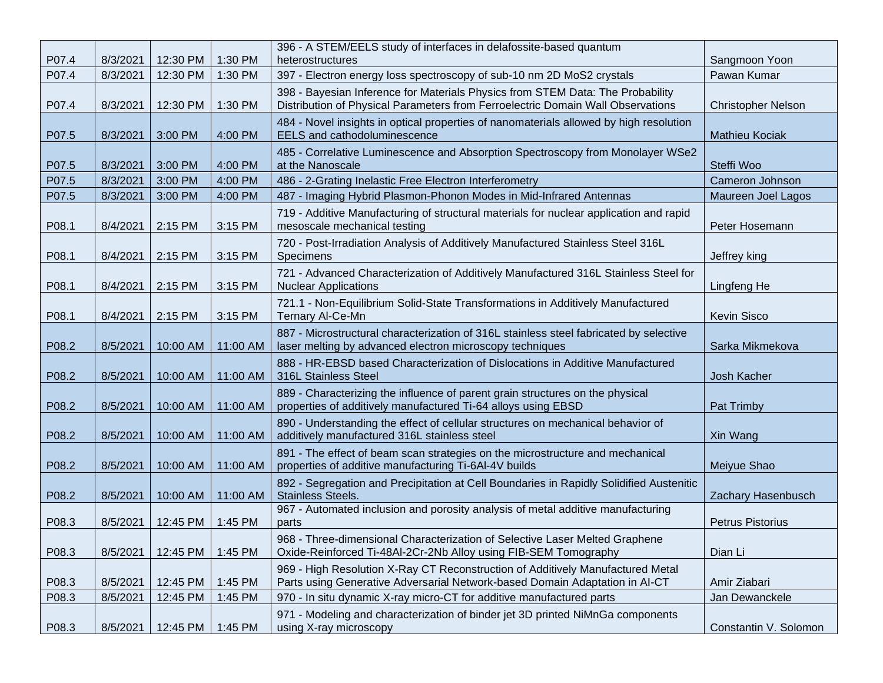| P07.4 | 8/3/2021 | 12:30 PM | 1:30 PM | 396 - A STEM/EELS study of interfaces in delafossite-based quantum heterostructures | Sangmoon Yoon |
|---|---|---|---|---|---|
| P07.4 | 8/3/2021 | 12:30 PM | 1:30 PM | 397 - Electron energy loss spectroscopy of sub-10 nm 2D MoS2 crystals | Pawan Kumar |
| P07.4 | 8/3/2021 | 12:30 PM | 1:30 PM | 398 - Bayesian Inference for Materials Physics from STEM Data: The Probability Distribution of Physical Parameters from Ferroelectric Domain Wall Observations | Christopher Nelson |
| P07.5 | 8/3/2021 | 3:00 PM | 4:00 PM | 484 - Novel insights in optical properties of nanomaterials allowed by high resolution EELS and cathodoluminescence | Mathieu Kociak |
| P07.5 | 8/3/2021 | 3:00 PM | 4:00 PM | 485 - Correlative Luminescence and Absorption Spectroscopy from Monolayer WSe2 at the Nanoscale | Steffi Woo |
| P07.5 | 8/3/2021 | 3:00 PM | 4:00 PM | 486 - 2-Grating Inelastic Free Electron Interferometry | Cameron Johnson |
| P07.5 | 8/3/2021 | 3:00 PM | 4:00 PM | 487 - Imaging Hybrid Plasmon-Phonon Modes in Mid-Infrared Antennas | Maureen Joel Lagos |
| P08.1 | 8/4/2021 | 2:15 PM | 3:15 PM | 719 - Additive Manufacturing of structural materials for nuclear application and rapid mesoscale mechanical testing | Peter Hosemann |
| P08.1 | 8/4/2021 | 2:15 PM | 3:15 PM | 720 - Post-Irradiation Analysis of Additively Manufactured Stainless Steel 316L Specimens | Jeffrey king |
| P08.1 | 8/4/2021 | 2:15 PM | 3:15 PM | 721 - Advanced Characterization of Additively Manufactured 316L Stainless Steel for Nuclear Applications | Lingfeng He |
| P08.1 | 8/4/2021 | 2:15 PM | 3:15 PM | 721.1 - Non-Equilibrium Solid-State Transformations in Additively Manufactured Ternary Al-Ce-Mn | Kevin Sisco |
| P08.2 | 8/5/2021 | 10:00 AM | 11:00 AM | 887 - Microstructural characterization of 316L stainless steel fabricated by selective laser melting by advanced electron microscopy techniques | Sarka Mikmekova |
| P08.2 | 8/5/2021 | 10:00 AM | 11:00 AM | 888 - HR-EBSD based Characterization of Dislocations in Additive Manufactured 316L Stainless Steel | Josh Kacher |
| P08.2 | 8/5/2021 | 10:00 AM | 11:00 AM | 889 - Characterizing the influence of parent grain structures on the physical properties of additively manufactured Ti-64 alloys using EBSD | Pat Trimby |
| P08.2 | 8/5/2021 | 10:00 AM | 11:00 AM | 890 - Understanding the effect of cellular structures on mechanical behavior of additively manufactured 316L stainless steel | Xin Wang |
| P08.2 | 8/5/2021 | 10:00 AM | 11:00 AM | 891 - The effect of beam scan strategies on the microstructure and mechanical properties of additive manufacturing Ti-6Al-4V builds | Meiyue Shao |
| P08.2 | 8/5/2021 | 10:00 AM | 11:00 AM | 892 - Segregation and Precipitation at Cell Boundaries in Rapidly Solidified Austenitic Stainless Steels. | Zachary Hasenbusch |
| P08.3 | 8/5/2021 | 12:45 PM | 1:45 PM | 967 - Automated inclusion and porosity analysis of metal additive manufacturing parts | Petrus Pistorius |
| P08.3 | 8/5/2021 | 12:45 PM | 1:45 PM | 968 - Three-dimensional Characterization of Selective Laser Melted Graphene Oxide-Reinforced Ti-48Al-2Cr-2Nb Alloy using FIB-SEM Tomography | Dian Li |
| P08.3 | 8/5/2021 | 12:45 PM | 1:45 PM | 969 - High Resolution X-Ray CT Reconstruction of Additively Manufactured Metal Parts using Generative Adversarial Network-based Domain Adaptation in AI-CT | Amir Ziabari |
| P08.3 | 8/5/2021 | 12:45 PM | 1:45 PM | 970 - In situ dynamic X-ray micro-CT for additive manufactured parts | Jan Dewanckele |
| P08.3 | 8/5/2021 | 12:45 PM | 1:45 PM | 971 - Modeling and characterization of binder jet 3D printed NiMnGa components using X-ray microscopy | Constantin V. Solomon |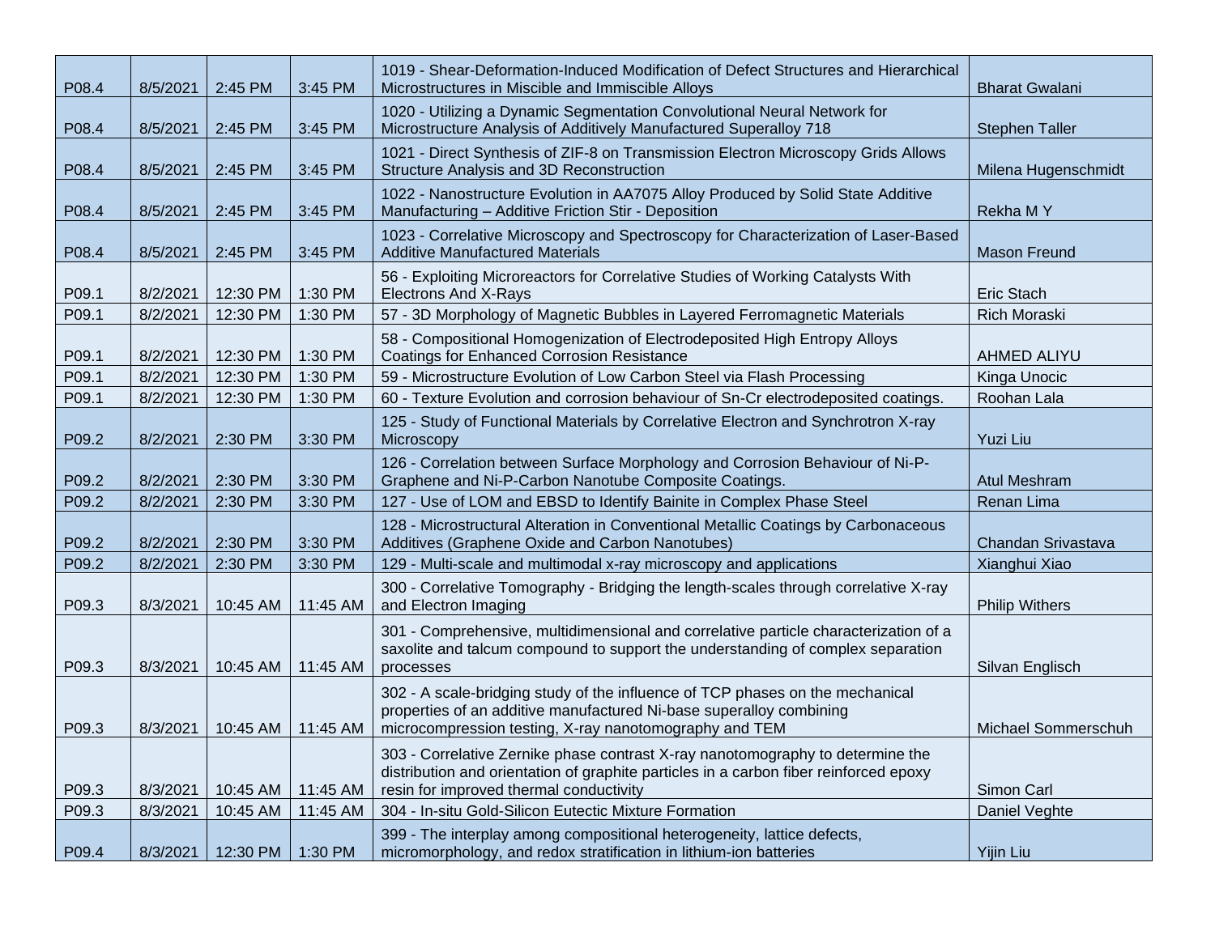| | | | | | |
|---|---|---|---|---|---|
| P08.4 | 8/5/2021 | 2:45 PM | 3:45 PM | 1019 - Shear-Deformation-Induced Modification of Defect Structures and Hierarchical Microstructures in Miscible and Immiscible Alloys | Bharat Gwalani |
| P08.4 | 8/5/2021 | 2:45 PM | 3:45 PM | 1020 - Utilizing a Dynamic Segmentation Convolutional Neural Network for Microstructure Analysis of Additively Manufactured Superalloy 718 | Stephen Taller |
| P08.4 | 8/5/2021 | 2:45 PM | 3:45 PM | 1021 - Direct Synthesis of ZIF-8 on Transmission Electron Microscopy Grids Allows Structure Analysis and 3D Reconstruction | Milena Hugenschmidt |
| P08.4 | 8/5/2021 | 2:45 PM | 3:45 PM | 1022 - Nanostructure Evolution in AA7075 Alloy Produced by Solid State Additive Manufacturing – Additive Friction Stir - Deposition | Rekha M Y |
| P08.4 | 8/5/2021 | 2:45 PM | 3:45 PM | 1023 - Correlative Microscopy and Spectroscopy for Characterization of Laser-Based Additive Manufactured Materials | Mason Freund |
| P09.1 | 8/2/2021 | 12:30 PM | 1:30 PM | 56 - Exploiting Microreactors for Correlative Studies of Working Catalysts With Electrons And X-Rays | Eric Stach |
| P09.1 | 8/2/2021 | 12:30 PM | 1:30 PM | 57 - 3D Morphology of Magnetic Bubbles in Layered Ferromagnetic Materials | Rich Moraski |
| P09.1 | 8/2/2021 | 12:30 PM | 1:30 PM | 58 - Compositional Homogenization of Electrodeposited High Entropy Alloys Coatings for Enhanced Corrosion Resistance | AHMED ALIYU |
| P09.1 | 8/2/2021 | 12:30 PM | 1:30 PM | 59 - Microstructure Evolution of Low Carbon Steel via Flash Processing | Kinga Unocic |
| P09.1 | 8/2/2021 | 12:30 PM | 1:30 PM | 60 - Texture Evolution and corrosion behaviour of Sn-Cr electrodeposited coatings. | Roohan Lala |
| P09.2 | 8/2/2021 | 2:30 PM | 3:30 PM | 125 - Study of Functional Materials by Correlative Electron and Synchrotron X-ray Microscopy | Yuzi Liu |
| P09.2 | 8/2/2021 | 2:30 PM | 3:30 PM | 126 - Correlation between Surface Morphology and Corrosion Behaviour of Ni-P-Graphene and Ni-P-Carbon Nanotube Composite Coatings. | Atul Meshram |
| P09.2 | 8/2/2021 | 2:30 PM | 3:30 PM | 127 - Use of LOM and EBSD to Identify Bainite in Complex Phase Steel | Renan Lima |
| P09.2 | 8/2/2021 | 2:30 PM | 3:30 PM | 128 - Microstructural Alteration in Conventional Metallic Coatings by Carbonaceous Additives (Graphene Oxide and Carbon Nanotubes) | Chandan Srivastava |
| P09.2 | 8/2/2021 | 2:30 PM | 3:30 PM | 129 - Multi-scale and multimodal x-ray microscopy and applications | Xianghui Xiao |
| P09.3 | 8/3/2021 | 10:45 AM | 11:45 AM | 300 - Correlative Tomography - Bridging the length-scales through correlative X-ray and Electron Imaging | Philip Withers |
| P09.3 | 8/3/2021 | 10:45 AM | 11:45 AM | 301 - Comprehensive, multidimensional and correlative particle characterization of a saxolite and talcum compound to support the understanding of complex separation processes | Silvan Englisch |
| P09.3 | 8/3/2021 | 10:45 AM | 11:45 AM | 302 - A scale-bridging study of the influence of TCP phases on the mechanical properties of an additive manufactured Ni-base superalloy combining microcompression testing, X-ray nanotomography and TEM | Michael Sommerschuh |
| P09.3 | 8/3/2021 | 10:45 AM | 11:45 AM | 303 - Correlative Zernike phase contrast X-ray nanotomography to determine the distribution and orientation of graphite particles in a carbon fiber reinforced epoxy resin for improved thermal conductivity | Simon Carl |
| P09.3 | 8/3/2021 | 10:45 AM | 11:45 AM | 304 - In-situ Gold-Silicon Eutectic Mixture Formation | Daniel Veghte |
| P09.4 | 8/3/2021 | 12:30 PM | 1:30 PM | 399 - The interplay among compositional heterogeneity, lattice defects, micromorphology, and redox stratification in lithium-ion batteries | Yijin Liu |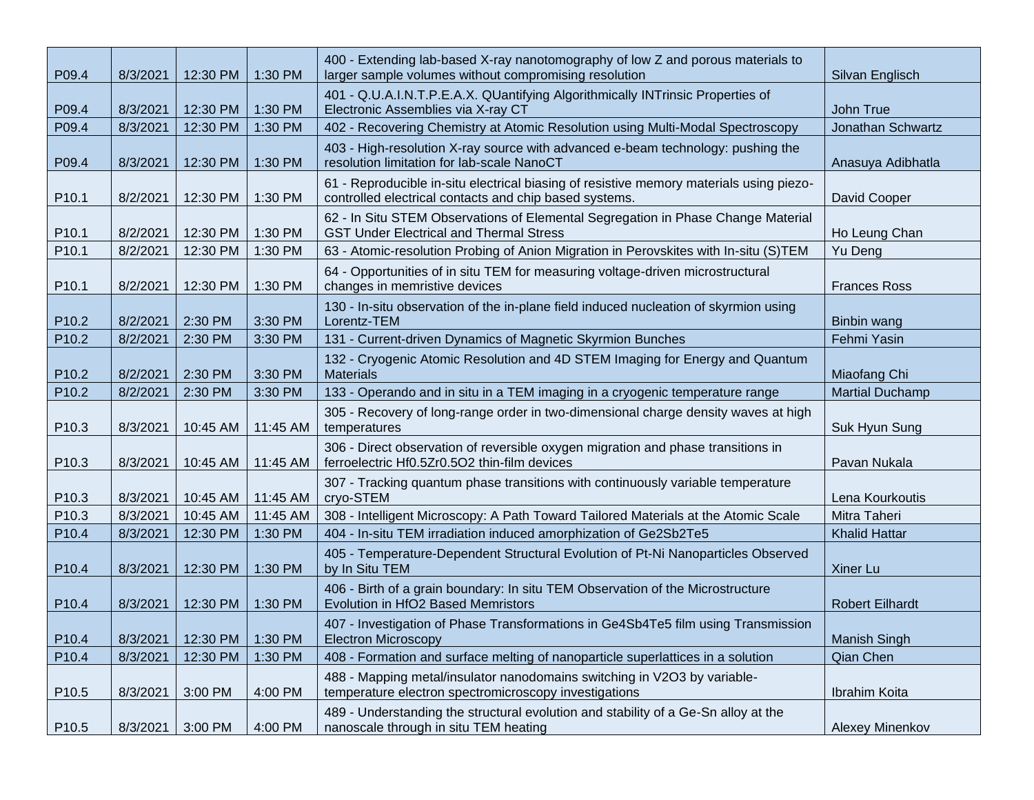| | | | | | |
|---|---|---|---|---|---|
| P09.4 | 8/3/2021 | 12:30 PM | 1:30 PM | 400 - Extending lab-based X-ray nanotomography of low Z and porous materials to larger sample volumes without compromising resolution | Silvan Englisch |
| P09.4 | 8/3/2021 | 12:30 PM | 1:30 PM | 401 - Q.U.A.I.N.T.P.E.A.X. QUantifying Algorithmically INTrinsic Properties of Electronic Assemblies via X-ray CT | John True |
| P09.4 | 8/3/2021 | 12:30 PM | 1:30 PM | 402 - Recovering Chemistry at Atomic Resolution using Multi-Modal Spectroscopy | Jonathan Schwartz |
| P09.4 | 8/3/2021 | 12:30 PM | 1:30 PM | 403 - High-resolution X-ray source with advanced e-beam technology: pushing the resolution limitation for lab-scale NanoCT | Anasuya Adibhatla |
| P10.1 | 8/2/2021 | 12:30 PM | 1:30 PM | 61 - Reproducible in-situ electrical biasing of resistive memory materials using piezo-controlled electrical contacts and chip based systems. | David Cooper |
| P10.1 | 8/2/2021 | 12:30 PM | 1:30 PM | 62 - In Situ STEM Observations of Elemental Segregation in Phase Change Material GST Under Electrical and Thermal Stress | Ho Leung Chan |
| P10.1 | 8/2/2021 | 12:30 PM | 1:30 PM | 63 - Atomic-resolution Probing of Anion Migration in Perovskites with In-situ (S)TEM | Yu Deng |
| P10.1 | 8/2/2021 | 12:30 PM | 1:30 PM | 64 - Opportunities of in situ TEM for measuring voltage-driven microstructural changes in memristive devices | Frances Ross |
| P10.2 | 8/2/2021 | 2:30 PM | 3:30 PM | 130 - In-situ observation of the in-plane field induced nucleation of skyrmion using Lorentz-TEM | Binbin wang |
| P10.2 | 8/2/2021 | 2:30 PM | 3:30 PM | 131 - Current-driven Dynamics of Magnetic Skyrmion Bunches | Fehmi Yasin |
| P10.2 | 8/2/2021 | 2:30 PM | 3:30 PM | 132 - Cryogenic Atomic Resolution and 4D STEM Imaging for Energy and Quantum Materials | Miaofang Chi |
| P10.2 | 8/2/2021 | 2:30 PM | 3:30 PM | 133 - Operando and in situ in a TEM imaging in a cryogenic temperature range | Martial Duchamp |
| P10.3 | 8/3/2021 | 10:45 AM | 11:45 AM | 305 - Recovery of long-range order in two-dimensional charge density waves at high temperatures | Suk Hyun Sung |
| P10.3 | 8/3/2021 | 10:45 AM | 11:45 AM | 306 - Direct observation of reversible oxygen migration and phase transitions in ferroelectric $Hf_{0.5}Zr_{0.5}O_2$ thin-film devices | Pavan Nukala |
| P10.3 | 8/3/2021 | 10:45 AM | 11:45 AM | 307 - Tracking quantum phase transitions with continuously variable temperature cryo-STEM | Lena Kourkoutis |
| P10.3 | 8/3/2021 | 10:45 AM | 11:45 AM | 308 - Intelligent Microscopy: A Path Toward Tailored Materials at the Atomic Scale | Mitra Taheri |
| P10.4 | 8/3/2021 | 12:30 PM | 1:30 PM | 404 - In-situ TEM irradiation induced amorphization of $Ge_2Sb_2Te_5$ | Khalid Hattar |
| P10.4 | 8/3/2021 | 12:30 PM | 1:30 PM | 405 - Temperature-Dependent Structural Evolution of Pt-Ni Nanoparticles Observed by In Situ TEM | Xiner Lu |
| P10.4 | 8/3/2021 | 12:30 PM | 1:30 PM | 406 - Birth of a grain boundary: In situ TEM Observation of the Microstructure Evolution in $HfO_2$ Based Memristors | Robert Eilhardt |
| P10.4 | 8/3/2021 | 12:30 PM | 1:30 PM | 407 - Investigation of Phase Transformations in $Ge_4Sb_4Te_5$ film using Transmission Electron Microscopy | Manish Singh |
| P10.4 | 8/3/2021 | 12:30 PM | 1:30 PM | 408 - Formation and surface melting of nanoparticle superlattices in a solution | Qian Chen |
| P10.5 | 8/3/2021 | 3:00 PM | 4:00 PM | 488 - Mapping metal/insulator nanodomains switching in $V_2O_3$ by variable-temperature electron spectromicroscopy investigations | Ibrahim Koita |
| P10.5 | 8/3/2021 | 3:00 PM | 4:00 PM | 489 - Understanding the structural evolution and stability of a Ge-Sn alloy at the nanoscale through in situ TEM heating | Alexey Minenkov |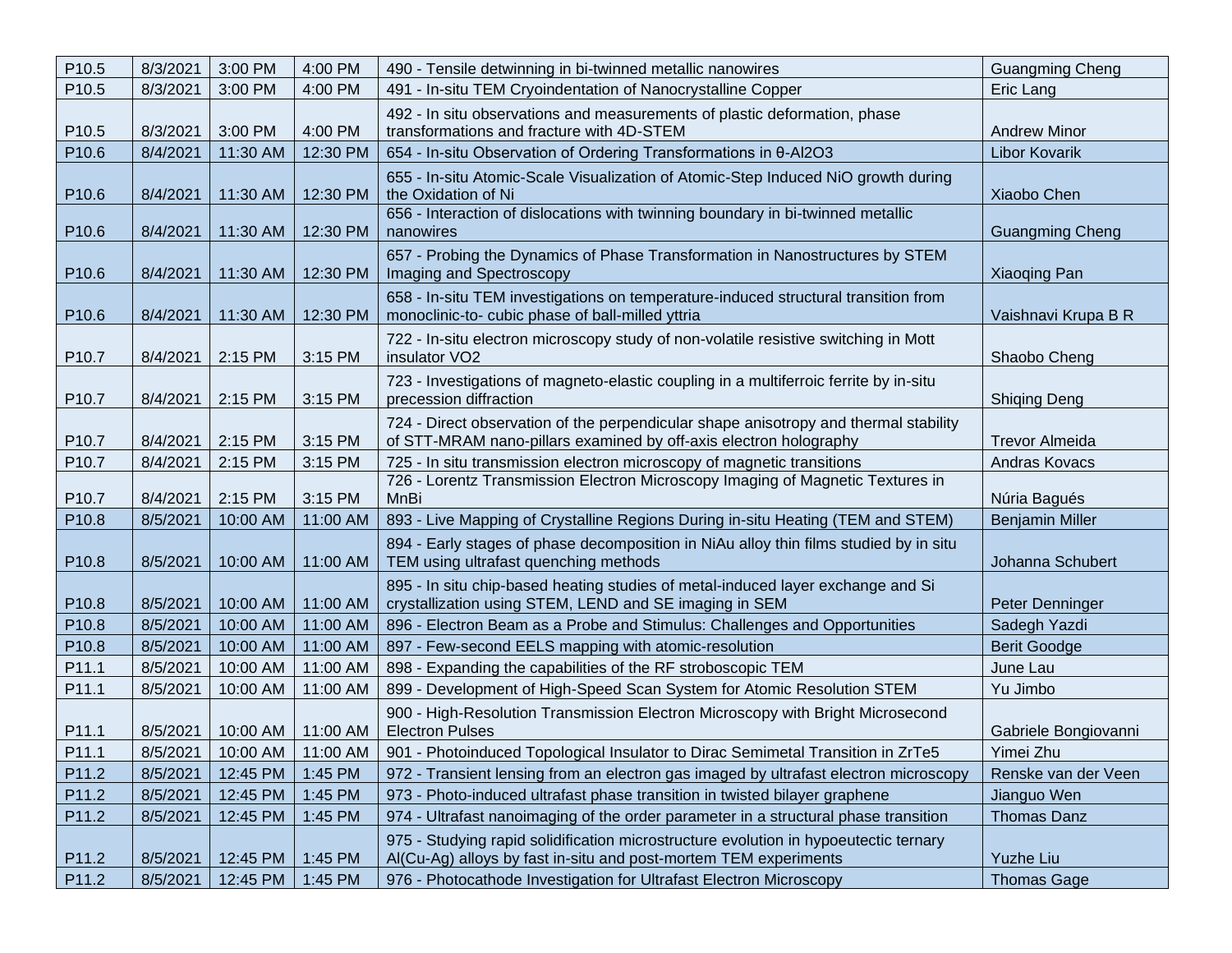| P10.5 | 8/3/2021 | 3:00 PM | 4:00 PM | 490 - Tensile detwinning in bi-twinned metallic nanowires | Guangming Cheng |
|---|---|---|---|---|---|
| P10.5 | 8/3/2021 | 3:00 PM | 4:00 PM | 491 - In-situ TEM Cryoindentation of Nanocrystalline Copper | Eric Lang |
| P10.5 | 8/3/2021 | 3:00 PM | 4:00 PM | 492 - In situ observations and measurements of plastic deformation, phase transformations and fracture with 4D-STEM | Andrew Minor |
| P10.6 | 8/4/2021 | 11:30 AM | 12:30 PM | 654 - In-situ Observation of Ordering Transformations in θ-$Al_2O_3$ | Libor Kovarik |
| P10.6 | 8/4/2021 | 11:30 AM | 12:30 PM | 655 - In-situ Atomic-Scale Visualization of Atomic-Step Induced NiO growth during the Oxidation of Ni | Xiaobo Chen |
| P10.6 | 8/4/2021 | 11:30 AM | 12:30 PM | 656 - Interaction of dislocations with twinning boundary in bi-twinned metallic nanowires | Guangming Cheng |
| P10.6 | 8/4/2021 | 11:30 AM | 12:30 PM | 657 - Probing the Dynamics of Phase Transformation in Nanostructures by STEM Imaging and Spectroscopy | Xiaoqing Pan |
| P10.6 | 8/4/2021 | 11:30 AM | 12:30 PM | 658 - In-situ TEM investigations on temperature-induced structural transition from monoclinic-to- cubic phase of ball-milled yttria | Vaishnavi Krupa B R |
| P10.7 | 8/4/2021 | 2:15 PM | 3:15 PM | 722 - In-situ electron microscopy study of non-volatile resistive switching in Mott insulator $VO_2$ | Shaobo Cheng |
| P10.7 | 8/4/2021 | 2:15 PM | 3:15 PM | 723 - Investigations of magneto-elastic coupling in a multiferroic ferrite by in-situ precession diffraction | Shiqing Deng |
| P10.7 | 8/4/2021 | 2:15 PM | 3:15 PM | 724 - Direct observation of the perpendicular shape anisotropy and thermal stability of STT-MRAM nano-pillars examined by off-axis electron holography | Trevor Almeida |
| P10.7 | 8/4/2021 | 2:15 PM | 3:15 PM | 725 - In situ transmission electron microscopy of magnetic transitions | Andras Kovacs |
| P10.7 | 8/4/2021 | 2:15 PM | 3:15 PM | 726 - Lorentz Transmission Electron Microscopy Imaging of Magnetic Textures in MnBi | Núria Bagués |
| P10.8 | 8/5/2021 | 10:00 AM | 11:00 AM | 893 - Live Mapping of Crystalline Regions During in-situ Heating (TEM and STEM) | Benjamin Miller |
| P10.8 | 8/5/2021 | 10:00 AM | 11:00 AM | 894 - Early stages of phase decomposition in NiAu alloy thin films studied by in situ TEM using ultrafast quenching methods | Johanna Schubert |
| P10.8 | 8/5/2021 | 10:00 AM | 11:00 AM | 895 - In situ chip-based heating studies of metal-induced layer exchange and Si crystallization using STEM, LEND and SE imaging in SEM | Peter Denninger |
| P10.8 | 8/5/2021 | 10:00 AM | 11:00 AM | 896 - Electron Beam as a Probe and Stimulus: Challenges and Opportunities | Sadegh Yazdi |
| P10.8 | 8/5/2021 | 10:00 AM | 11:00 AM | 897 - Few-second EELS mapping with atomic-resolution | Berit Goodge |
| P11.1 | 8/5/2021 | 10:00 AM | 11:00 AM | 898 - Expanding the capabilities of the RF stroboscopic TEM | June Lau |
| P11.1 | 8/5/2021 | 10:00 AM | 11:00 AM | 899 - Development of High-Speed Scan System for Atomic Resolution STEM | Yu Jimbo |
| P11.1 | 8/5/2021 | 10:00 AM | 11:00 AM | 900 - High-Resolution Transmission Electron Microscopy with Bright Microsecond Electron Pulses | Gabriele Bongiovanni |
| P11.1 | 8/5/2021 | 10:00 AM | 11:00 AM | 901 - Photoinduced Topological Insulator to Dirac Semimetal Transition in $ZrTe_5$ | Yimei Zhu |
| P11.2 | 8/5/2021 | 12:45 PM | 1:45 PM | 972 - Transient lensing from an electron gas imaged by ultrafast electron microscopy | Renske van der Veen |
| P11.2 | 8/5/2021 | 12:45 PM | 1:45 PM | 973 - Photo-induced ultrafast phase transition in twisted bilayer graphene | Jianguo Wen |
| P11.2 | 8/5/2021 | 12:45 PM | 1:45 PM | 974 - Ultrafast nanoimaging of the order parameter in a structural phase transition | Thomas Danz |
| P11.2 | 8/5/2021 | 12:45 PM | 1:45 PM | 975 - Studying rapid solidification microstructure evolution in hypoeutectic ternary Al(Cu-Ag) alloys by fast in-situ and post-mortem TEM experiments | Yuzhe Liu |
| P11.2 | 8/5/2021 | 12:45 PM | 1:45 PM | 976 - Photocathode Investigation for Ultrafast Electron Microscopy | Thomas Gage |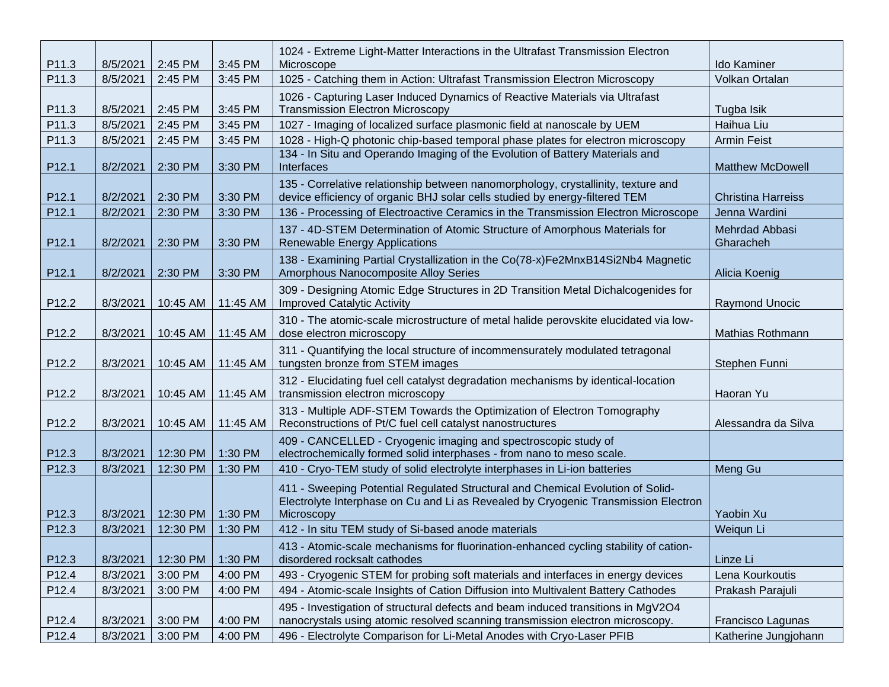| | | | | | |
|---|---|---|---|---|---|
| P11.3 | 8/5/2021 | 2:45 PM | 3:45 PM | 1024 - Extreme Light-Matter Interactions in the Ultrafast Transmission Electron Microscope | Ido Kaminer |
| P11.3 | 8/5/2021 | 2:45 PM | 3:45 PM | 1025 - Catching them in Action: Ultrafast Transmission Electron Microscopy | Volkan Ortalan |
| P11.3 | 8/5/2021 | 2:45 PM | 3:45 PM | 1026 - Capturing Laser Induced Dynamics of Reactive Materials via Ultrafast Transmission Electron Microscopy | Tugba Isik |
| P11.3 | 8/5/2021 | 2:45 PM | 3:45 PM | 1027 - Imaging of localized surface plasmonic field at nanoscale by UEM | Haihua Liu |
| P11.3 | 8/5/2021 | 2:45 PM | 3:45 PM | 1028 - High-Q photonic chip-based temporal phase plates for electron microscopy | Armin Feist |
| P12.1 | 8/2/2021 | 2:30 PM | 3:30 PM | 134 - In Situ and Operando Imaging of the Evolution of Battery Materials and Interfaces | Matthew McDowell |
| P12.1 | 8/2/2021 | 2:30 PM | 3:30 PM | 135 - Correlative relationship between nanomorphology, crystallinity, texture and device efficiency of organic BHJ solar cells studied by energy-filtered TEM | Christina Harreiss |
| P12.1 | 8/2/2021 | 2:30 PM | 3:30 PM | 136 - Processing of Electroactive Ceramics in the Transmission Electron Microscope | Jenna Wardini |
| P12.1 | 8/2/2021 | 2:30 PM | 3:30 PM | 137 - 4D-STEM Determination of Atomic Structure of Amorphous Materials for Renewable Energy Applications | Mehrdad Abbasi Gharacheh |
| P12.1 | 8/2/2021 | 2:30 PM | 3:30 PM | 138 - Examining Partial Crystallization in the Co(78-x)Fe2MnxB14Si2Nb4 Magnetic Amorphous Nanocomposite Alloy Series | Alicia Koenig |
| P12.2 | 8/3/2021 | 10:45 AM | 11:45 AM | 309 - Designing Atomic Edge Structures in 2D Transition Metal Dichalcogenides for Improved Catalytic Activity | Raymond Unocic |
| P12.2 | 8/3/2021 | 10:45 AM | 11:45 AM | 310 - The atomic-scale microstructure of metal halide perovskite elucidated via low-dose electron microscopy | Mathias Rothmann |
| P12.2 | 8/3/2021 | 10:45 AM | 11:45 AM | 311 - Quantifying the local structure of incommensurately modulated tetragonal tungsten bronze from STEM images | Stephen Funni |
| P12.2 | 8/3/2021 | 10:45 AM | 11:45 AM | 312 - Elucidating fuel cell catalyst degradation mechanisms by identical-location transmission electron microscopy | Haoran Yu |
| P12.2 | 8/3/2021 | 10:45 AM | 11:45 AM | 313 - Multiple ADF-STEM Towards the Optimization of Electron Tomography Reconstructions of Pt/C fuel cell catalyst nanostructures | Alessandra da Silva |
| P12.3 | 8/3/2021 | 12:30 PM | 1:30 PM | 409 - CANCELLED - Cryogenic imaging and spectroscopic study of electrochemically formed solid interphases - from nano to meso scale. | |
| P12.3 | 8/3/2021 | 12:30 PM | 1:30 PM | 410 - Cryo-TEM study of solid electrolyte interphases in Li-ion batteries | Meng Gu |
| P12.3 | 8/3/2021 | 12:30 PM | 1:30 PM | 411 - Sweeping Potential Regulated Structural and Chemical Evolution of Solid-Electrolyte Interphase on Cu and Li as Revealed by Cryogenic Transmission Electron Microscopy | Yaobin Xu |
| P12.3 | 8/3/2021 | 12:30 PM | 1:30 PM | 412 - In situ TEM study of Si-based anode materials | Weiqun Li |
| P12.3 | 8/3/2021 | 12:30 PM | 1:30 PM | 413 - Atomic-scale mechanisms for fluorination-enhanced cycling stability of cation-disordered rocksalt cathodes | Linze Li |
| P12.4 | 8/3/2021 | 3:00 PM | 4:00 PM | 493 - Cryogenic STEM for probing soft materials and interfaces in energy devices | Lena Kourkoutis |
| P12.4 | 8/3/2021 | 3:00 PM | 4:00 PM | 494 - Atomic-scale Insights of Cation Diffusion into Multivalent Battery Cathodes | Prakash Parajuli |
| P12.4 | 8/3/2021 | 3:00 PM | 4:00 PM | 495 - Investigation of structural defects and beam induced transitions in MgV2O4 nanocrystals using atomic resolved scanning transmission electron microscopy. | Francisco Lagunas |
| P12.4 | 8/3/2021 | 3:00 PM | 4:00 PM | 496 - Electrolyte Comparison for Li-Metal Anodes with Cryo-Laser PFIB | Katherine Jungjohann |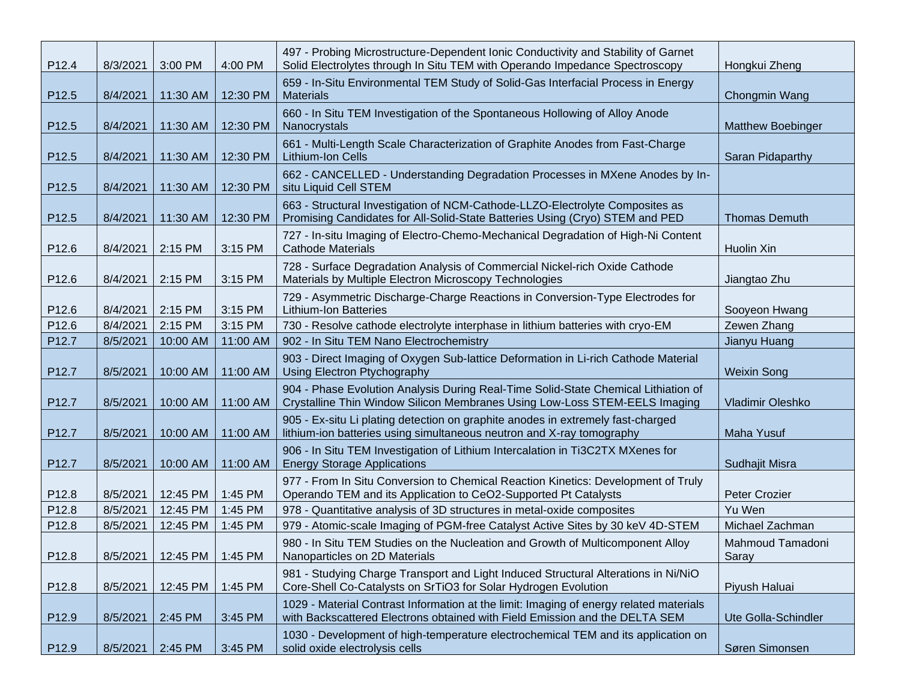| | | | | | |
|---|---|---|---|---|---|
| P12.4 | 8/3/2021 | 3:00 PM | 4:00 PM | 497 - Probing Microstructure-Dependent Ionic Conductivity and Stability of Garnet Solid Electrolytes through In Situ TEM with Operando Impedance Spectroscopy | Hongkui Zheng |
| P12.5 | 8/4/2021 | 11:30 AM | 12:30 PM | 659 - In-Situ Environmental TEM Study of Solid-Gas Interfacial Process in Energy Materials | Chongmin Wang |
| P12.5 | 8/4/2021 | 11:30 AM | 12:30 PM | 660 - In Situ TEM Investigation of the Spontaneous Hollowing of Alloy Anode Nanocrystals | Matthew Boebinger |
| P12.5 | 8/4/2021 | 11:30 AM | 12:30 PM | 661 - Multi-Length Scale Characterization of Graphite Anodes from Fast-Charge Lithium-Ion Cells | Saran Pidaparthy |
| P12.5 | 8/4/2021 | 11:30 AM | 12:30 PM | 662 - CANCELLED - Understanding Degradation Processes in MXene Anodes by In-situ Liquid Cell STEM | |
| P12.5 | 8/4/2021 | 11:30 AM | 12:30 PM | 663 - Structural Investigation of NCM-Cathode-LLZO-Electrolyte Composites as Promising Candidates for All-Solid-State Batteries Using (Cryo) STEM and PED | Thomas Demuth |
| P12.6 | 8/4/2021 | 2:15 PM | 3:15 PM | 727 - In-situ Imaging of Electro-Chemo-Mechanical Degradation of High-Ni Content Cathode Materials | Huolin Xin |
| P12.6 | 8/4/2021 | 2:15 PM | 3:15 PM | 728 - Surface Degradation Analysis of Commercial Nickel-rich Oxide Cathode Materials by Multiple Electron Microscopy Technologies | Jiangtao Zhu |
| P12.6 | 8/4/2021 | 2:15 PM | 3:15 PM | 729 - Asymmetric Discharge-Charge Reactions in Conversion-Type Electrodes for Lithium-Ion Batteries | Sooyeon Hwang |
| P12.6 | 8/4/2021 | 2:15 PM | 3:15 PM | 730 - Resolve cathode electrolyte interphase in lithium batteries with cryo-EM | Zewen Zhang |
| P12.7 | 8/5/2021 | 10:00 AM | 11:00 AM | 902 - In Situ TEM Nano Electrochemistry | Jianyu Huang |
| P12.7 | 8/5/2021 | 10:00 AM | 11:00 AM | 903 - Direct Imaging of Oxygen Sub-lattice Deformation in Li-rich Cathode Material Using Electron Ptychography | Weixin Song |
| P12.7 | 8/5/2021 | 10:00 AM | 11:00 AM | 904 - Phase Evolution Analysis During Real-Time Solid-State Chemical Lithiation of Crystalline Thin Window Silicon Membranes Using Low-Loss STEM-EELS Imaging | Vladimir Oleshko |
| P12.7 | 8/5/2021 | 10:00 AM | 11:00 AM | 905 - Ex-situ Li plating detection on graphite anodes in extremely fast-charged lithium-ion batteries using simultaneous neutron and X-ray tomography | Maha Yusuf |
| P12.7 | 8/5/2021 | 10:00 AM | 11:00 AM | 906 - In Situ TEM Investigation of Lithium Intercalation in Ti3C2TX MXenes for Energy Storage Applications | Sudhajit Misra |
| P12.8 | 8/5/2021 | 12:45 PM | 1:45 PM | 977 - From In Situ Conversion to Chemical Reaction Kinetics: Development of Truly Operando TEM and its Application to CeO2-Supported Pt Catalysts | Peter Crozier |
| P12.8 | 8/5/2021 | 12:45 PM | 1:45 PM | 978 - Quantitative analysis of 3D structures in metal-oxide composites | Yu Wen |
| P12.8 | 8/5/2021 | 12:45 PM | 1:45 PM | 979 - Atomic-scale Imaging of PGM-free Catalyst Active Sites by 30 keV 4D-STEM | Michael Zachman |
| P12.8 | 8/5/2021 | 12:45 PM | 1:45 PM | 980 - In Situ TEM Studies on the Nucleation and Growth of Multicomponent Alloy Nanoparticles on 2D Materials | Mahmoud Tamadoni Saray |
| P12.8 | 8/5/2021 | 12:45 PM | 1:45 PM | 981 - Studying Charge Transport and Light Induced Structural Alterations in Ni/NiO Core-Shell Co-Catalysts on SrTiO3 for Solar Hydrogen Evolution | Piyush Haluai |
| P12.9 | 8/5/2021 | 2:45 PM | 3:45 PM | 1029 - Material Contrast Information at the limit: Imaging of energy related materials with Backscattered Electrons obtained with Field Emission and the DELTA SEM | Ute Golla-Schindler |
| P12.9 | 8/5/2021 | 2:45 PM | 3:45 PM | 1030 - Development of high-temperature electrochemical TEM and its application on solid oxide electrolysis cells | Søren Simonsen |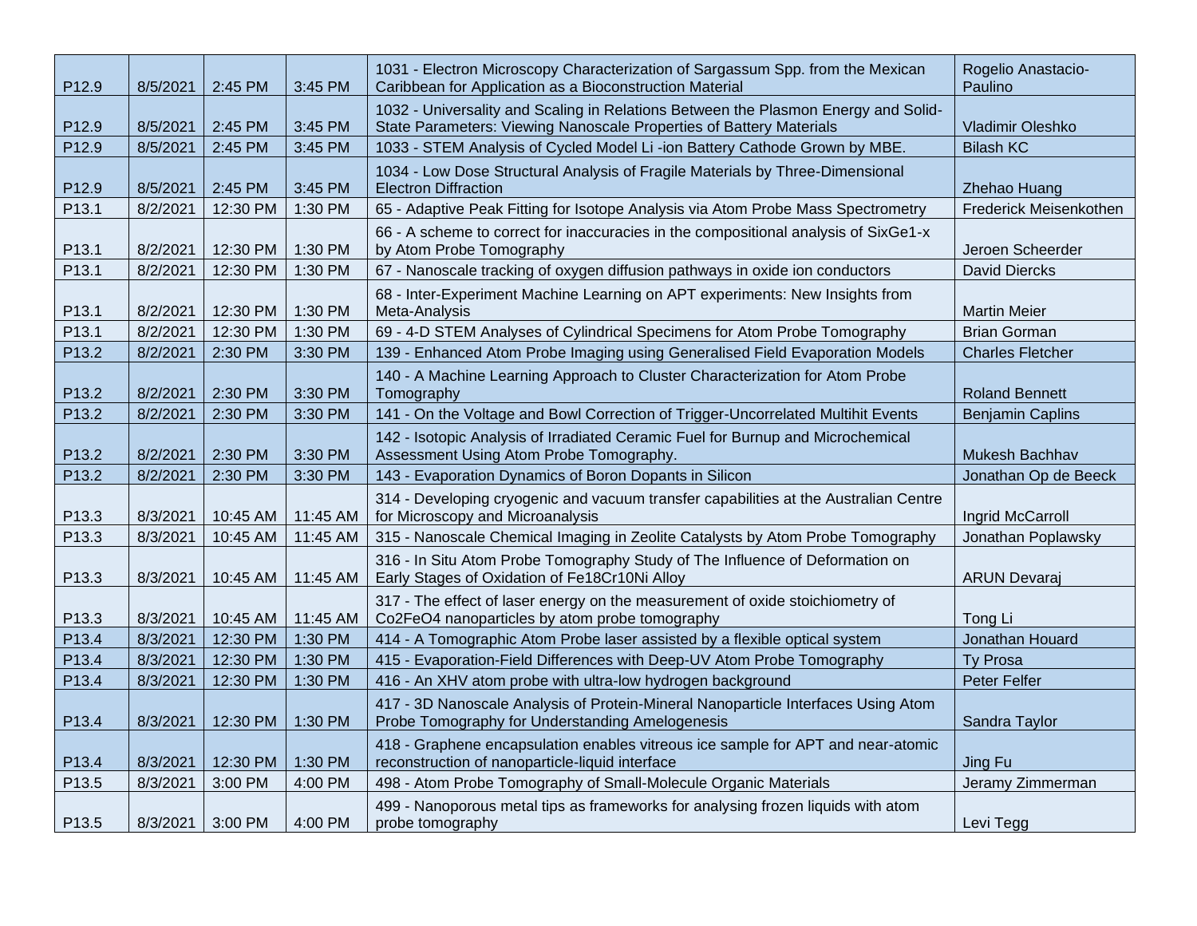| P12.9 | 8/5/2021 | 2:45 PM | 3:45 PM | 1031 - Electron Microscopy Characterization of Sargassum Spp. from the Mexican Caribbean for Application as a Bioconstruction Material | Rogelio Anastacio-Paulino |
|---|---|---|---|---|---|
| P12.9 | 8/5/2021 | 2:45 PM | 3:45 PM | 1032 - Universality and Scaling in Relations Between the Plasmon Energy and Solid-State Parameters: Viewing Nanoscale Properties of Battery Materials | Vladimir Oleshko |
| P12.9 | 8/5/2021 | 2:45 PM | 3:45 PM | 1033 - STEM Analysis of Cycled Model Li -ion Battery Cathode Grown by MBE. | Bilash KC |
| P12.9 | 8/5/2021 | 2:45 PM | 3:45 PM | 1034 - Low Dose Structural Analysis of Fragile Materials by Three-Dimensional Electron Diffraction | Zhehao Huang |
| P13.1 | 8/2/2021 | 12:30 PM | 1:30 PM | 65 - Adaptive Peak Fitting for Isotope Analysis via Atom Probe Mass Spectrometry | Frederick Meisenkothen |
| P13.1 | 8/2/2021 | 12:30 PM | 1:30 PM | 66 - A scheme to correct for inaccuracies in the compositional analysis of SixGe1-x by Atom Probe Tomography | Jeroen Scheerder |
| P13.1 | 8/2/2021 | 12:30 PM | 1:30 PM | 67 - Nanoscale tracking of oxygen diffusion pathways in oxide ion conductors | David Diercks |
| P13.1 | 8/2/2021 | 12:30 PM | 1:30 PM | 68 - Inter-Experiment Machine Learning on APT experiments: New Insights from Meta-Analysis | Martin Meier |
| P13.1 | 8/2/2021 | 12:30 PM | 1:30 PM | 69 - 4-D STEM Analyses of Cylindrical Specimens for Atom Probe Tomography | Brian Gorman |
| P13.2 | 8/2/2021 | 2:30 PM | 3:30 PM | 139 - Enhanced Atom Probe Imaging using Generalised Field Evaporation Models | Charles Fletcher |
| P13.2 | 8/2/2021 | 2:30 PM | 3:30 PM | 140 - A Machine Learning Approach to Cluster Characterization for Atom Probe Tomography | Roland Bennett |
| P13.2 | 8/2/2021 | 2:30 PM | 3:30 PM | 141 - On the Voltage and Bowl Correction of Trigger-Uncorrelated Multihit Events | Benjamin Caplins |
| P13.2 | 8/2/2021 | 2:30 PM | 3:30 PM | 142 - Isotopic Analysis of Irradiated Ceramic Fuel for Burnup and Microchemical Assessment Using Atom Probe Tomography. | Mukesh Bachhav |
| P13.2 | 8/2/2021 | 2:30 PM | 3:30 PM | 143 - Evaporation Dynamics of Boron Dopants in Silicon | Jonathan Op de Beeck |
| P13.3 | 8/3/2021 | 10:45 AM | 11:45 AM | 314 - Developing cryogenic and vacuum transfer capabilities at the Australian Centre for Microscopy and Microanalysis | Ingrid McCarroll |
| P13.3 | 8/3/2021 | 10:45 AM | 11:45 AM | 315 - Nanoscale Chemical Imaging in Zeolite Catalysts by Atom Probe Tomography | Jonathan Poplawsky |
| P13.3 | 8/3/2021 | 10:45 AM | 11:45 AM | 316 - In Situ Atom Probe Tomography Study of The Influence of Deformation on Early Stages of Oxidation of Fe18Cr10Ni Alloy | ARUN Devaraj |
| P13.3 | 8/3/2021 | 10:45 AM | 11:45 AM | 317 - The effect of laser energy on the measurement of oxide stoichiometry of Co2FeO4 nanoparticles by atom probe tomography | Tong Li |
| P13.4 | 8/3/2021 | 12:30 PM | 1:30 PM | 414 - A Tomographic Atom Probe laser assisted by a flexible optical system | Jonathan Houard |
| P13.4 | 8/3/2021 | 12:30 PM | 1:30 PM | 415 - Evaporation-Field Differences with Deep-UV Atom Probe Tomography | Ty Prosa |
| P13.4 | 8/3/2021 | 12:30 PM | 1:30 PM | 416 - An XHV atom probe with ultra-low hydrogen background | Peter Felfer |
| P13.4 | 8/3/2021 | 12:30 PM | 1:30 PM | 417 - 3D Nanoscale Analysis of Protein-Mineral Nanoparticle Interfaces Using Atom Probe Tomography for Understanding Amelogenesis | Sandra Taylor |
| P13.4 | 8/3/2021 | 12:30 PM | 1:30 PM | 418 - Graphene encapsulation enables vitreous ice sample for APT and near-atomic reconstruction of nanoparticle-liquid interface | Jing Fu |
| P13.5 | 8/3/2021 | 3:00 PM | 4:00 PM | 498 - Atom Probe Tomography of Small-Molecule Organic Materials | Jeramy Zimmerman |
| P13.5 | 8/3/2021 | 3:00 PM | 4:00 PM | 499 - Nanoporous metal tips as frameworks for analysing frozen liquids with atom probe tomography | Levi Tegg |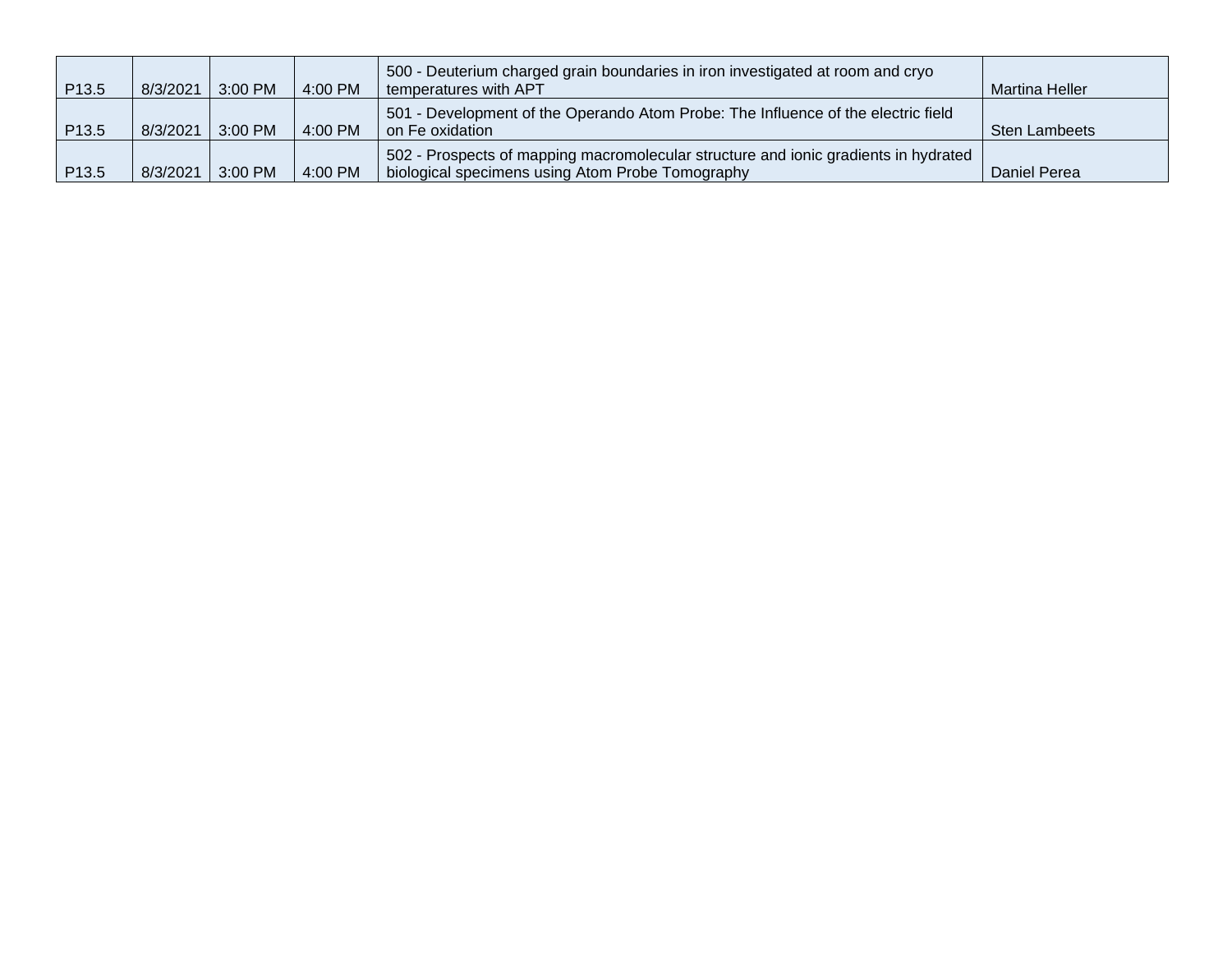| | | | | | |
|---|---|---|---|---|---|
| P13.5 | 8/3/2021 | 3:00 PM | 4:00 PM | 500 - Deuterium charged grain boundaries in iron investigated at room and cryo temperatures with APT | Martina Heller |
| P13.5 | 8/3/2021 | 3:00 PM | 4:00 PM | 501 - Development of the Operando Atom Probe: The Influence of the electric field on Fe oxidation | Sten Lambeets |
| P13.5 | 8/3/2021 | 3:00 PM | 4:00 PM | 502 - Prospects of mapping macromolecular structure and ionic gradients in hydrated biological specimens using Atom Probe Tomography | Daniel Perea |